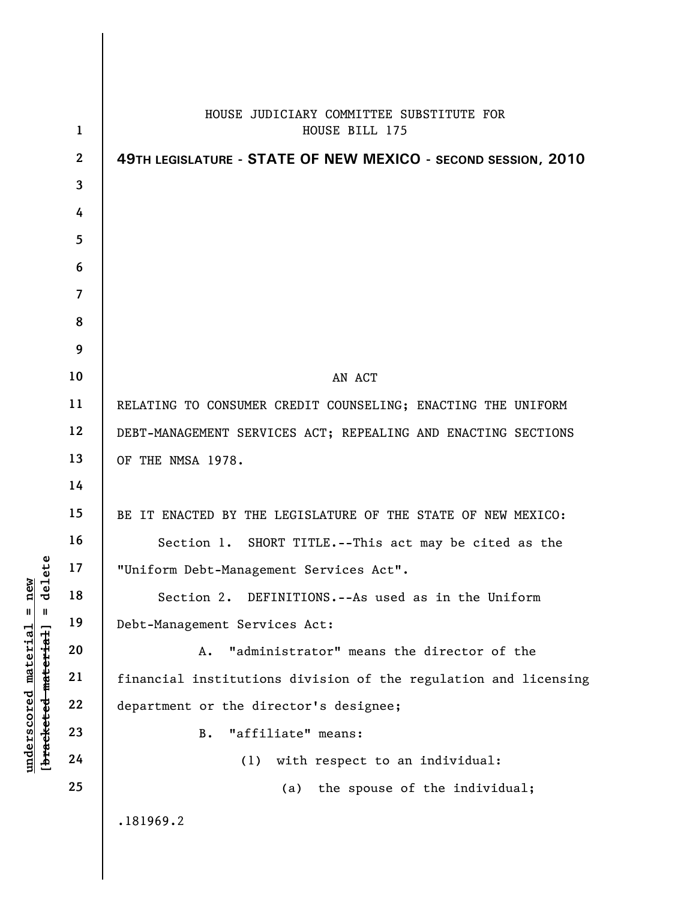HOUSE JUDICIARY COMMITTEE SUBSTITUTE FOR
HOUSE BILL 175

**49TH LEGISLATURE - STATE OF NEW MEXICO - SECOND SESSION, 2010**

AN ACT

RELATING TO CONSUMER CREDIT COUNSELING; ENACTING THE UNIFORM DEBT-MANAGEMENT SERVICES ACT; REPEALING AND ENACTING SECTIONS OF THE NMSA 1978.

BE IT ENACTED BY THE LEGISLATURE OF THE STATE OF NEW MEXICO:

Section 1. SHORT TITLE.--This act may be cited as the "Uniform Debt-Management Services Act".

Section 2. DEFINITIONS.--As used as in the Uniform Debt-Management Services Act:

A. "administrator" means the director of the financial institutions division of the regulation and licensing department or the director's designee;

B. "affiliate" means:

(1) with respect to an individual:

(a) the spouse of the individual;

.181969.2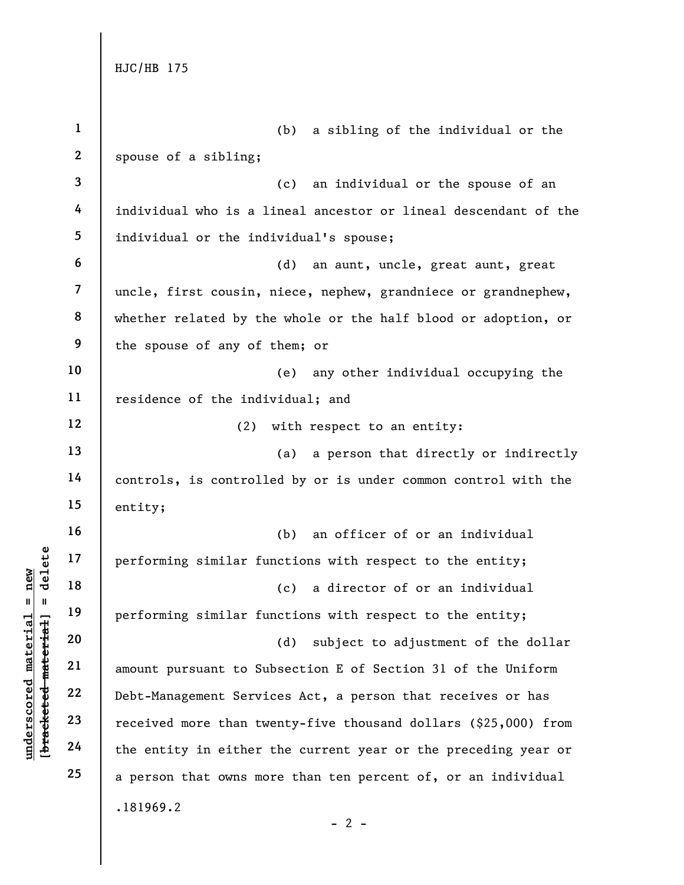(b) a sibling of the individual or the spouse of a sibling;

(c) an individual or the spouse of an individual who is a lineal ancestor or lineal descendant of the individual or the individual's spouse;

(d) an aunt, uncle, great aunt, great uncle, first cousin, niece, nephew, grandniece or grandnephew, whether related by the whole or the half blood or adoption, or the spouse of any of them; or

(e) any other individual occupying the residence of the individual; and

(2) with respect to an entity:

(a) a person that directly or indirectly controls, is controlled by or is under common control with the entity;

(b) an officer of or an individual performing similar functions with respect to the entity;

(c) a director of or an individual performing similar functions with respect to the entity;

(d) subject to adjustment of the dollar amount pursuant to Subsection E of Section 31 of the Uniform Debt-Management Services Act, a person that receives or has received more than twenty-five thousand dollars ($25,000) from the entity in either the current year or the preceding year or a person that owns more than ten percent of, or an individual

.181969.2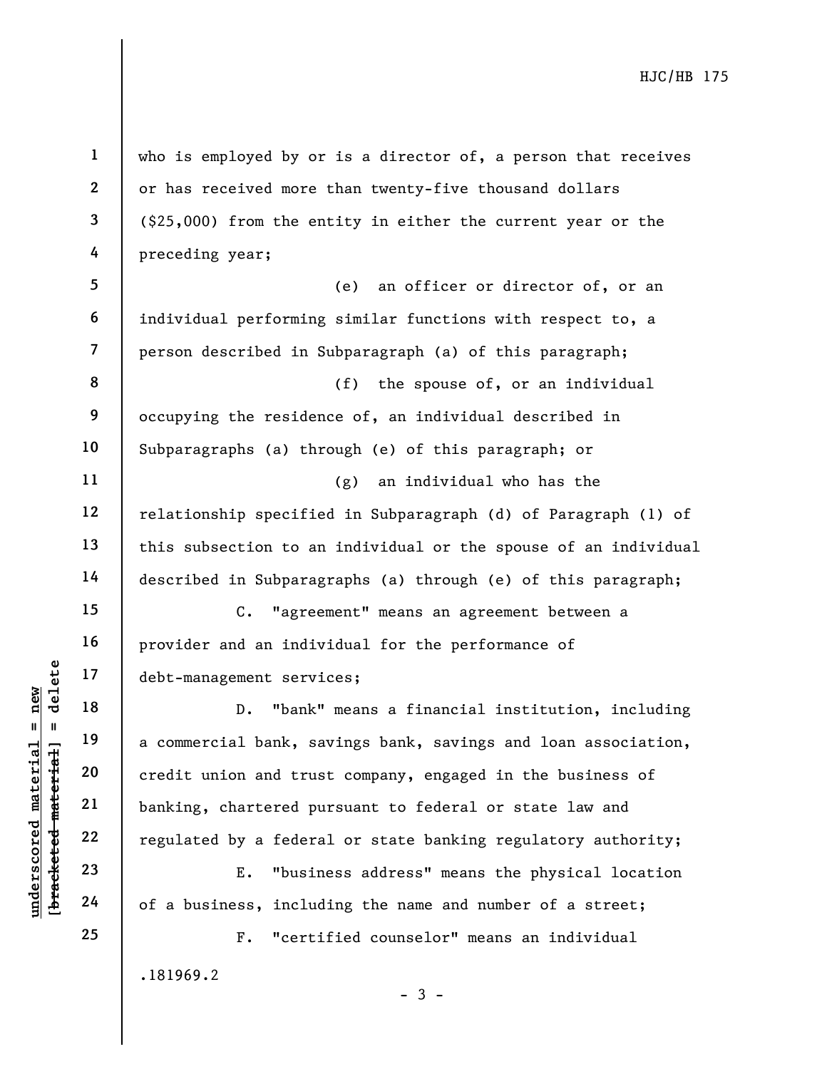who is employed by or is a director of, a person that receives or has received more than twenty-five thousand dollars ($25,000) from the entity in either the current year or the preceding year;

(e) an officer or director of, or an individual performing similar functions with respect to, a person described in Subparagraph (a) of this paragraph;

(f) the spouse of, or an individual occupying the residence of, an individual described in Subparagraphs (a) through (e) of this paragraph; or

(g) an individual who has the relationship specified in Subparagraph (d) of Paragraph (1) of this subsection to an individual or the spouse of an individual described in Subparagraphs (a) through (e) of this paragraph;

C. "agreement" means an agreement between a provider and an individual for the performance of debt-management services;

D. "bank" means a financial institution, including a commercial bank, savings bank, savings and loan association, credit union and trust company, engaged in the business of banking, chartered pursuant to federal or state law and regulated by a federal or state banking regulatory authority;

E. "business address" means the physical location of a business, including the name and number of a street;

F. "certified counselor" means an individual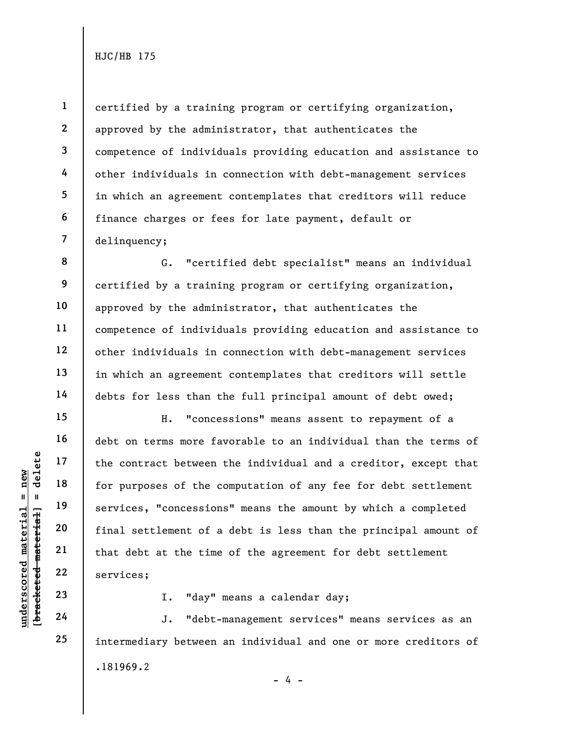certified by a training program or certifying organization, approved by the administrator, that authenticates the competence of individuals providing education and assistance to other individuals in connection with debt-management services in which an agreement contemplates that creditors will reduce finance charges or fees for late payment, default or delinquency;

G. "certified debt specialist" means an individual certified by a training program or certifying organization, approved by the administrator, that authenticates the competence of individuals providing education and assistance to other individuals in connection with debt-management services in which an agreement contemplates that creditors will settle debts for less than the full principal amount of debt owed;

H. "concessions" means assent to repayment of a debt on terms more favorable to an individual than the terms of the contract between the individual and a creditor, except that for purposes of the computation of any fee for debt settlement services, "concessions" means the amount by which a completed final settlement of a debt is less than the principal amount of that debt at the time of the agreement for debt settlement services;

I. "day" means a calendar day;

J. "debt-management services" means services as an intermediary between an individual and one or more creditors of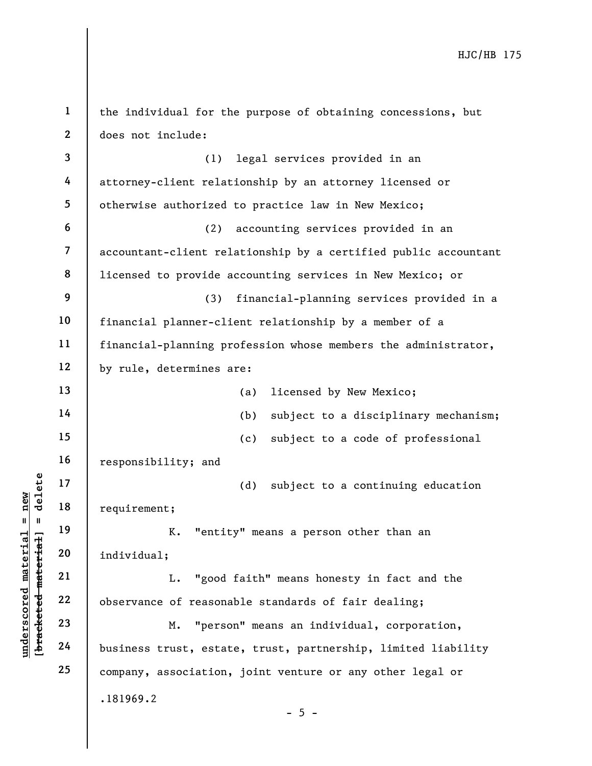the individual for the purpose of obtaining concessions, but does not include:

(1) legal services provided in an attorney-client relationship by an attorney licensed or otherwise authorized to practice law in New Mexico;

(2) accounting services provided in an accountant-client relationship by a certified public accountant licensed to provide accounting services in New Mexico; or

(3) financial-planning services provided in a financial planner-client relationship by a member of a financial-planning profession whose members the administrator, by rule, determines are:

(a) licensed by New Mexico;

(b) subject to a disciplinary mechanism;

(c) subject to a code of professional responsibility; and

(d) subject to a continuing education requirement;

K. "entity" means a person other than an individual;

L. "good faith" means honesty in fact and the observance of reasonable standards of fair dealing;

M. "person" means an individual, corporation, business trust, estate, trust, partnership, limited liability company, association, joint venture or any other legal or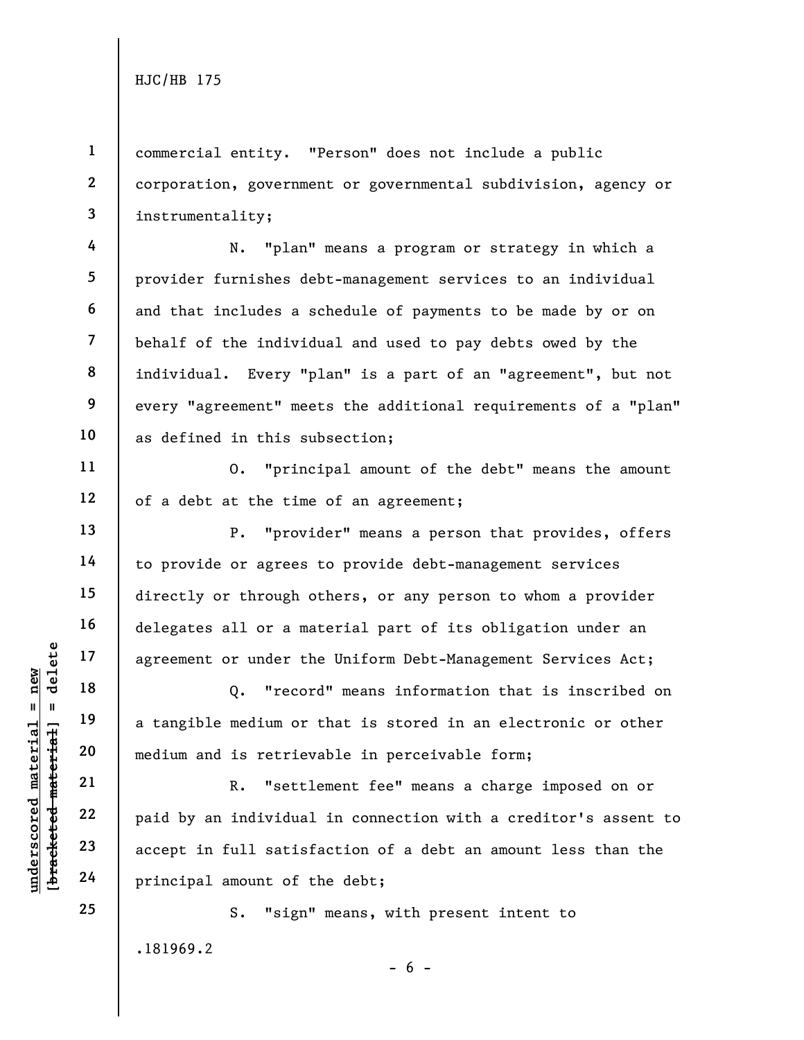commercial entity. "Person" does not include a public corporation, government or governmental subdivision, agency or instrumentality;

N. "plan" means a program or strategy in which a provider furnishes debt-management services to an individual and that includes a schedule of payments to be made by or on behalf of the individual and used to pay debts owed by the individual. Every "plan" is a part of an "agreement", but not every "agreement" meets the additional requirements of a "plan" as defined in this subsection;

O. "principal amount of the debt" means the amount of a debt at the time of an agreement;

P. "provider" means a person that provides, offers to provide or agrees to provide debt-management services directly or through others, or any person to whom a provider delegates all or a material part of its obligation under an agreement or under the Uniform Debt-Management Services Act;

Q. "record" means information that is inscribed on a tangible medium or that is stored in an electronic or other medium and is retrievable in perceivable form;

R. "settlement fee" means a charge imposed on or paid by an individual in connection with a creditor's assent to accept in full satisfaction of a debt an amount less than the principal amount of the debt;

S. "sign" means, with present intent to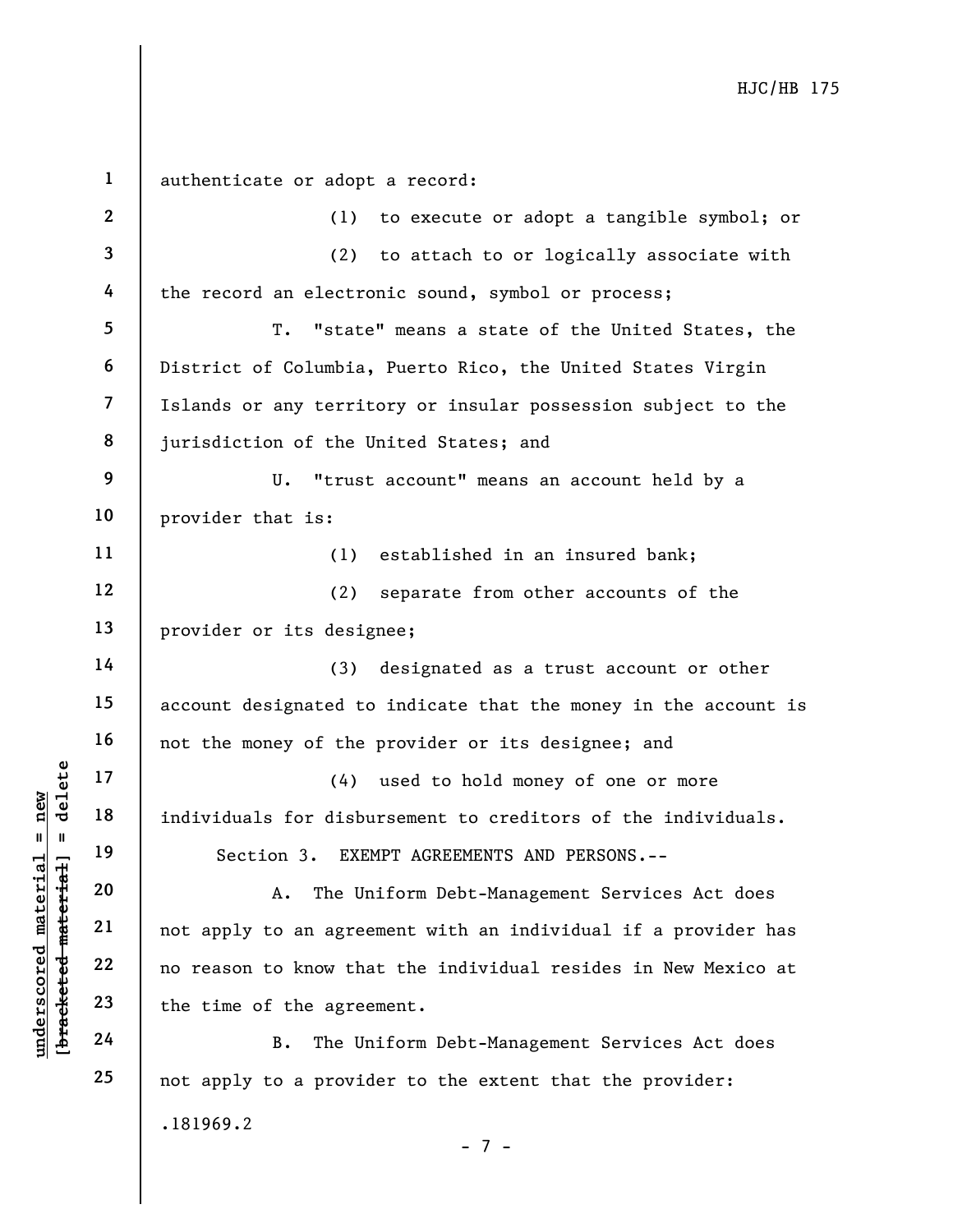authenticate or adopt a record:

(1) to execute or adopt a tangible symbol; or

(2) to attach to or logically associate with the record an electronic sound, symbol or process;

T. "state" means a state of the United States, the District of Columbia, Puerto Rico, the United States Virgin Islands or any territory or insular possession subject to the jurisdiction of the United States; and

U. "trust account" means an account held by a provider that is:

(1) established in an insured bank;

(2) separate from other accounts of the provider or its designee;

(3) designated as a trust account or other account designated to indicate that the money in the account is not the money of the provider or its designee; and

(4) used to hold money of one or more individuals for disbursement to creditors of the individuals.

Section 3. EXEMPT AGREEMENTS AND PERSONS.--

A. The Uniform Debt-Management Services Act does not apply to an agreement with an individual if a provider has no reason to know that the individual resides in New Mexico at the time of the agreement.

B. The Uniform Debt-Management Services Act does not apply to a provider to the extent that the provider: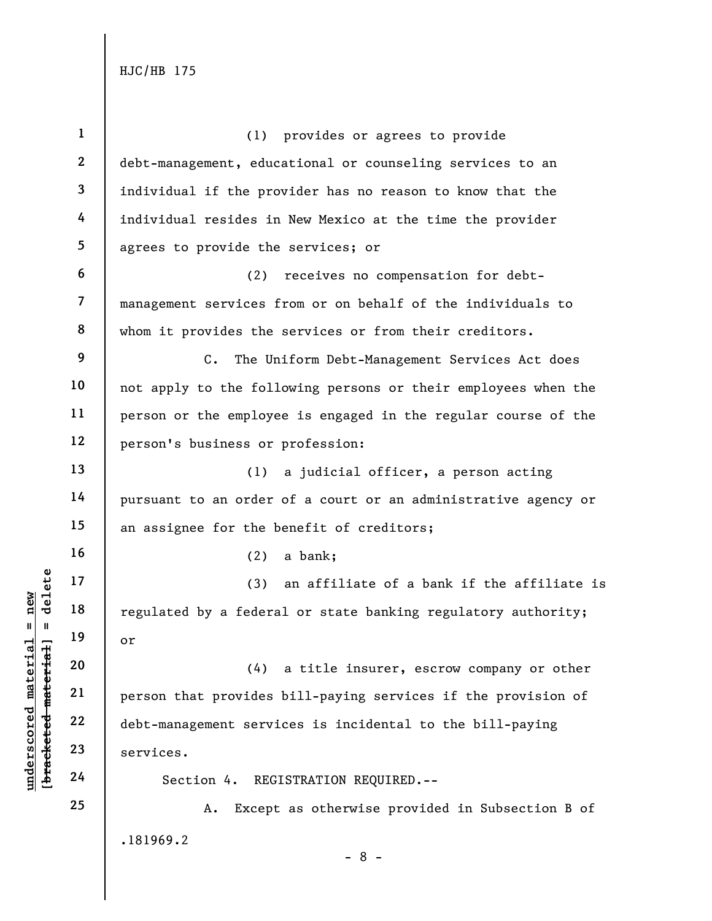(1) provides or agrees to provide debt-management, educational or counseling services to an individual if the provider has no reason to know that the individual resides in New Mexico at the time the provider agrees to provide the services; or

(2) receives no compensation for debt-management services from or on behalf of the individuals to whom it provides the services or from their creditors.

C. The Uniform Debt-Management Services Act does not apply to the following persons or their employees when the person or the employee is engaged in the regular course of the person's business or profession:

(1) a judicial officer, a person acting pursuant to an order of a court or an administrative agency or an assignee for the benefit of creditors;

(2) a bank;

(3) an affiliate of a bank if the affiliate is regulated by a federal or state banking regulatory authority; or

(4) a title insurer, escrow company or other person that provides bill-paying services if the provision of debt-management services is incidental to the bill-paying services.

Section 4. REGISTRATION REQUIRED.--

A. Except as otherwise provided in Subsection B of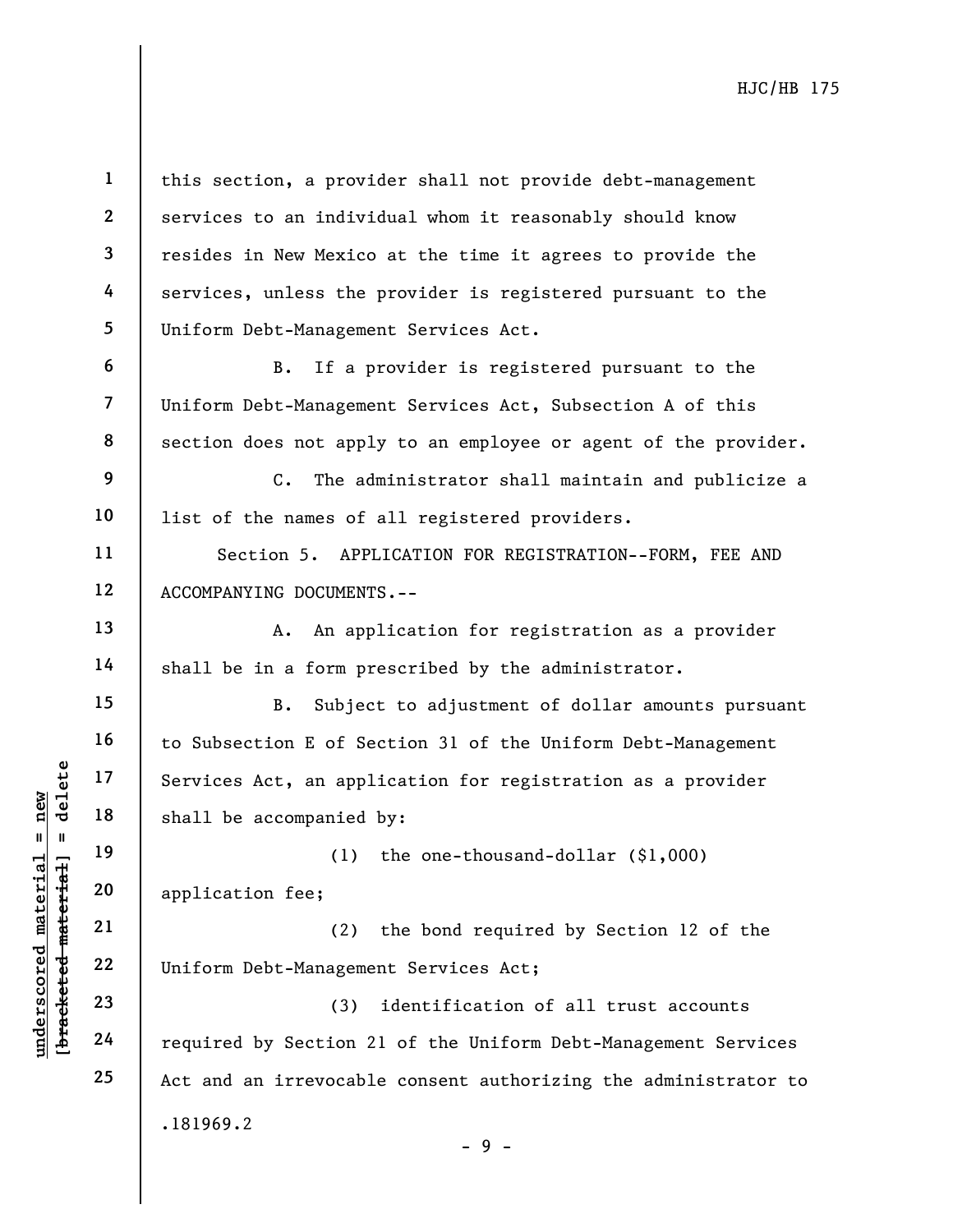this section, a provider shall not provide debt-management services to an individual whom it reasonably should know resides in New Mexico at the time it agrees to provide the services, unless the provider is registered pursuant to the Uniform Debt-Management Services Act.

B. If a provider is registered pursuant to the Uniform Debt-Management Services Act, Subsection A of this section does not apply to an employee or agent of the provider.

C. The administrator shall maintain and publicize a list of the names of all registered providers.

Section 5. APPLICATION FOR REGISTRATION--FORM, FEE AND ACCOMPANYING DOCUMENTS.--

A. An application for registration as a provider shall be in a form prescribed by the administrator.

B. Subject to adjustment of dollar amounts pursuant to Subsection E of Section 31 of the Uniform Debt-Management Services Act, an application for registration as a provider shall be accompanied by:

(1) the one-thousand-dollar ($1,000) application fee;

(2) the bond required by Section 12 of the Uniform Debt-Management Services Act;

(3) identification of all trust accounts required by Section 21 of the Uniform Debt-Management Services Act and an irrevocable consent authorizing the administrator to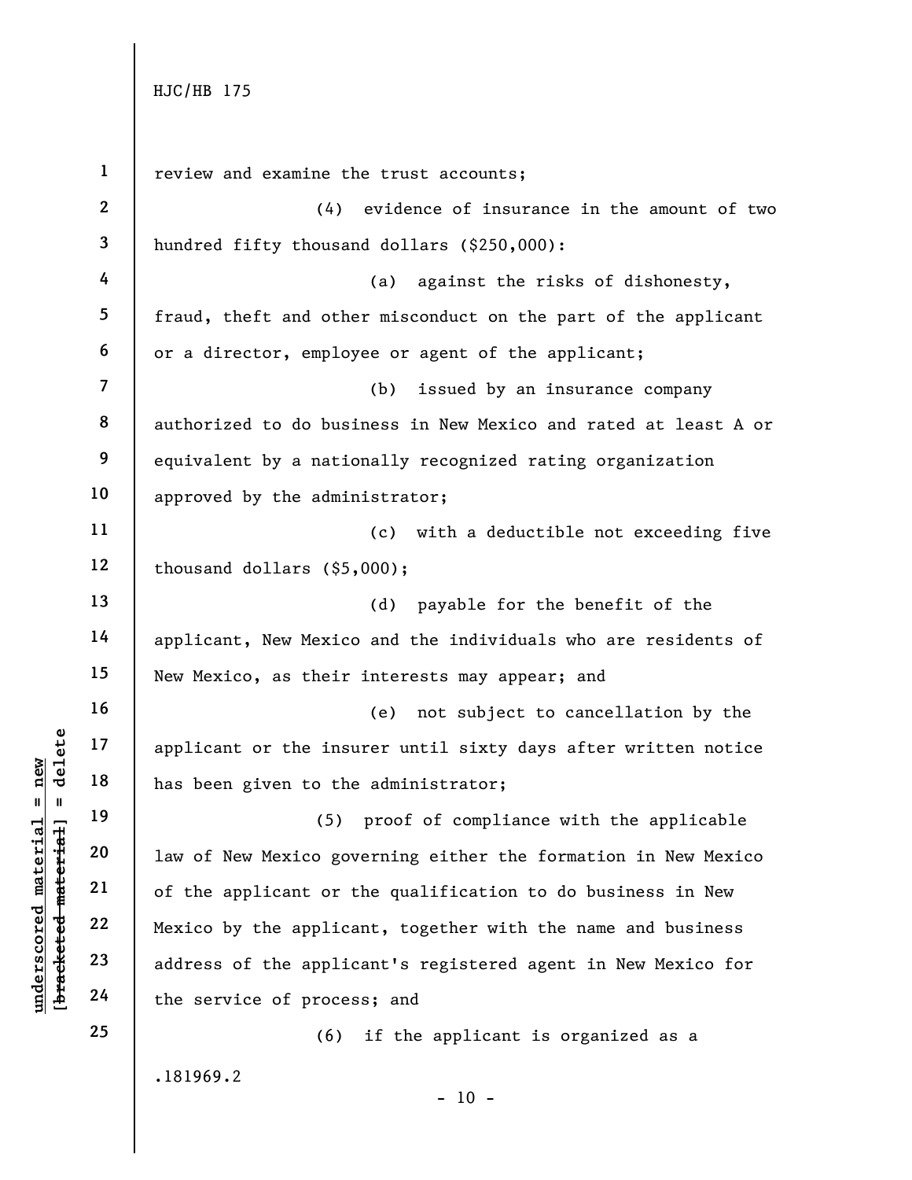review and examine the trust accounts;

(4) evidence of insurance in the amount of two hundred fifty thousand dollars ($250,000):

(a) against the risks of dishonesty, fraud, theft and other misconduct on the part of the applicant or a director, employee or agent of the applicant;

(b) issued by an insurance company authorized to do business in New Mexico and rated at least A or equivalent by a nationally recognized rating organization approved by the administrator;

(c) with a deductible not exceeding five thousand dollars ($5,000);

(d) payable for the benefit of the applicant, New Mexico and the individuals who are residents of New Mexico, as their interests may appear; and

(e) not subject to cancellation by the applicant or the insurer until sixty days after written notice has been given to the administrator;

(5) proof of compliance with the applicable law of New Mexico governing either the formation in New Mexico of the applicant or the qualification to do business in New Mexico by the applicant, together with the name and business address of the applicant's registered agent in New Mexico for the service of process; and

(6) if the applicant is organized as a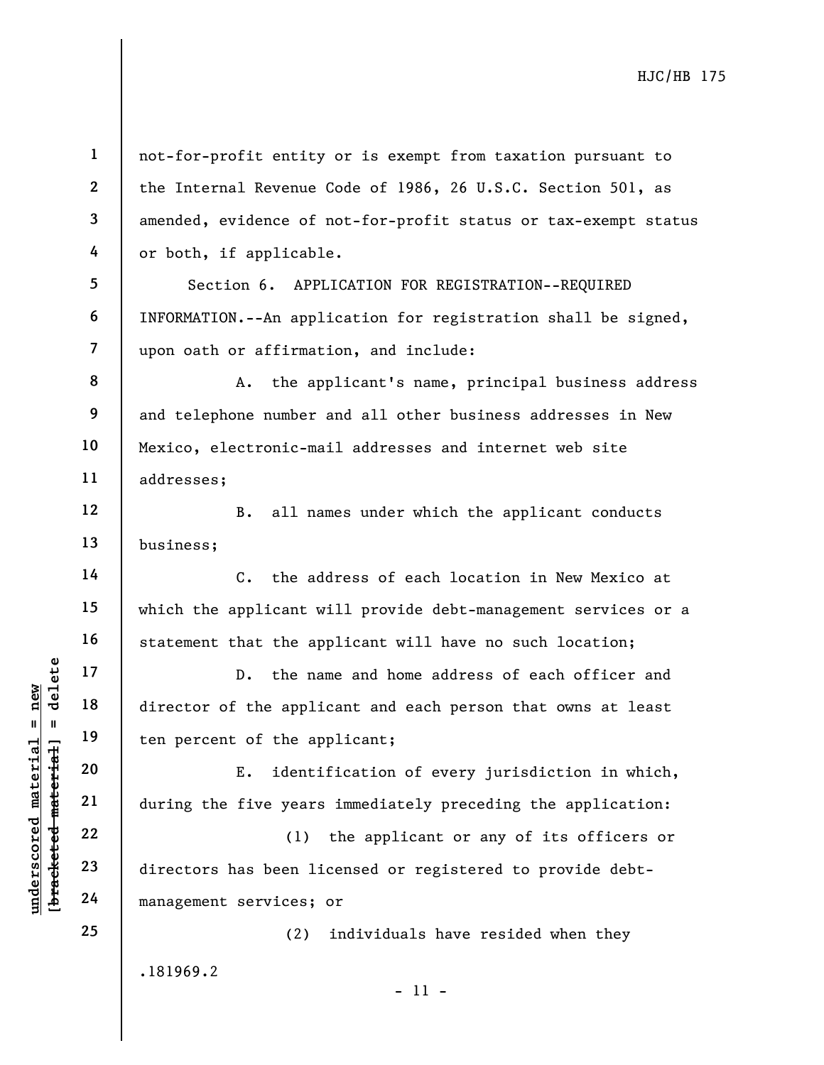not-for-profit entity or is exempt from taxation pursuant to the Internal Revenue Code of 1986, 26 U.S.C. Section 501, as amended, evidence of not-for-profit status or tax-exempt status or both, if applicable.

Section 6. APPLICATION FOR REGISTRATION--REQUIRED INFORMATION.--An application for registration shall be signed, upon oath or affirmation, and include:

A. the applicant's name, principal business address and telephone number and all other business addresses in New Mexico, electronic-mail addresses and internet web site addresses;

B. all names under which the applicant conducts business;

C. the address of each location in New Mexico at which the applicant will provide debt-management services or a statement that the applicant will have no such location;

D. the name and home address of each officer and director of the applicant and each person that owns at least ten percent of the applicant;

E. identification of every jurisdiction in which, during the five years immediately preceding the application:

(1) the applicant or any of its officers or directors has been licensed or registered to provide debt-management services; or

(2) individuals have resided when they

.181969.2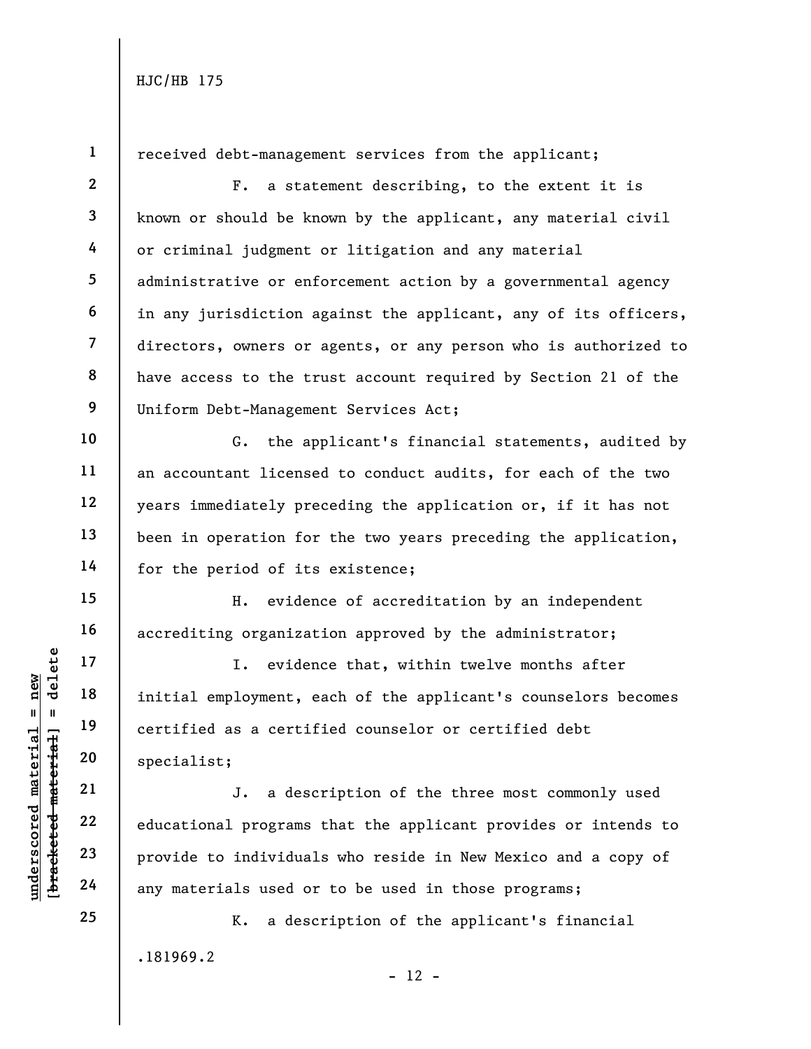received debt-management services from the applicant;

F. a statement describing, to the extent it is known or should be known by the applicant, any material civil or criminal judgment or litigation and any material administrative or enforcement action by a governmental agency in any jurisdiction against the applicant, any of its officers, directors, owners or agents, or any person who is authorized to have access to the trust account required by Section 21 of the Uniform Debt-Management Services Act;

G. the applicant's financial statements, audited by an accountant licensed to conduct audits, for each of the two years immediately preceding the application or, if it has not been in operation for the two years preceding the application, for the period of its existence;

H. evidence of accreditation by an independent accrediting organization approved by the administrator;

I. evidence that, within twelve months after initial employment, each of the applicant's counselors becomes certified as a certified counselor or certified debt specialist;

J. a description of the three most commonly used educational programs that the applicant provides or intends to provide to individuals who reside in New Mexico and a copy of any materials used or to be used in those programs;

K. a description of the applicant's financial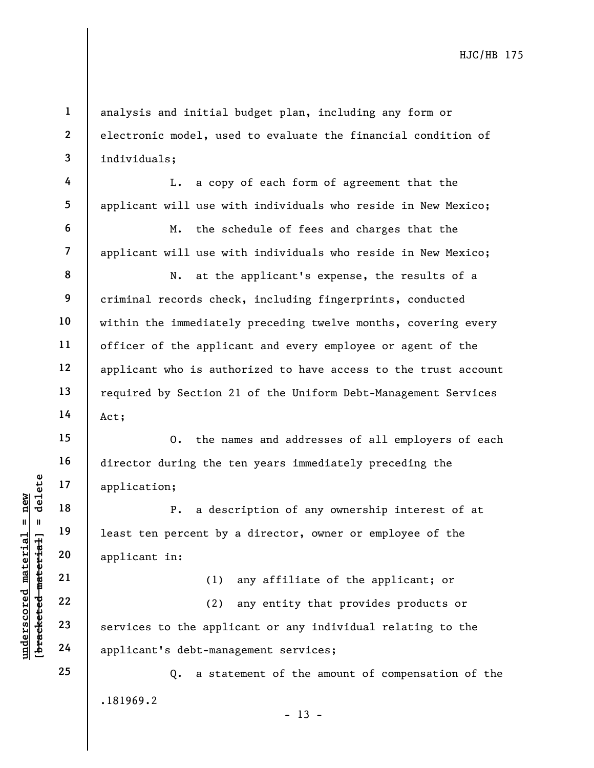analysis and initial budget plan, including any form or electronic model, used to evaluate the financial condition of individuals;

L. a copy of each form of agreement that the applicant will use with individuals who reside in New Mexico;

M. the schedule of fees and charges that the applicant will use with individuals who reside in New Mexico;

N. at the applicant's expense, the results of a criminal records check, including fingerprints, conducted within the immediately preceding twelve months, covering every officer of the applicant and every employee or agent of the applicant who is authorized to have access to the trust account required by Section 21 of the Uniform Debt-Management Services Act;

O. the names and addresses of all employers of each director during the ten years immediately preceding the application;

P. a description of any ownership interest of at least ten percent by a director, owner or employee of the applicant in:

(1) any affiliate of the applicant; or

(2) any entity that provides products or services to the applicant or any individual relating to the applicant's debt-management services;

Q. a statement of the amount of compensation of the

.181969.2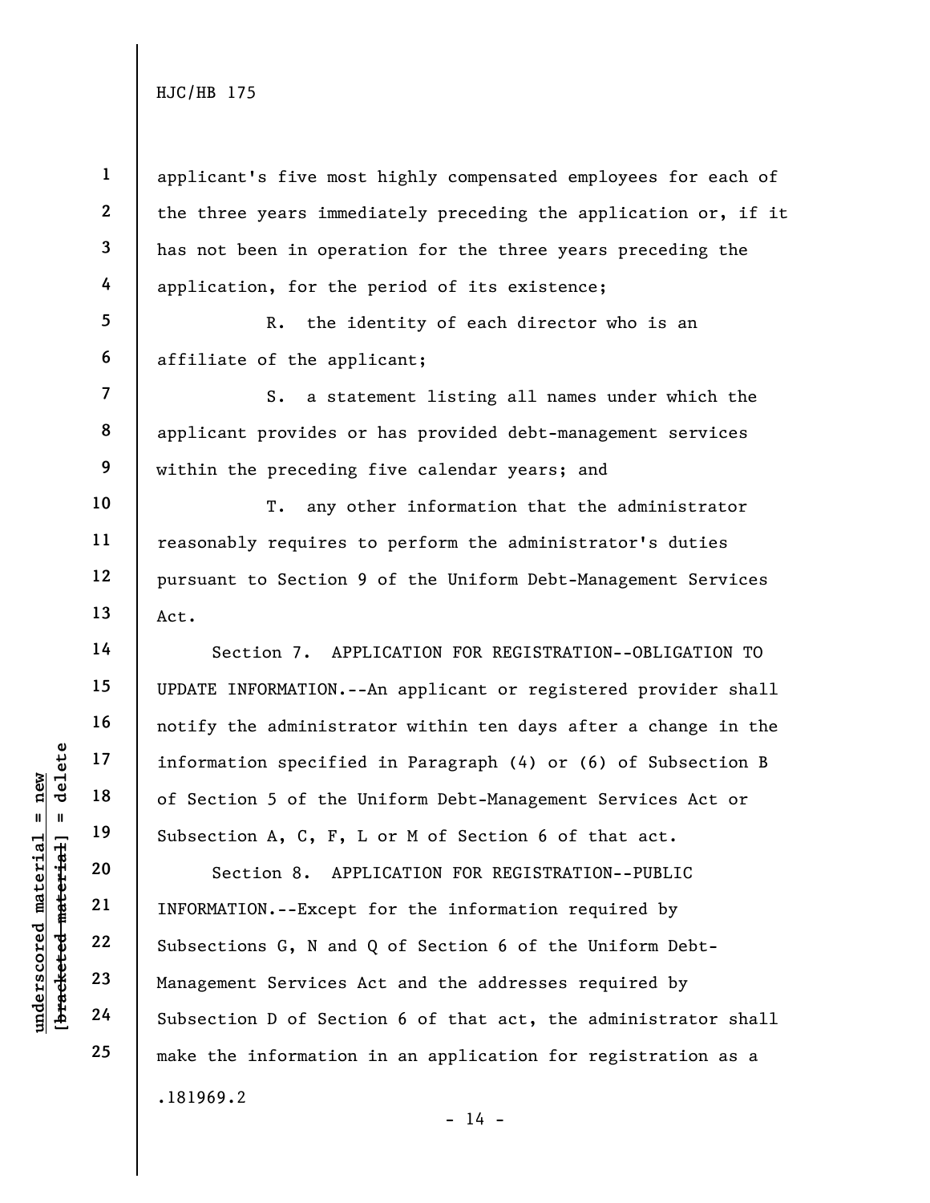applicant's five most highly compensated employees for each of the three years immediately preceding the application or, if it has not been in operation for the three years preceding the application, for the period of its existence;

R. the identity of each director who is an affiliate of the applicant;

S. a statement listing all names under which the applicant provides or has provided debt-management services within the preceding five calendar years; and

T. any other information that the administrator reasonably requires to perform the administrator's duties pursuant to Section 9 of the Uniform Debt-Management Services Act.

Section 7. APPLICATION FOR REGISTRATION--OBLIGATION TO UPDATE INFORMATION.--An applicant or registered provider shall notify the administrator within ten days after a change in the information specified in Paragraph (4) or (6) of Subsection B of Section 5 of the Uniform Debt-Management Services Act or Subsection A, C, F, L or M of Section 6 of that act.

Section 8. APPLICATION FOR REGISTRATION--PUBLIC INFORMATION.--Except for the information required by Subsections G, N and Q of Section 6 of the Uniform Debt-Management Services Act and the addresses required by Subsection D of Section 6 of that act, the administrator shall make the information in an application for registration as a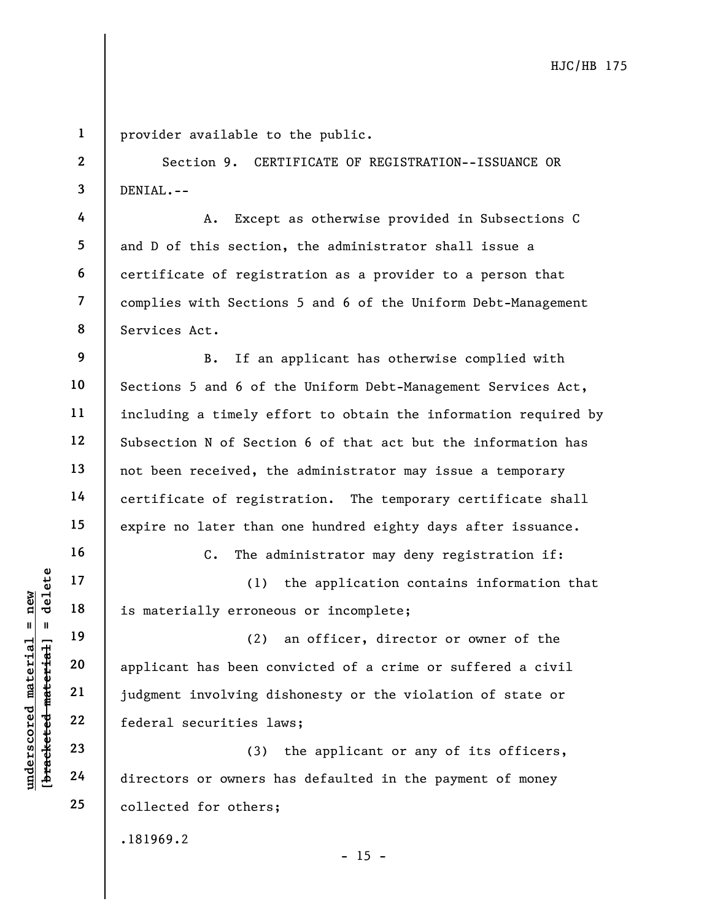provider available to the public.

Section 9. CERTIFICATE OF REGISTRATION--ISSUANCE OR DENIAL.--

A. Except as otherwise provided in Subsections C and D of this section, the administrator shall issue a certificate of registration as a provider to a person that complies with Sections 5 and 6 of the Uniform Debt-Management Services Act.

B. If an applicant has otherwise complied with Sections 5 and 6 of the Uniform Debt-Management Services Act, including a timely effort to obtain the information required by Subsection N of Section 6 of that act but the information has not been received, the administrator may issue a temporary certificate of registration. The temporary certificate shall expire no later than one hundred eighty days after issuance.

C. The administrator may deny registration if:

(1) the application contains information that is materially erroneous or incomplete;

(2) an officer, director or owner of the applicant has been convicted of a crime or suffered a civil judgment involving dishonesty or the violation of state or federal securities laws;

(3) the applicant or any of its officers, directors or owners has defaulted in the payment of money collected for others;

.181969.2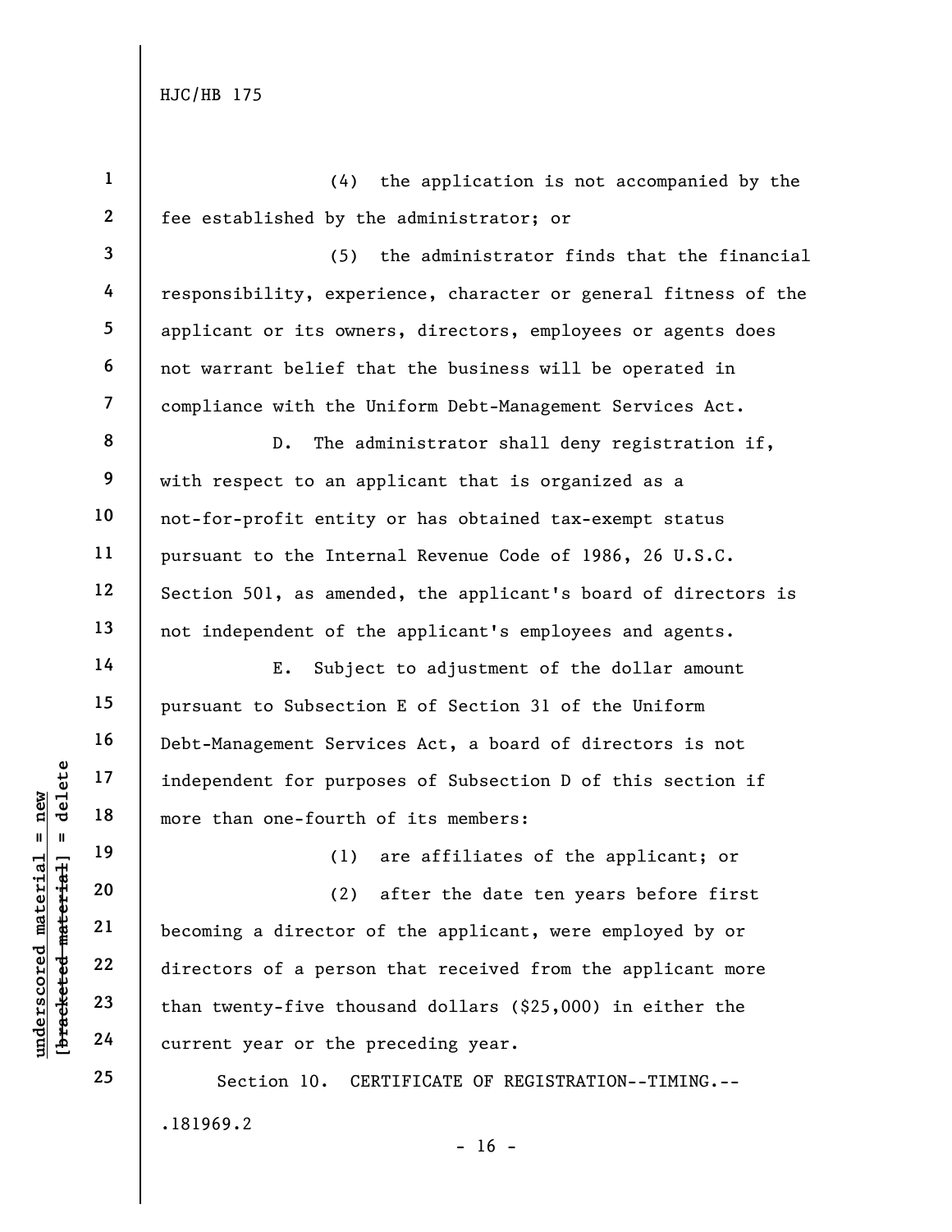(4) the application is not accompanied by the fee established by the administrator; or

(5) the administrator finds that the financial responsibility, experience, character or general fitness of the applicant or its owners, directors, employees or agents does not warrant belief that the business will be operated in compliance with the Uniform Debt-Management Services Act.

D. The administrator shall deny registration if, with respect to an applicant that is organized as a not-for-profit entity or has obtained tax-exempt status pursuant to the Internal Revenue Code of 1986, 26 U.S.C. Section 501, as amended, the applicant's board of directors is not independent of the applicant's employees and agents.

E. Subject to adjustment of the dollar amount pursuant to Subsection E of Section 31 of the Uniform Debt-Management Services Act, a board of directors is not independent for purposes of Subsection D of this section if more than one-fourth of its members:

(1) are affiliates of the applicant; or

(2) after the date ten years before first becoming a director of the applicant, were employed by or directors of a person that received from the applicant more than twenty-five thousand dollars ($25,000) in either the current year or the preceding year.

Section 10. CERTIFICATE OF REGISTRATION--TIMING.--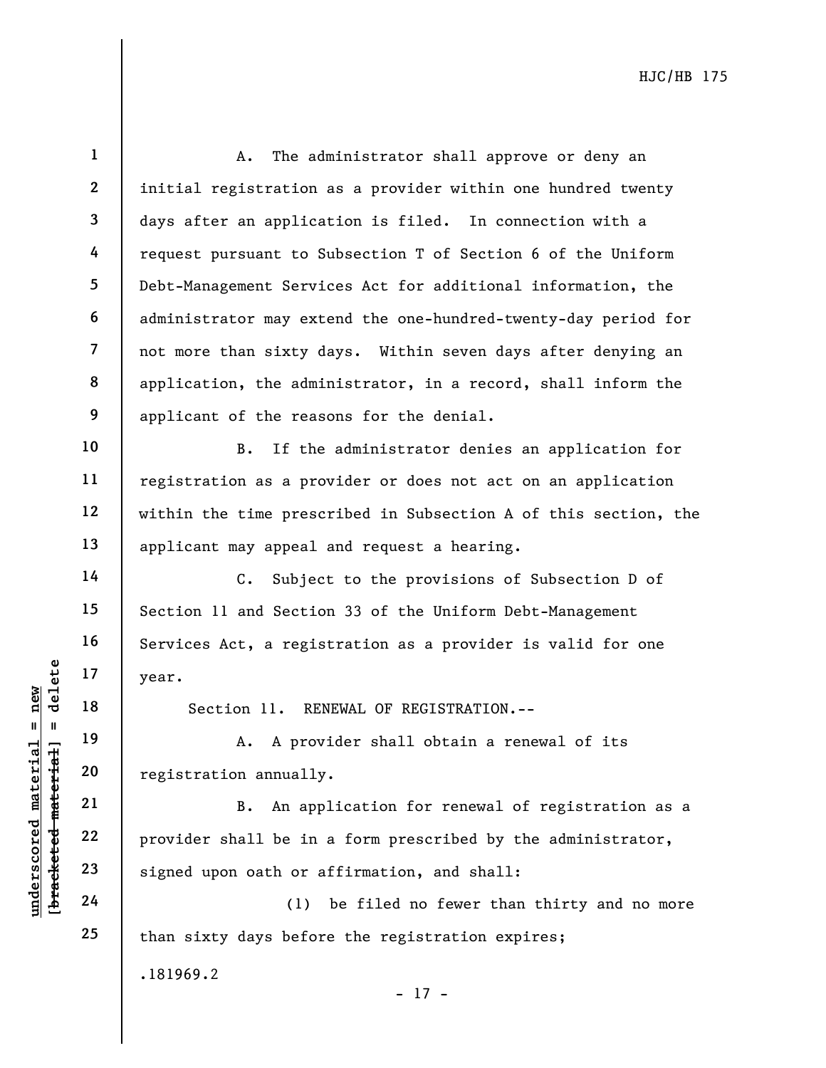A. The administrator shall approve or deny an initial registration as a provider within one hundred twenty days after an application is filed. In connection with a request pursuant to Subsection T of Section 6 of the Uniform Debt-Management Services Act for additional information, the administrator may extend the one-hundred-twenty-day period for not more than sixty days. Within seven days after denying an application, the administrator, in a record, shall inform the applicant of the reasons for the denial.

B. If the administrator denies an application for registration as a provider or does not act on an application within the time prescribed in Subsection A of this section, the applicant may appeal and request a hearing.

C. Subject to the provisions of Subsection D of Section 11 and Section 33 of the Uniform Debt-Management Services Act, a registration as a provider is valid for one year.

Section 11. RENEWAL OF REGISTRATION.--

A. A provider shall obtain a renewal of its registration annually.

B. An application for renewal of registration as a provider shall be in a form prescribed by the administrator, signed upon oath or affirmation, and shall:

(1) be filed no fewer than thirty and no more than sixty days before the registration expires;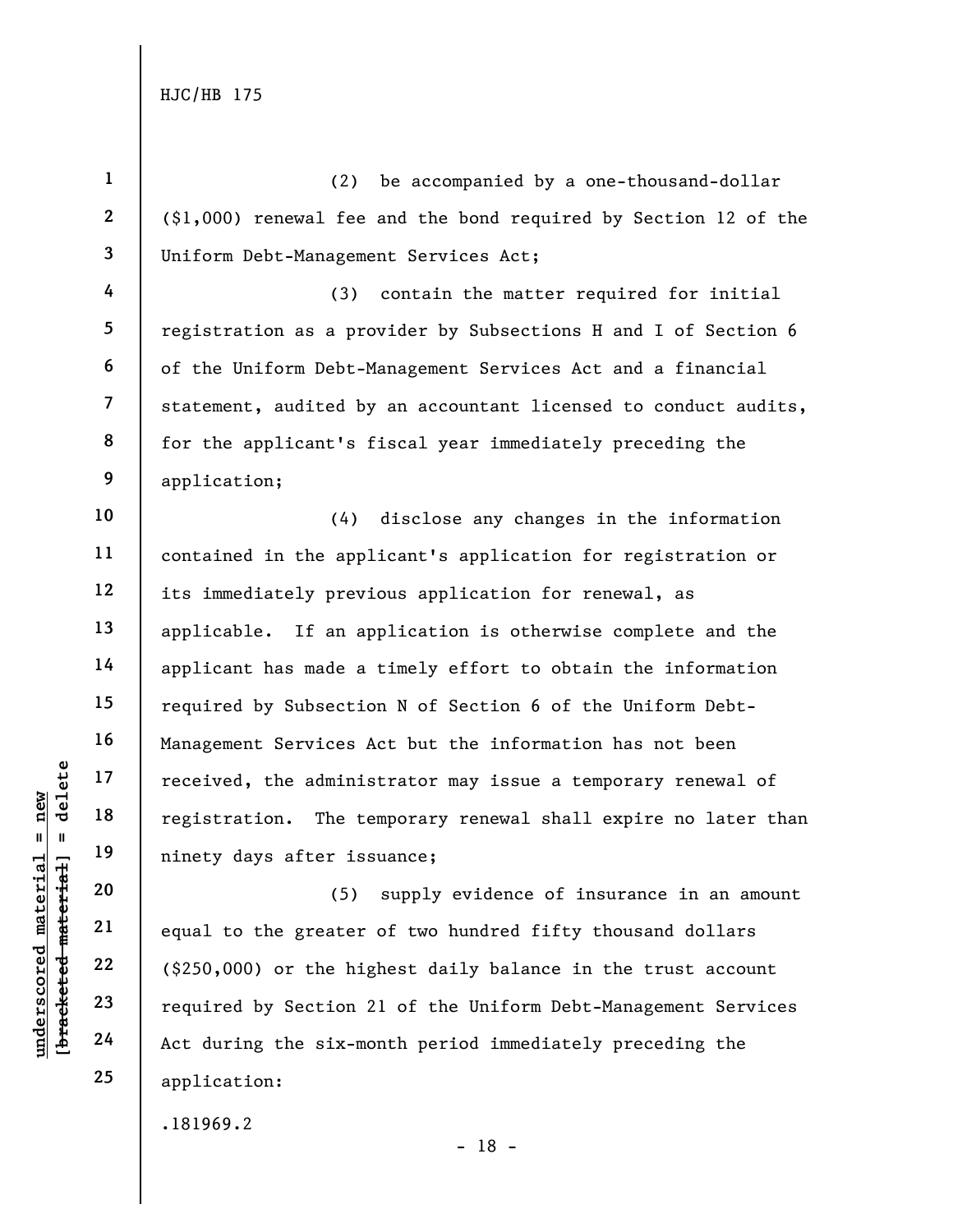(2) be accompanied by a one-thousand-dollar ($1,000) renewal fee and the bond required by Section 12 of the Uniform Debt-Management Services Act;

(3) contain the matter required for initial registration as a provider by Subsections H and I of Section 6 of the Uniform Debt-Management Services Act and a financial statement, audited by an accountant licensed to conduct audits, for the applicant's fiscal year immediately preceding the application;

(4) disclose any changes in the information contained in the applicant's application for registration or its immediately previous application for renewal, as applicable. If an application is otherwise complete and the applicant has made a timely effort to obtain the information required by Subsection N of Section 6 of the Uniform Debt-Management Services Act but the information has not been received, the administrator may issue a temporary renewal of registration. The temporary renewal shall expire no later than ninety days after issuance;

(5) supply evidence of insurance in an amount equal to the greater of two hundred fifty thousand dollars ($250,000) or the highest daily balance in the trust account required by Section 21 of the Uniform Debt-Management Services Act during the six-month period immediately preceding the application: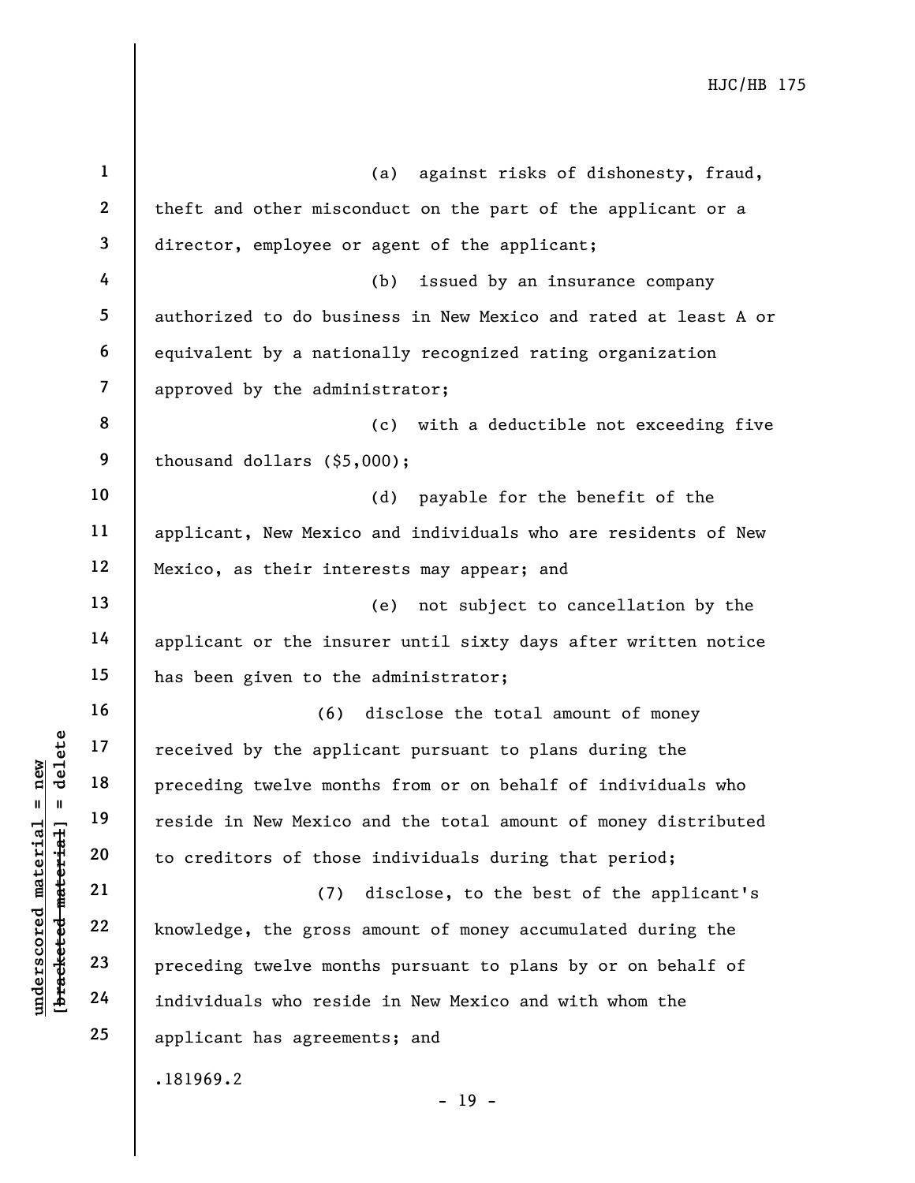(a) against risks of dishonesty, fraud, theft and other misconduct on the part of the applicant or a director, employee or agent of the applicant;

(b) issued by an insurance company authorized to do business in New Mexico and rated at least A or equivalent by a nationally recognized rating organization approved by the administrator;

(c) with a deductible not exceeding five thousand dollars ($5,000);

(d) payable for the benefit of the applicant, New Mexico and individuals who are residents of New Mexico, as their interests may appear; and

(e) not subject to cancellation by the applicant or the insurer until sixty days after written notice has been given to the administrator;

(6) disclose the total amount of money received by the applicant pursuant to plans during the preceding twelve months from or on behalf of individuals who reside in New Mexico and the total amount of money distributed to creditors of those individuals during that period;

(7) disclose, to the best of the applicant's knowledge, the gross amount of money accumulated during the preceding twelve months pursuant to plans by or on behalf of individuals who reside in New Mexico and with whom the applicant has agreements; and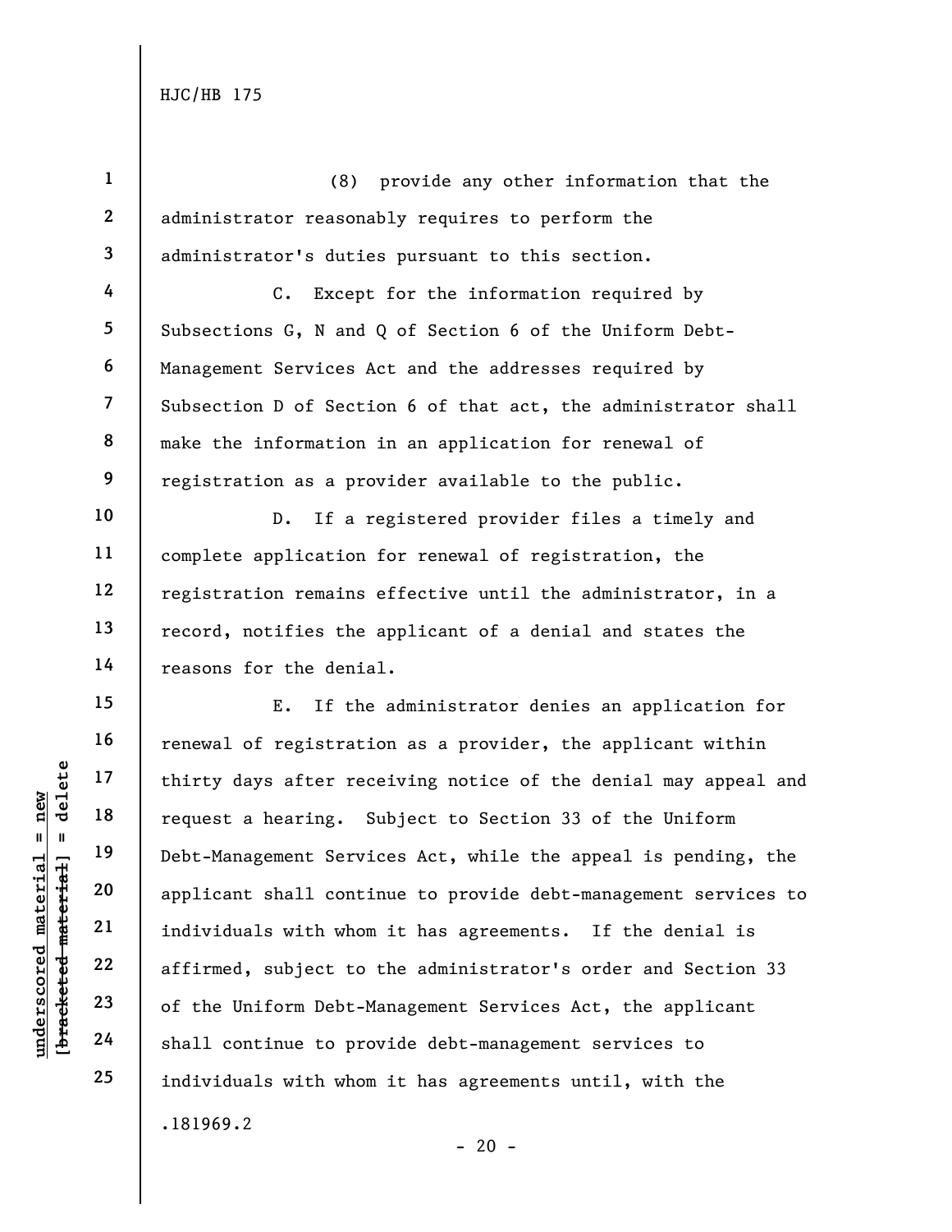(8) provide any other information that the administrator reasonably requires to perform the administrator's duties pursuant to this section.

C. Except for the information required by Subsections G, N and Q of Section 6 of the Uniform Debt-Management Services Act and the addresses required by Subsection D of Section 6 of that act, the administrator shall make the information in an application for renewal of registration as a provider available to the public.

D. If a registered provider files a timely and complete application for renewal of registration, the registration remains effective until the administrator, in a record, notifies the applicant of a denial and states the reasons for the denial.

E. If the administrator denies an application for renewal of registration as a provider, the applicant within thirty days after receiving notice of the denial may appeal and request a hearing. Subject to Section 33 of the Uniform Debt-Management Services Act, while the appeal is pending, the applicant shall continue to provide debt-management services to individuals with whom it has agreements. If the denial is affirmed, subject to the administrator's order and Section 33 of the Uniform Debt-Management Services Act, the applicant shall continue to provide debt-management services to individuals with whom it has agreements until, with the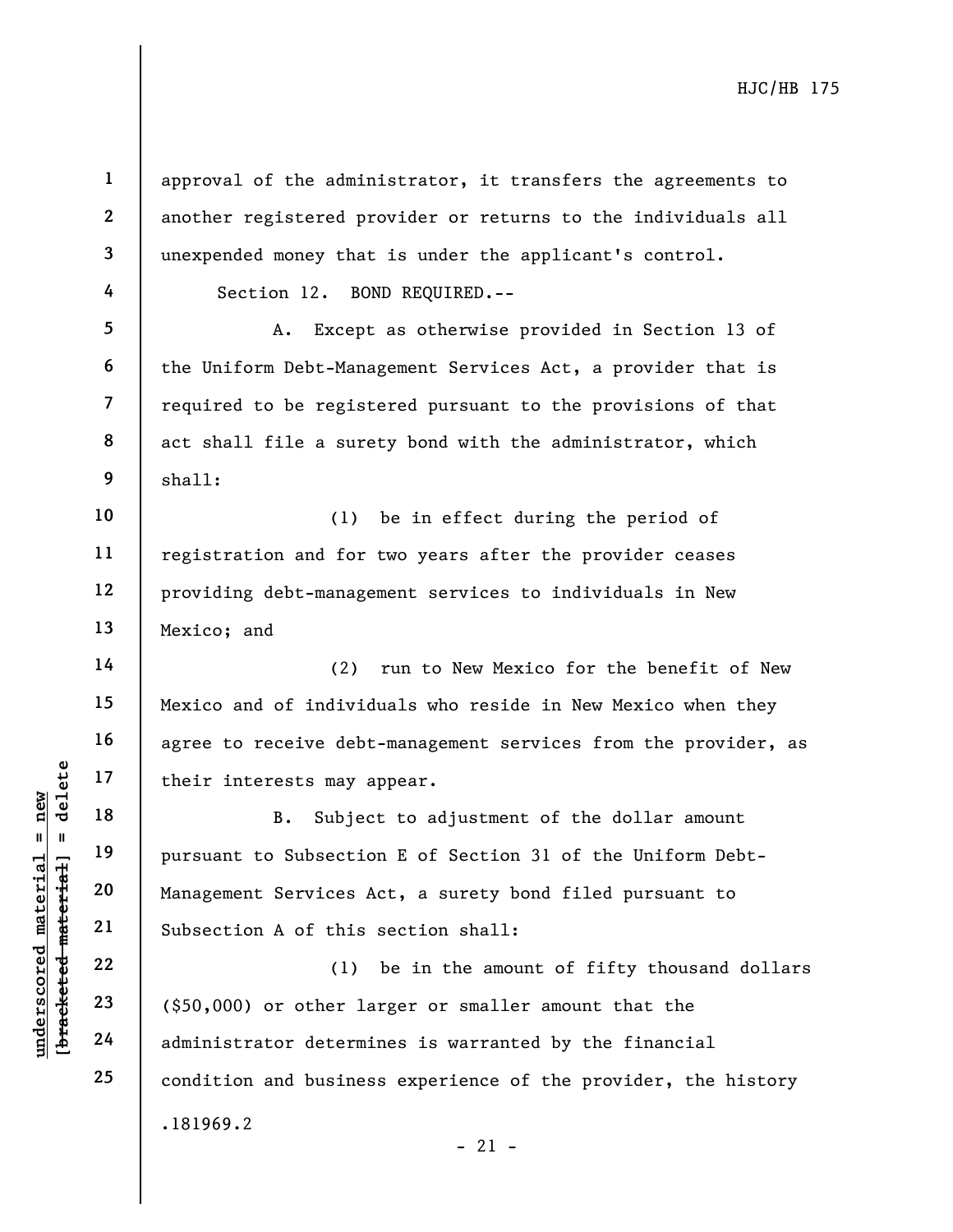approval of the administrator, it transfers the agreements to another registered provider or returns to the individuals all unexpended money that is under the applicant's control.

Section 12. BOND REQUIRED.--

A. Except as otherwise provided in Section 13 of the Uniform Debt-Management Services Act, a provider that is required to be registered pursuant to the provisions of that act shall file a surety bond with the administrator, which shall:

(1) be in effect during the period of registration and for two years after the provider ceases providing debt-management services to individuals in New Mexico; and

(2) run to New Mexico for the benefit of New Mexico and of individuals who reside in New Mexico when they agree to receive debt-management services from the provider, as their interests may appear.

B. Subject to adjustment of the dollar amount pursuant to Subsection E of Section 31 of the Uniform Debt-Management Services Act, a surety bond filed pursuant to Subsection A of this section shall:

(1) be in the amount of fifty thousand dollars ($50,000) or other larger or smaller amount that the administrator determines is warranted by the financial condition and business experience of the provider, the history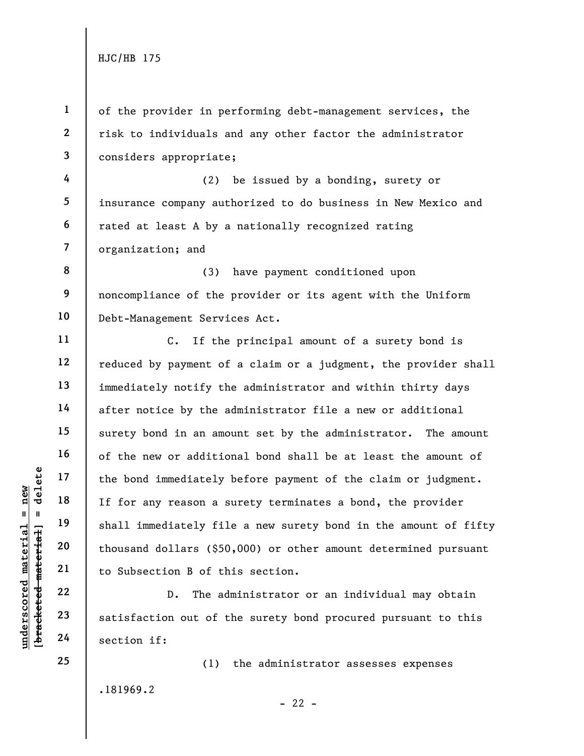of the provider in performing debt-management services, the risk to individuals and any other factor the administrator considers appropriate;

(2) be issued by a bonding, surety or insurance company authorized to do business in New Mexico and rated at least A by a nationally recognized rating organization; and

(3) have payment conditioned upon noncompliance of the provider or its agent with the Uniform Debt-Management Services Act.

C. If the principal amount of a surety bond is reduced by payment of a claim or a judgment, the provider shall immediately notify the administrator and within thirty days after notice by the administrator file a new or additional surety bond in an amount set by the administrator. The amount of the new or additional bond shall be at least the amount of the bond immediately before payment of the claim or judgment. If for any reason a surety terminates a bond, the provider shall immediately file a new surety bond in the amount of fifty thousand dollars ($50,000) or other amount determined pursuant to Subsection B of this section.

D. The administrator or an individual may obtain satisfaction out of the surety bond procured pursuant to this section if:

(1) the administrator assesses expenses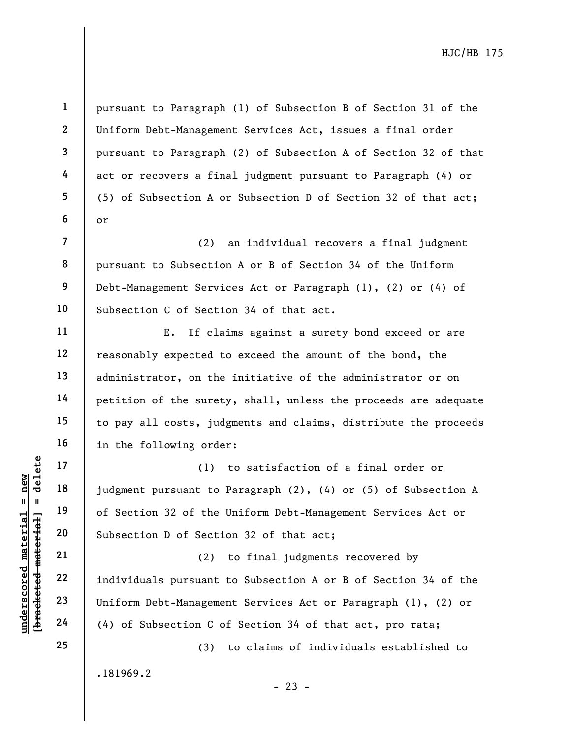pursuant to Paragraph (1) of Subsection B of Section 31 of the Uniform Debt-Management Services Act, issues a final order pursuant to Paragraph (2) of Subsection A of Section 32 of that act or recovers a final judgment pursuant to Paragraph (4) or (5) of Subsection A or Subsection D of Section 32 of that act; or

(2) an individual recovers a final judgment pursuant to Subsection A or B of Section 34 of the Uniform Debt-Management Services Act or Paragraph (1), (2) or (4) of Subsection C of Section 34 of that act.

E. If claims against a surety bond exceed or are reasonably expected to exceed the amount of the bond, the administrator, on the initiative of the administrator or on petition of the surety, shall, unless the proceeds are adequate to pay all costs, judgments and claims, distribute the proceeds in the following order:

(1) to satisfaction of a final order or judgment pursuant to Paragraph (2), (4) or (5) of Subsection A of Section 32 of the Uniform Debt-Management Services Act or Subsection D of Section 32 of that act;

(2) to final judgments recovered by individuals pursuant to Subsection A or B of Section 34 of the Uniform Debt-Management Services Act or Paragraph (1), (2) or (4) of Subsection C of Section 34 of that act, pro rata;

(3) to claims of individuals established to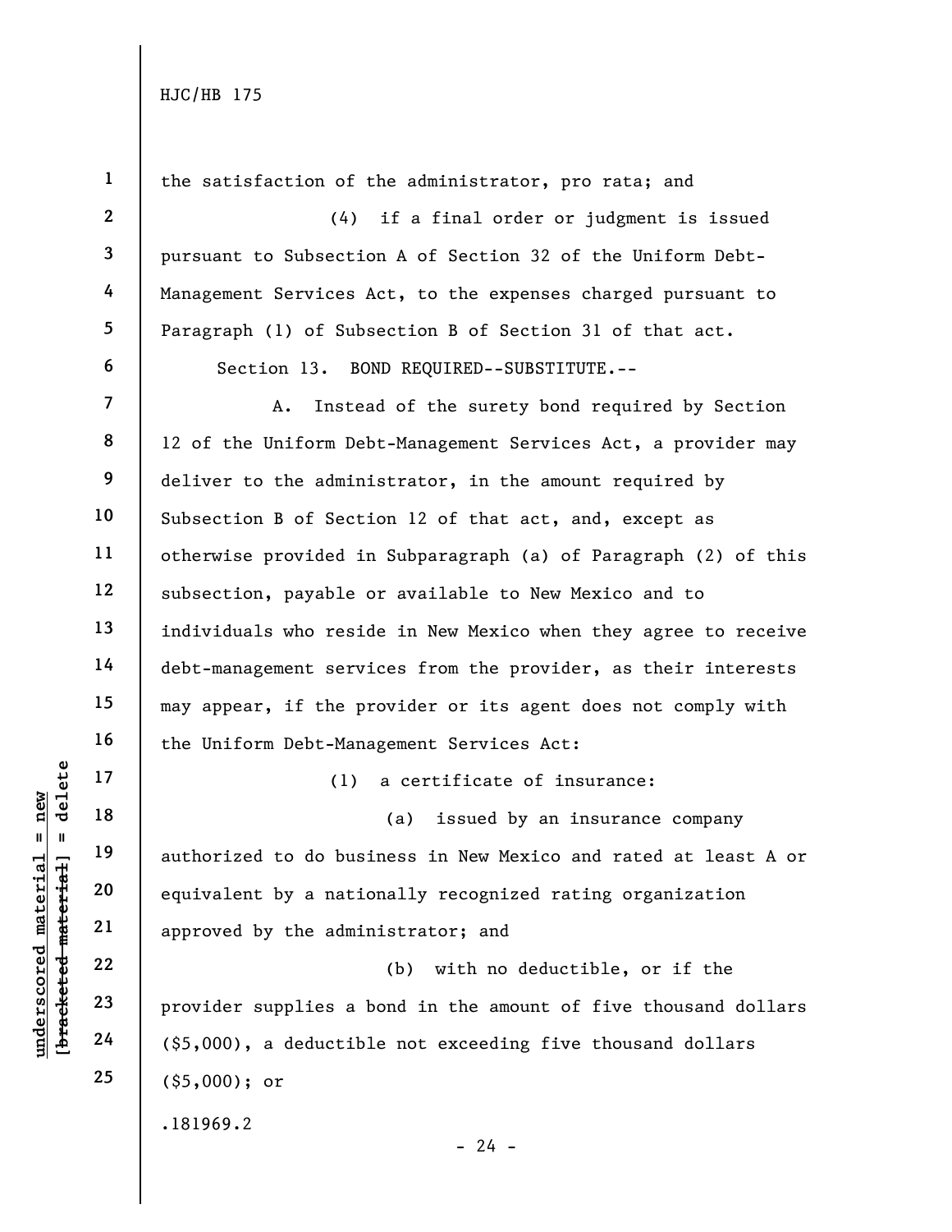the satisfaction of the administrator, pro rata; and

(4) if a final order or judgment is issued pursuant to Subsection A of Section 32 of the Uniform Debt-Management Services Act, to the expenses charged pursuant to Paragraph (1) of Subsection B of Section 31 of that act.

Section 13. BOND REQUIRED--SUBSTITUTE.--

A. Instead of the surety bond required by Section 12 of the Uniform Debt-Management Services Act, a provider may deliver to the administrator, in the amount required by Subsection B of Section 12 of that act, and, except as otherwise provided in Subparagraph (a) of Paragraph (2) of this subsection, payable or available to New Mexico and to individuals who reside in New Mexico when they agree to receive debt-management services from the provider, as their interests may appear, if the provider or its agent does not comply with the Uniform Debt-Management Services Act:

(1) a certificate of insurance:

(a) issued by an insurance company authorized to do business in New Mexico and rated at least A or equivalent by a nationally recognized rating organization approved by the administrator; and

(b) with no deductible, or if the provider supplies a bond in the amount of five thousand dollars ($5,000), a deductible not exceeding five thousand dollars ($5,000); or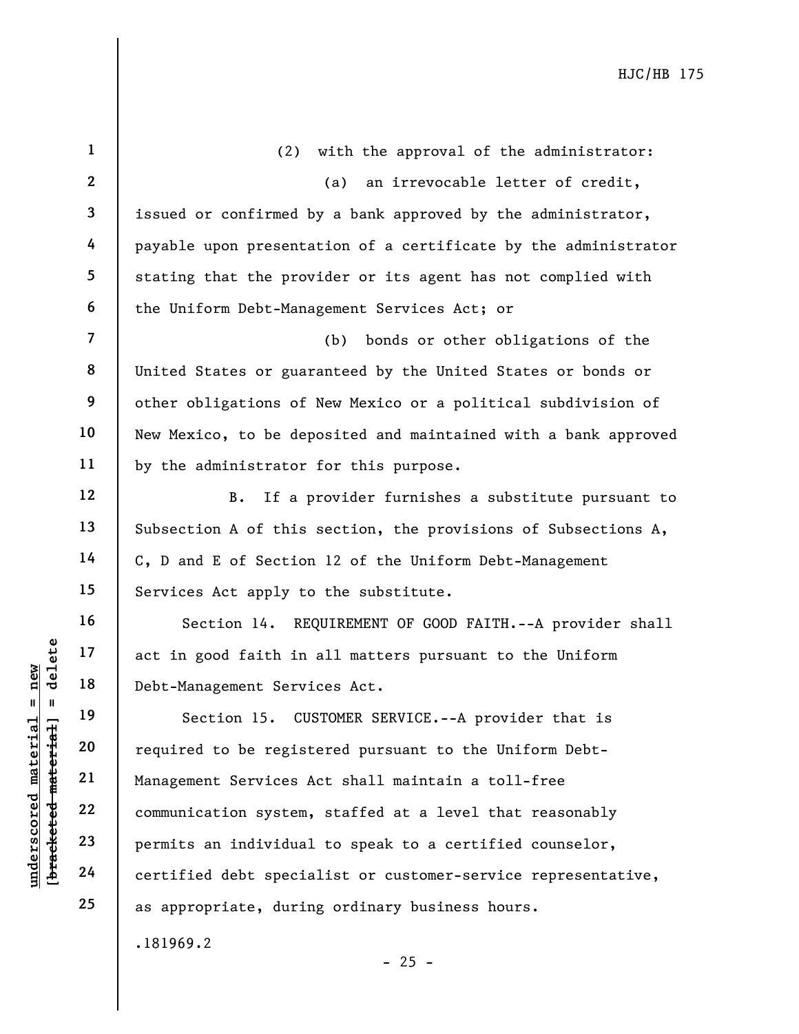(2) with the approval of the administrator:

(a) an irrevocable letter of credit, issued or confirmed by a bank approved by the administrator, payable upon presentation of a certificate by the administrator stating that the provider or its agent has not complied with the Uniform Debt-Management Services Act; or

(b) bonds or other obligations of the United States or guaranteed by the United States or bonds or other obligations of New Mexico or a political subdivision of New Mexico, to be deposited and maintained with a bank approved by the administrator for this purpose.

B. If a provider furnishes a substitute pursuant to Subsection A of this section, the provisions of Subsections A, C, D and E of Section 12 of the Uniform Debt-Management Services Act apply to the substitute.

Section 14. REQUIREMENT OF GOOD FAITH.--A provider shall act in good faith in all matters pursuant to the Uniform Debt-Management Services Act.

Section 15. CUSTOMER SERVICE.--A provider that is required to be registered pursuant to the Uniform Debt-Management Services Act shall maintain a toll-free communication system, staffed at a level that reasonably permits an individual to speak to a certified counselor, certified debt specialist or customer-service representative, as appropriate, during ordinary business hours.

.181969.2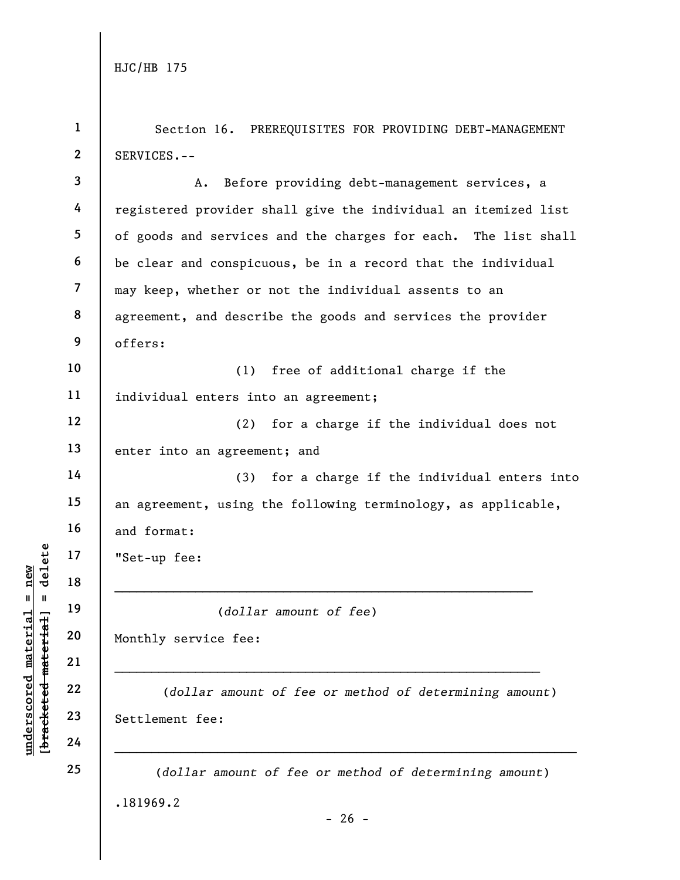Section 16. PREREQUISITES FOR PROVIDING DEBT-MANAGEMENT SERVICES.--

A. Before providing debt-management services, a registered provider shall give the individual an itemized list of goods and services and the charges for each. The list shall be clear and conspicuous, be in a record that the individual may keep, whether or not the individual assents to an agreement, and describe the goods and services the provider offers:

(1) free of additional charge if the individual enters into an agreement;

(2) for a charge if the individual does not enter into an agreement; and

(3) for a charge if the individual enters into an agreement, using the following terminology, as applicable, and format:

"Set-up fee:

\_\_\_\_\_\_\_\_\_\_\_\_\_\_\_\_\_\_\_\_\_\_\_\_\_\_\_\_\_\_\_\_\_\_\_\_\_\_\_\_\_\_\_\_\_\_\_\_\_\_\_\_\_\_\_\_

(*dollar amount of fee*)

Monthly service fee:

\_\_\_\_\_\_\_\_\_\_\_\_\_\_\_\_\_\_\_\_\_\_\_\_\_\_\_\_\_\_\_\_\_\_\_\_\_\_\_\_\_\_\_\_\_\_\_\_\_\_\_\_\_\_\_\_

(*dollar amount of fee or method of determining amount*)

Settlement fee:

\_\_\_\_\_\_\_\_\_\_\_\_\_\_\_\_\_\_\_\_\_\_\_\_\_\_\_\_\_\_\_\_\_\_\_\_\_\_\_\_\_\_\_\_\_\_\_\_\_\_\_\_\_\_\_\_\_\_\_\_\_

(*dollar amount of fee or method of determining amount*)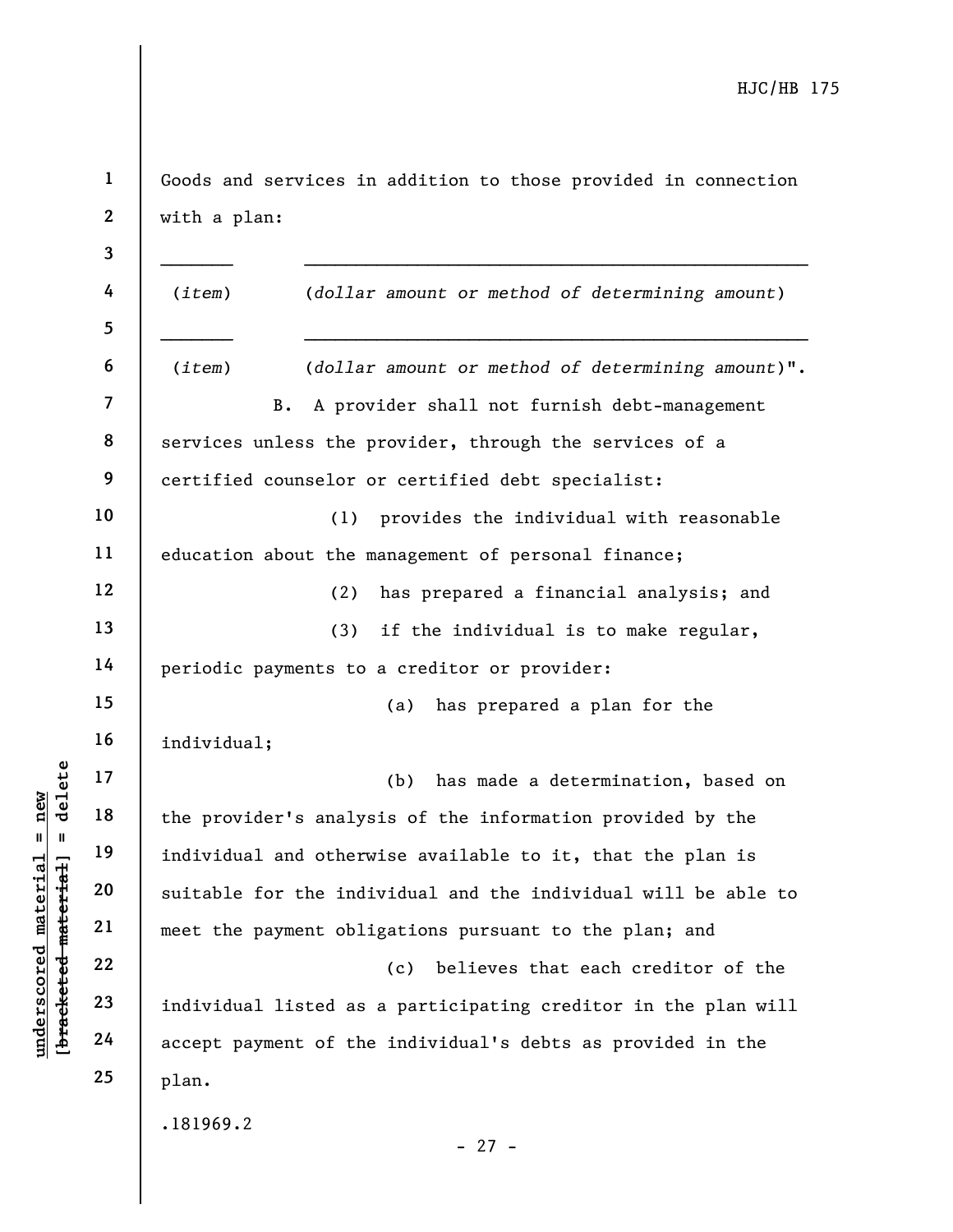Goods and services in addition to those provided in connection with a plan:

_______ ________________________________________________

(*item*) (*dollar amount or method of determining amount*)

_______ ________________________________________________

(*item*) (*dollar amount or method of determining amount*)".

B. A provider shall not furnish debt-management services unless the provider, through the services of a certified counselor or certified debt specialist:

(1) provides the individual with reasonable education about the management of personal finance;

(2) has prepared a financial analysis; and

(3) if the individual is to make regular, periodic payments to a creditor or provider:

(a) has prepared a plan for the individual;

(b) has made a determination, based on the provider's analysis of the information provided by the individual and otherwise available to it, that the plan is suitable for the individual and the individual will be able to meet the payment obligations pursuant to the plan; and

(c) believes that each creditor of the individual listed as a participating creditor in the plan will accept payment of the individual's debts as provided in the plan.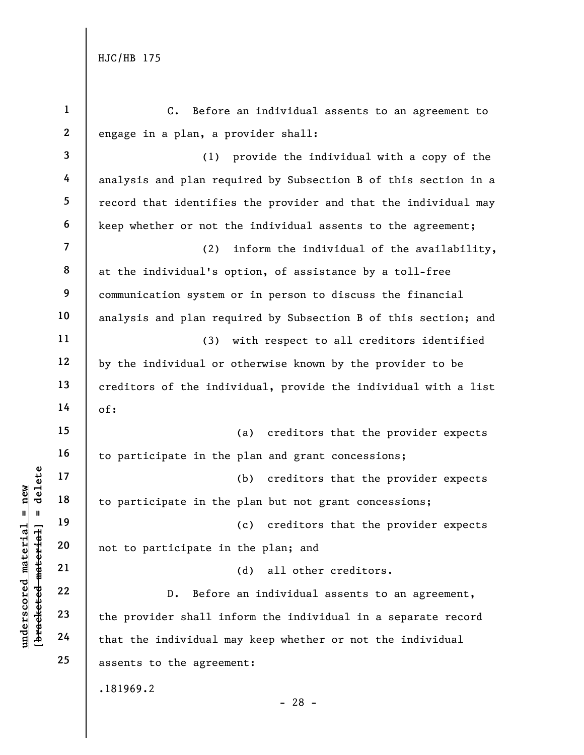C. Before an individual assents to an agreement to engage in a plan, a provider shall:

(1) provide the individual with a copy of the analysis and plan required by Subsection B of this section in a record that identifies the provider and that the individual may keep whether or not the individual assents to the agreement;

(2) inform the individual of the availability, at the individual's option, of assistance by a toll-free communication system or in person to discuss the financial analysis and plan required by Subsection B of this section; and

(3) with respect to all creditors identified by the individual or otherwise known by the provider to be creditors of the individual, provide the individual with a list of:

(a) creditors that the provider expects to participate in the plan and grant concessions;

(b) creditors that the provider expects to participate in the plan but not grant concessions;

(c) creditors that the provider expects not to participate in the plan; and

(d) all other creditors.

D. Before an individual assents to an agreement, the provider shall inform the individual in a separate record that the individual may keep whether or not the individual assents to the agreement: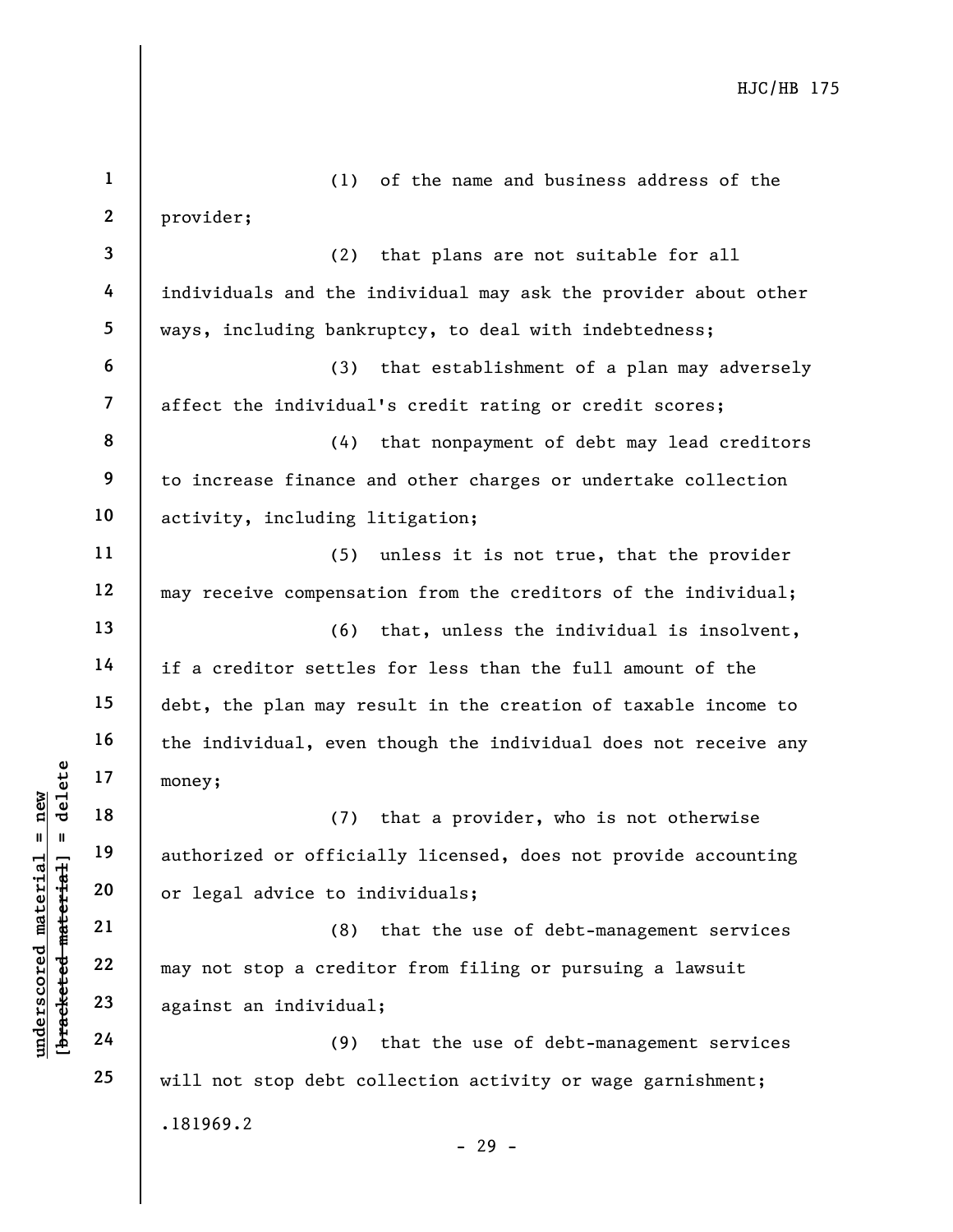(1) of the name and business address of the provider;

(2) that plans are not suitable for all individuals and the individual may ask the provider about other ways, including bankruptcy, to deal with indebtedness;

(3) that establishment of a plan may adversely affect the individual's credit rating or credit scores;

(4) that nonpayment of debt may lead creditors to increase finance and other charges or undertake collection activity, including litigation;

(5) unless it is not true, that the provider may receive compensation from the creditors of the individual;

(6) that, unless the individual is insolvent, if a creditor settles for less than the full amount of the debt, the plan may result in the creation of taxable income to the individual, even though the individual does not receive any money;

(7) that a provider, who is not otherwise authorized or officially licensed, does not provide accounting or legal advice to individuals;

(8) that the use of debt-management services may not stop a creditor from filing or pursuing a lawsuit against an individual;

(9) that the use of debt-management services will not stop debt collection activity or wage garnishment;

.181969.2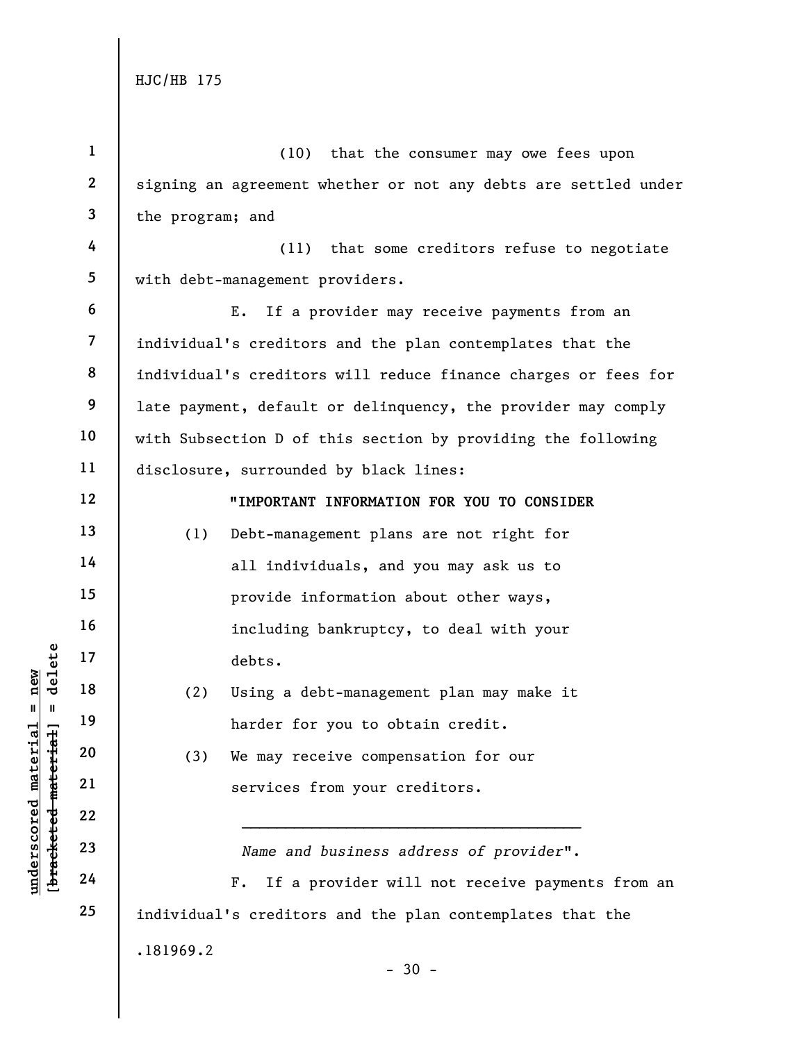(10) that the consumer may owe fees upon signing an agreement whether or not any debts are settled under the program; and

(11) that some creditors refuse to negotiate with debt-management providers.

E. If a provider may receive payments from an individual's creditors and the plan contemplates that the individual's creditors will reduce finance charges or fees for late payment, default or delinquency, the provider may comply with Subsection D of this section by providing the following disclosure, surrounded by black lines:

**"IMPORTANT INFORMATION FOR YOU TO CONSIDER**

(1) Debt-management plans are not right for all individuals, and you may ask us to provide information about other ways, including bankruptcy, to deal with your debts.

(2) Using a debt-management plan may make it harder for you to obtain credit.

(3) We may receive compensation for our services from your creditors.

\_\_\_\_\_\_\_\_\_\_\_\_\_\_\_\_\_\_\_\_\_\_\_\_\_\_\_\_\_\_\_\_\_\_\_\_\_\_\_\_

*Name and business address of provider*".

F. If a provider will not receive payments from an individual's creditors and the plan contemplates that the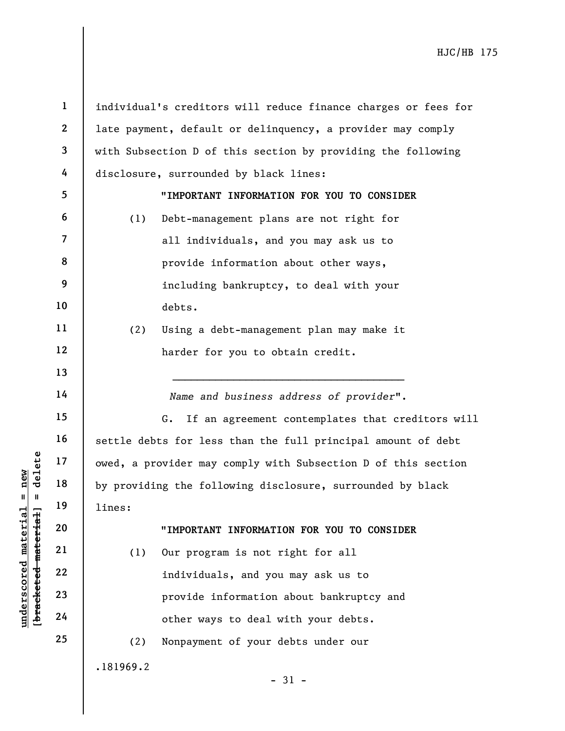individual's creditors will reduce finance charges or fees for late payment, default or delinquency, a provider may comply with Subsection D of this section by providing the following disclosure, surrounded by black lines:

**"IMPORTANT INFORMATION FOR YOU TO CONSIDER**

(1) Debt-management plans are not right for all individuals, and you may ask us to provide information about other ways, including bankruptcy, to deal with your debts.

(2) Using a debt-management plan may make it harder for you to obtain credit.

\_\_\_\_\_\_\_\_\_\_\_\_\_\_\_\_\_\_\_\_\_\_\_\_\_\_\_\_\_\_\_\_\_\_\_\_\_\_\_

*Name and business address of provider*".

G. If an agreement contemplates that creditors will settle debts for less than the full principal amount of debt owed, a provider may comply with Subsection D of this section by providing the following disclosure, surrounded by black lines:

**"IMPORTANT INFORMATION FOR YOU TO CONSIDER**

(1) Our program is not right for all individuals, and you may ask us to provide information about bankruptcy and other ways to deal with your debts.

(2) Nonpayment of your debts under our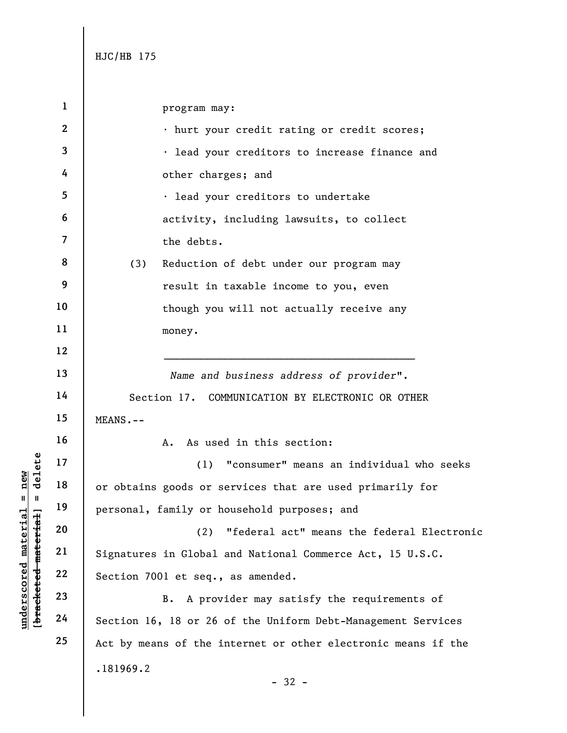program may:

· hurt your credit rating or credit scores;

· lead your creditors to increase finance and other charges; and

· lead your creditors to undertake activity, including lawsuits, to collect the debts.

(3) Reduction of debt under our program may result in taxable income to you, even though you will not actually receive any money.

\_\_\_\_\_\_\_\_\_\_\_\_\_\_\_\_\_\_\_\_\_\_\_\_\_\_\_\_\_\_\_\_\_\_\_\_\_\_\_\_\_

*Name and business address of provider*".

Section 17. COMMUNICATION BY ELECTRONIC OR OTHER MEANS.--

A. As used in this section:

(1) "consumer" means an individual who seeks or obtains goods or services that are used primarily for personal, family or household purposes; and

(2) "federal act" means the federal Electronic Signatures in Global and National Commerce Act, 15 U.S.C. Section 7001 et seq., as amended.

B. A provider may satisfy the requirements of Section 16, 18 or 26 of the Uniform Debt-Management Services Act by means of the internet or other electronic means if the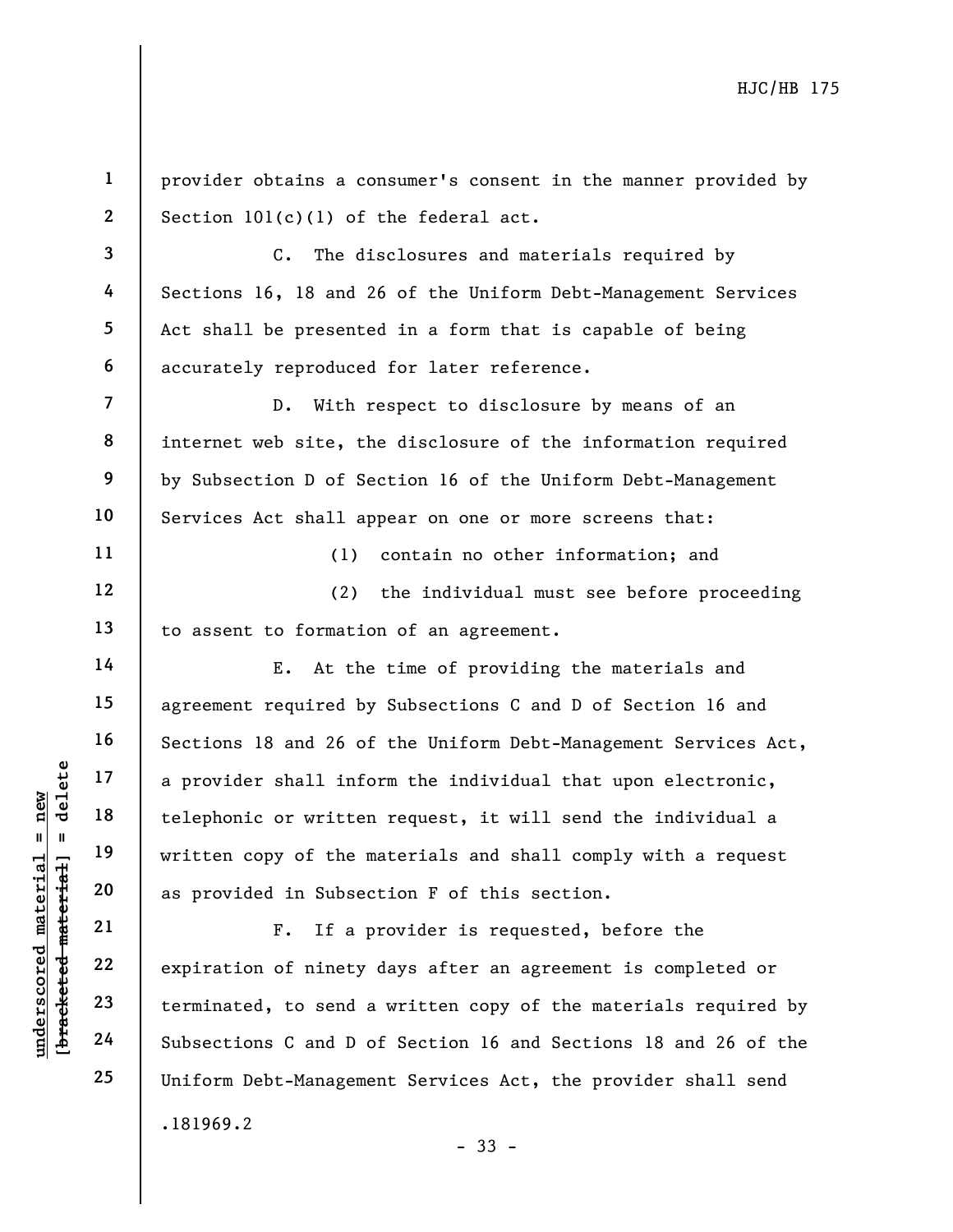provider obtains a consumer's consent in the manner provided by Section 101(c)(1) of the federal act.

C. The disclosures and materials required by Sections 16, 18 and 26 of the Uniform Debt-Management Services Act shall be presented in a form that is capable of being accurately reproduced for later reference.

D. With respect to disclosure by means of an internet web site, the disclosure of the information required by Subsection D of Section 16 of the Uniform Debt-Management Services Act shall appear on one or more screens that:

(1) contain no other information; and

(2) the individual must see before proceeding to assent to formation of an agreement.

E. At the time of providing the materials and agreement required by Subsections C and D of Section 16 and Sections 18 and 26 of the Uniform Debt-Management Services Act, a provider shall inform the individual that upon electronic, telephonic or written request, it will send the individual a written copy of the materials and shall comply with a request as provided in Subsection F of this section.

F. If a provider is requested, before the expiration of ninety days after an agreement is completed or terminated, to send a written copy of the materials required by Subsections C and D of Section 16 and Sections 18 and 26 of the Uniform Debt-Management Services Act, the provider shall send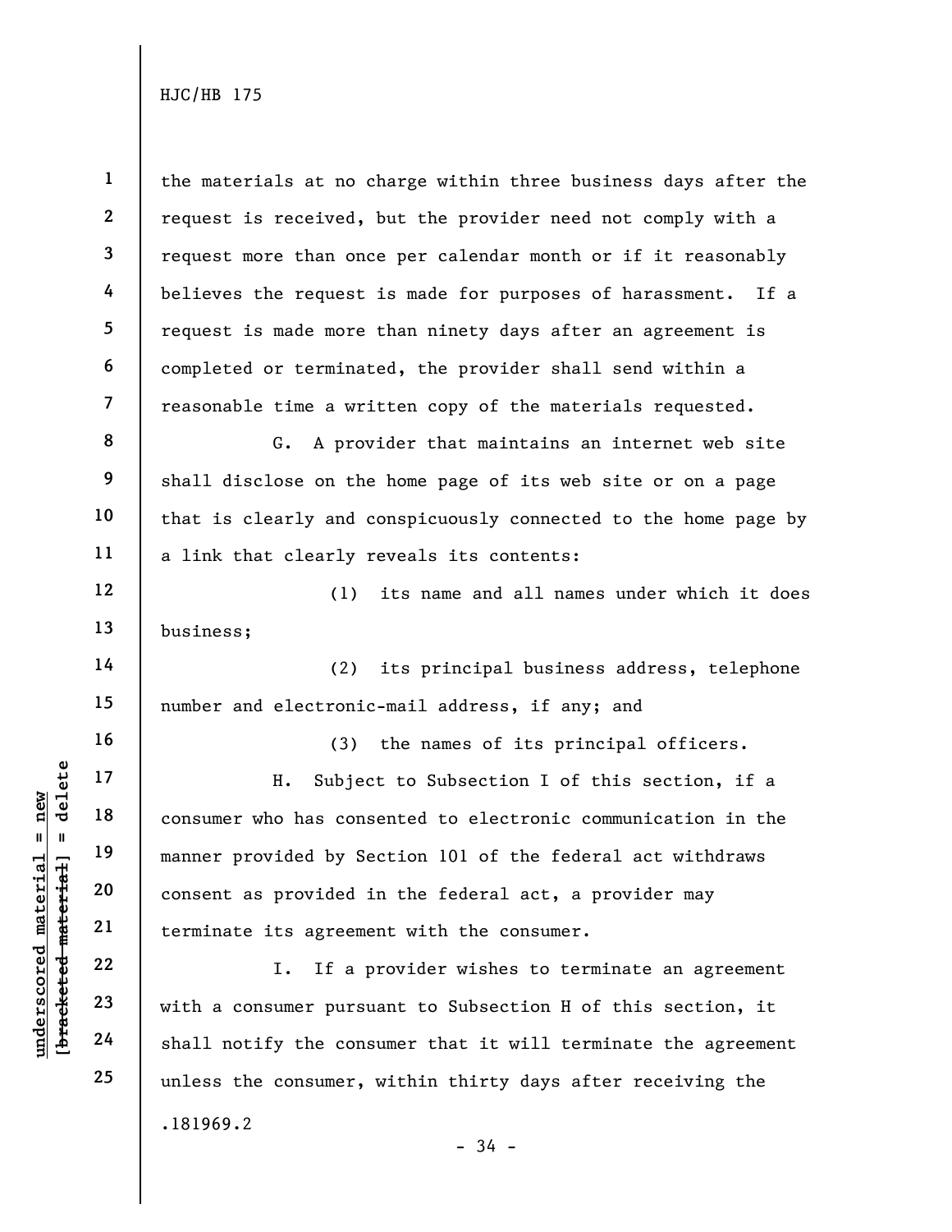the materials at no charge within three business days after the request is received, but the provider need not comply with a request more than once per calendar month or if it reasonably believes the request is made for purposes of harassment. If a request is made more than ninety days after an agreement is completed or terminated, the provider shall send within a reasonable time a written copy of the materials requested.

G. A provider that maintains an internet web site shall disclose on the home page of its web site or on a page that is clearly and conspicuously connected to the home page by a link that clearly reveals its contents:

(1) its name and all names under which it does business;

(2) its principal business address, telephone number and electronic-mail address, if any; and

(3) the names of its principal officers.

H. Subject to Subsection I of this section, if a consumer who has consented to electronic communication in the manner provided by Section 101 of the federal act withdraws consent as provided in the federal act, a provider may terminate its agreement with the consumer.

I. If a provider wishes to terminate an agreement with a consumer pursuant to Subsection H of this section, it shall notify the consumer that it will terminate the agreement unless the consumer, within thirty days after receiving the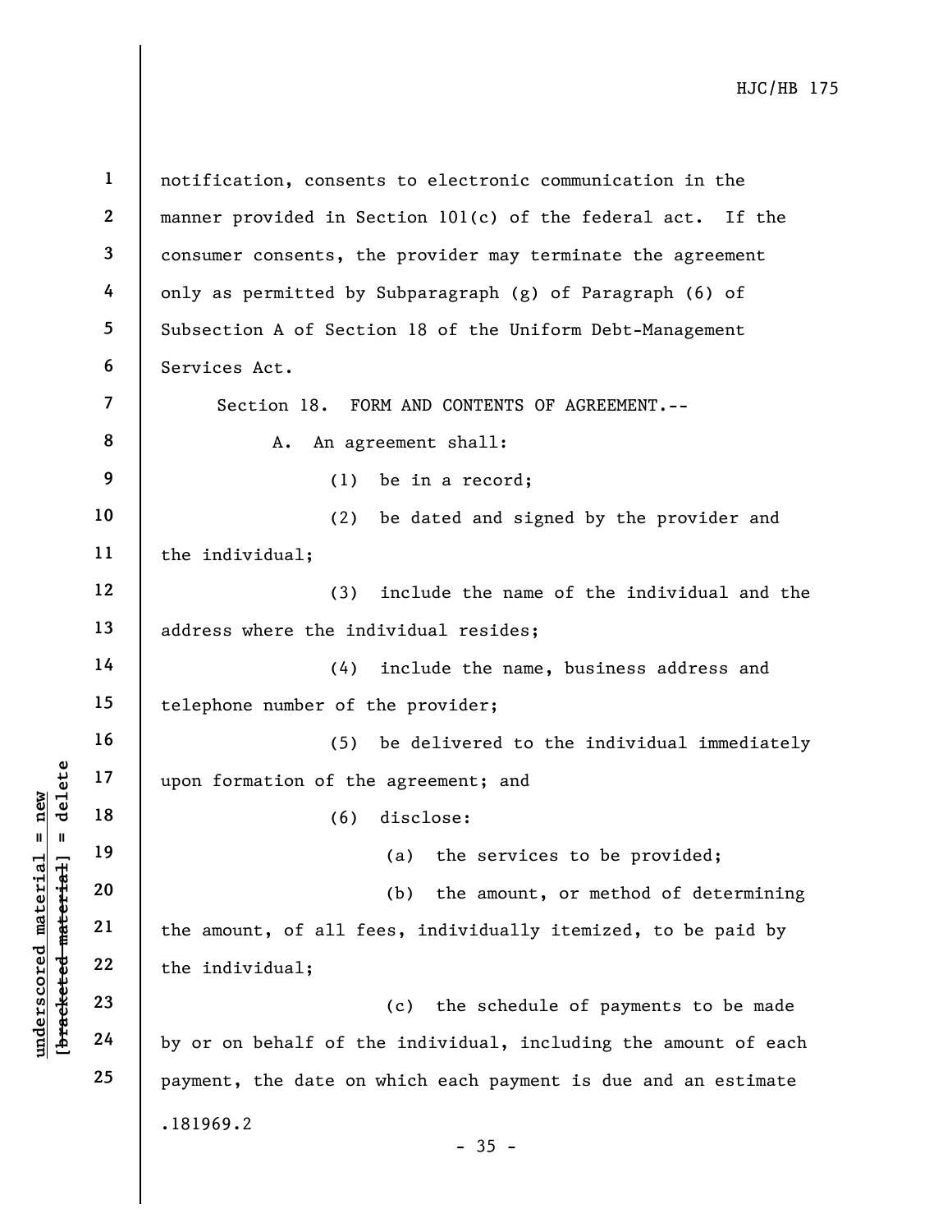notification, consents to electronic communication in the manner provided in Section 101(c) of the federal act. If the consumer consents, the provider may terminate the agreement only as permitted by Subparagraph (g) of Paragraph (6) of Subsection A of Section 18 of the Uniform Debt-Management Services Act.

Section 18. FORM AND CONTENTS OF AGREEMENT.--

A. An agreement shall:

(1) be in a record;

(2) be dated and signed by the provider and the individual;

(3) include the name of the individual and the address where the individual resides;

(4) include the name, business address and telephone number of the provider;

(5) be delivered to the individual immediately upon formation of the agreement; and

(6) disclose:

(a) the services to be provided;

(b) the amount, or method of determining the amount, of all fees, individually itemized, to be paid by the individual;

(c) the schedule of payments to be made by or on behalf of the individual, including the amount of each payment, the date on which each payment is due and an estimate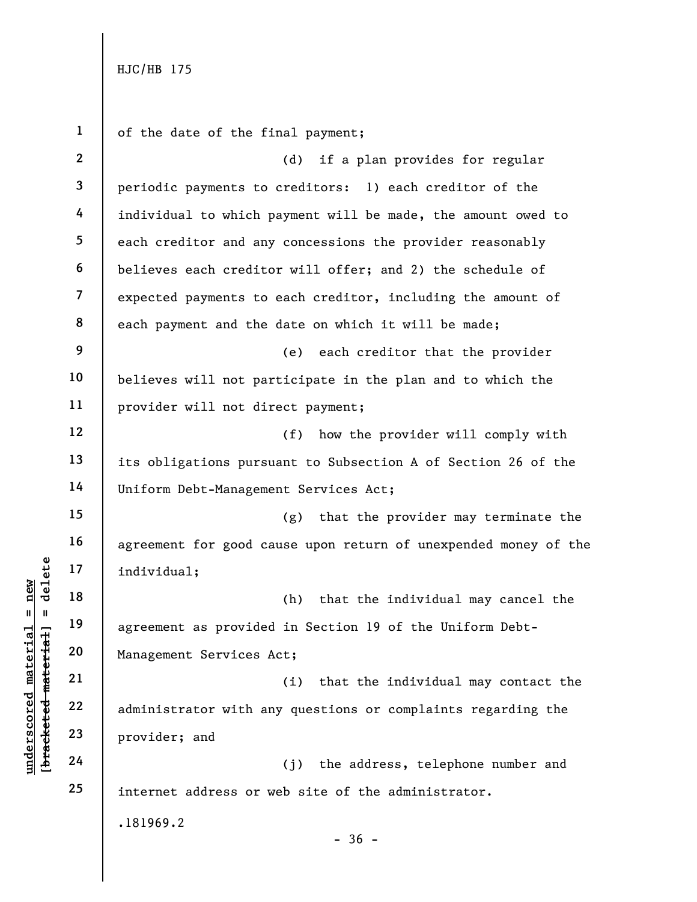of the date of the final payment;

(d) if a plan provides for regular periodic payments to creditors: 1) each creditor of the individual to which payment will be made, the amount owed to each creditor and any concessions the provider reasonably believes each creditor will offer; and 2) the schedule of expected payments to each creditor, including the amount of each payment and the date on which it will be made;

(e) each creditor that the provider believes will not participate in the plan and to which the provider will not direct payment;

(f) how the provider will comply with its obligations pursuant to Subsection A of Section 26 of the Uniform Debt-Management Services Act;

(g) that the provider may terminate the agreement for good cause upon return of unexpended money of the individual;

(h) that the individual may cancel the agreement as provided in Section 19 of the Uniform Debt-Management Services Act;

(i) that the individual may contact the administrator with any questions or complaints regarding the provider; and

(j) the address, telephone number and internet address or web site of the administrator.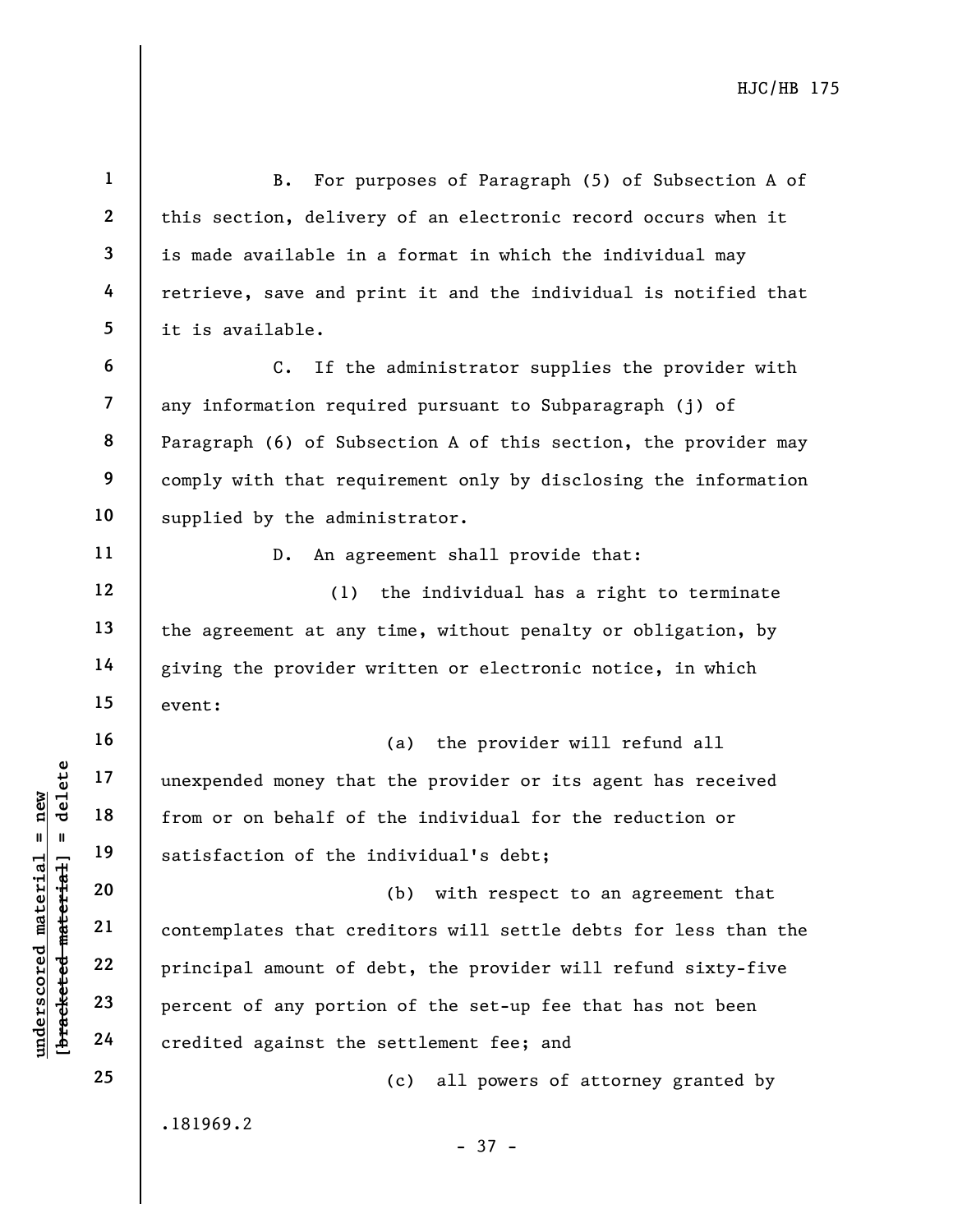B. For purposes of Paragraph (5) of Subsection A of this section, delivery of an electronic record occurs when it is made available in a format in which the individual may retrieve, save and print it and the individual is notified that it is available.

C. If the administrator supplies the provider with any information required pursuant to Subparagraph (j) of Paragraph (6) of Subsection A of this section, the provider may comply with that requirement only by disclosing the information supplied by the administrator.

D. An agreement shall provide that:

(1) the individual has a right to terminate the agreement at any time, without penalty or obligation, by giving the provider written or electronic notice, in which event:

(a) the provider will refund all unexpended money that the provider or its agent has received from or on behalf of the individual for the reduction or satisfaction of the individual's debt;

(b) with respect to an agreement that contemplates that creditors will settle debts for less than the principal amount of debt, the provider will refund sixty-five percent of any portion of the set-up fee that has not been credited against the settlement fee; and

(c) all powers of attorney granted by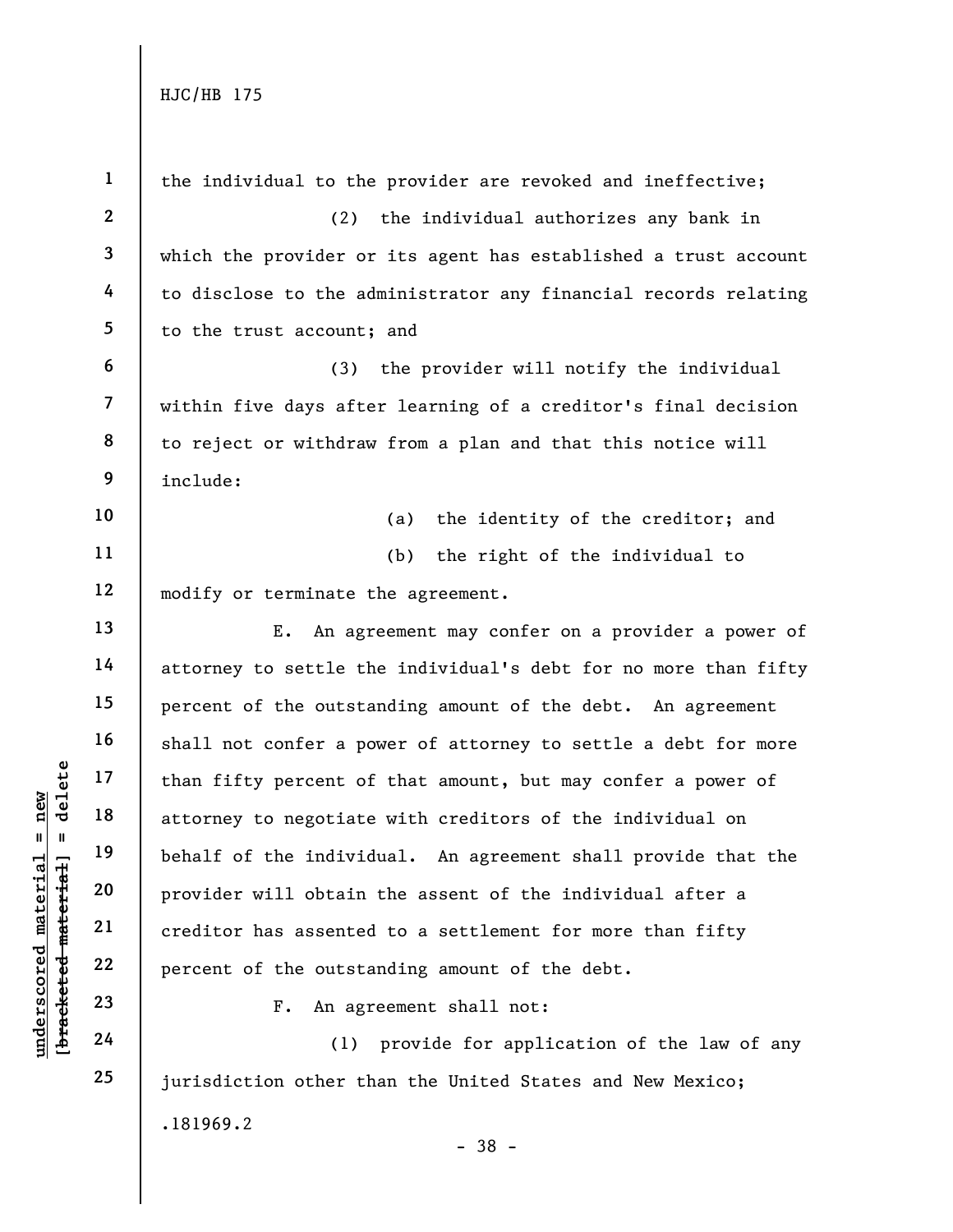the individual to the provider are revoked and ineffective;

(2) the individual authorizes any bank in which the provider or its agent has established a trust account to disclose to the administrator any financial records relating to the trust account; and

(3) the provider will notify the individual within five days after learning of a creditor's final decision to reject or withdraw from a plan and that this notice will include:

(a) the identity of the creditor; and

(b) the right of the individual to modify or terminate the agreement.

E. An agreement may confer on a provider a power of attorney to settle the individual's debt for no more than fifty percent of the outstanding amount of the debt. An agreement shall not confer a power of attorney to settle a debt for more than fifty percent of that amount, but may confer a power of attorney to negotiate with creditors of the individual on behalf of the individual. An agreement shall provide that the provider will obtain the assent of the individual after a creditor has assented to a settlement for more than fifty percent of the outstanding amount of the debt.

F. An agreement shall not:

(1) provide for application of the law of any jurisdiction other than the United States and New Mexico;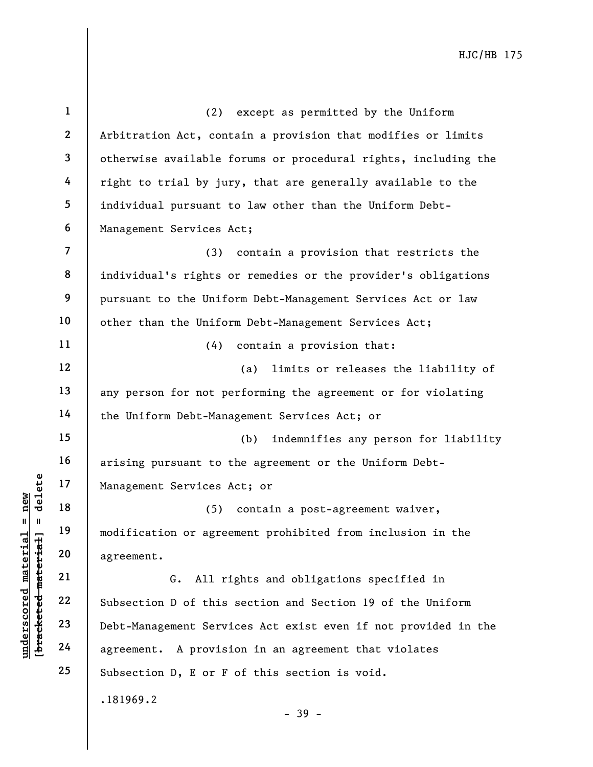(2) except as permitted by the Uniform Arbitration Act, contain a provision that modifies or limits otherwise available forums or procedural rights, including the right to trial by jury, that are generally available to the individual pursuant to law other than the Uniform Debt-Management Services Act;

(3) contain a provision that restricts the individual's rights or remedies or the provider's obligations pursuant to the Uniform Debt-Management Services Act or law other than the Uniform Debt-Management Services Act;

(4) contain a provision that:

(a) limits or releases the liability of any person for not performing the agreement or for violating the Uniform Debt-Management Services Act; or

(b) indemnifies any person for liability arising pursuant to the agreement or the Uniform Debt-Management Services Act; or

(5) contain a post-agreement waiver, modification or agreement prohibited from inclusion in the agreement.

G. All rights and obligations specified in Subsection D of this section and Section 19 of the Uniform Debt-Management Services Act exist even if not provided in the agreement. A provision in an agreement that violates Subsection D, E or F of this section is void.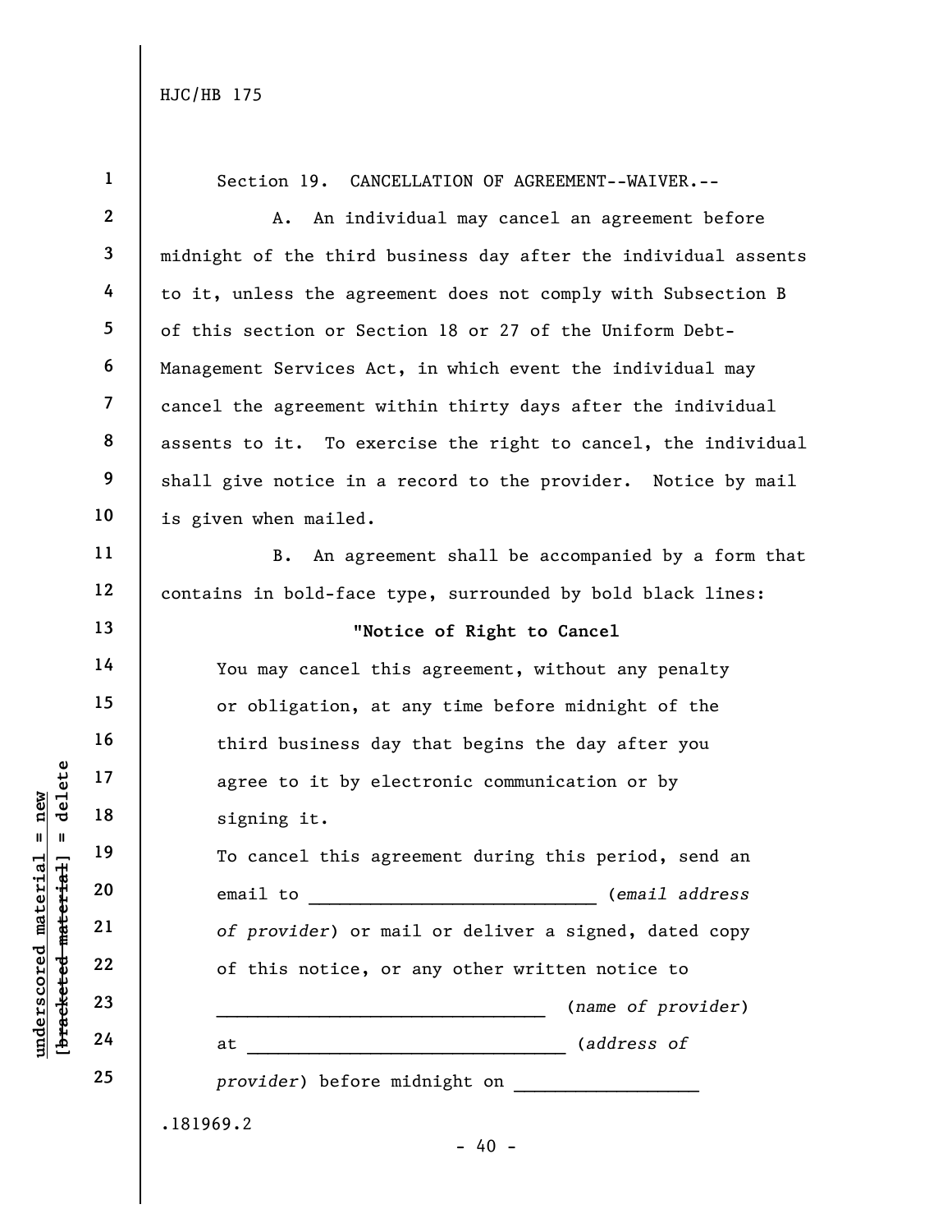Section 19. CANCELLATION OF AGREEMENT--WAIVER.--

A. An individual may cancel an agreement before midnight of the third business day after the individual assents to it, unless the agreement does not comply with Subsection B of this section or Section 18 or 27 of the Uniform Debt-Management Services Act, in which event the individual may cancel the agreement within thirty days after the individual assents to it. To exercise the right to cancel, the individual shall give notice in a record to the provider. Notice by mail is given when mailed.

B. An agreement shall be accompanied by a form that contains in bold-face type, surrounded by bold black lines:

**"Notice of Right to Cancel**

You may cancel this agreement, without any penalty or obligation, at any time before midnight of the third business day that begins the day after you agree to it by electronic communication or by signing it.

To cancel this agreement during this period, send an email to ____________________________ (*email address of provider*) or mail or deliver a signed, dated copy of this notice, or any other written notice to ________________________________ (*name of provider*) at ________________________________ (*address of provider*) before midnight on __________________

.181969.2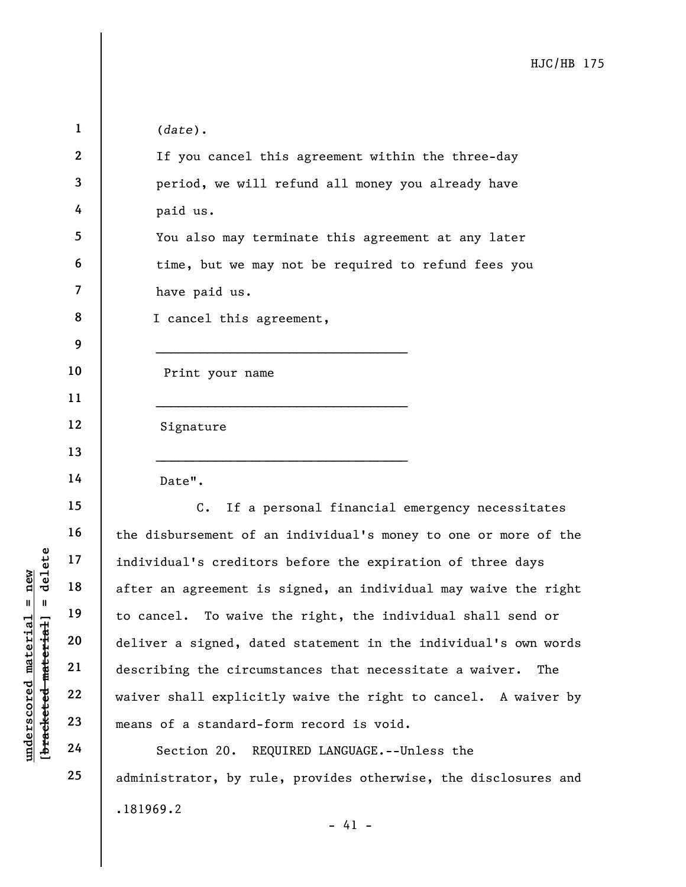(*date*).

If you cancel this agreement within the three-day period, we will refund all money you already have paid us.

You also may terminate this agreement at any later time, but we may not be required to refund fees you have paid us.

I cancel this agreement,

\_\_\_\_\_\_\_\_\_\_\_\_\_\_\_\_\_\_\_\_\_\_\_\_\_\_\_\_\_\_\_\_\_\_

Print your name

\_\_\_\_\_\_\_\_\_\_\_\_\_\_\_\_\_\_\_\_\_\_\_\_\_\_\_\_\_\_\_\_\_\_

Signature

\_\_\_\_\_\_\_\_\_\_\_\_\_\_\_\_\_\_\_\_\_\_\_\_\_\_\_\_\_\_\_\_\_\_

Date".

C. If a personal financial emergency necessitates the disbursement of an individual's money to one or more of the individual's creditors before the expiration of three days after an agreement is signed, an individual may waive the right to cancel. To waive the right, the individual shall send or deliver a signed, dated statement in the individual's own words describing the circumstances that necessitate a waiver. The waiver shall explicitly waive the right to cancel. A waiver by means of a standard-form record is void.

Section 20. REQUIRED LANGUAGE.--Unless the administrator, by rule, provides otherwise, the disclosures and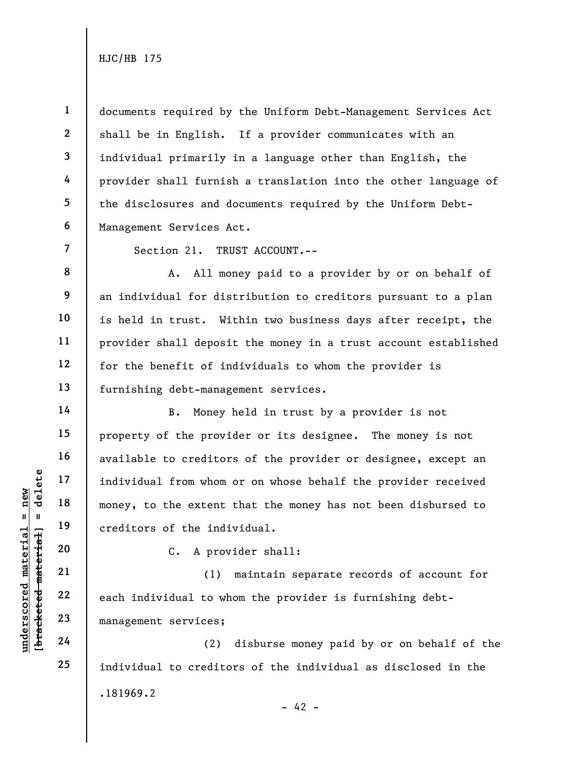documents required by the Uniform Debt-Management Services Act shall be in English. If a provider communicates with an individual primarily in a language other than English, the provider shall furnish a translation into the other language of the disclosures and documents required by the Uniform Debt-Management Services Act.

Section 21. TRUST ACCOUNT.--

A. All money paid to a provider by or on behalf of an individual for distribution to creditors pursuant to a plan is held in trust. Within two business days after receipt, the provider shall deposit the money in a trust account established for the benefit of individuals to whom the provider is furnishing debt-management services.

B. Money held in trust by a provider is not property of the provider or its designee. The money is not available to creditors of the provider or designee, except an individual from whom or on whose behalf the provider received money, to the extent that the money has not been disbursed to creditors of the individual.

C. A provider shall:

(1) maintain separate records of account for each individual to whom the provider is furnishing debt-management services;

(2) disburse money paid by or on behalf of the individual to creditors of the individual as disclosed in the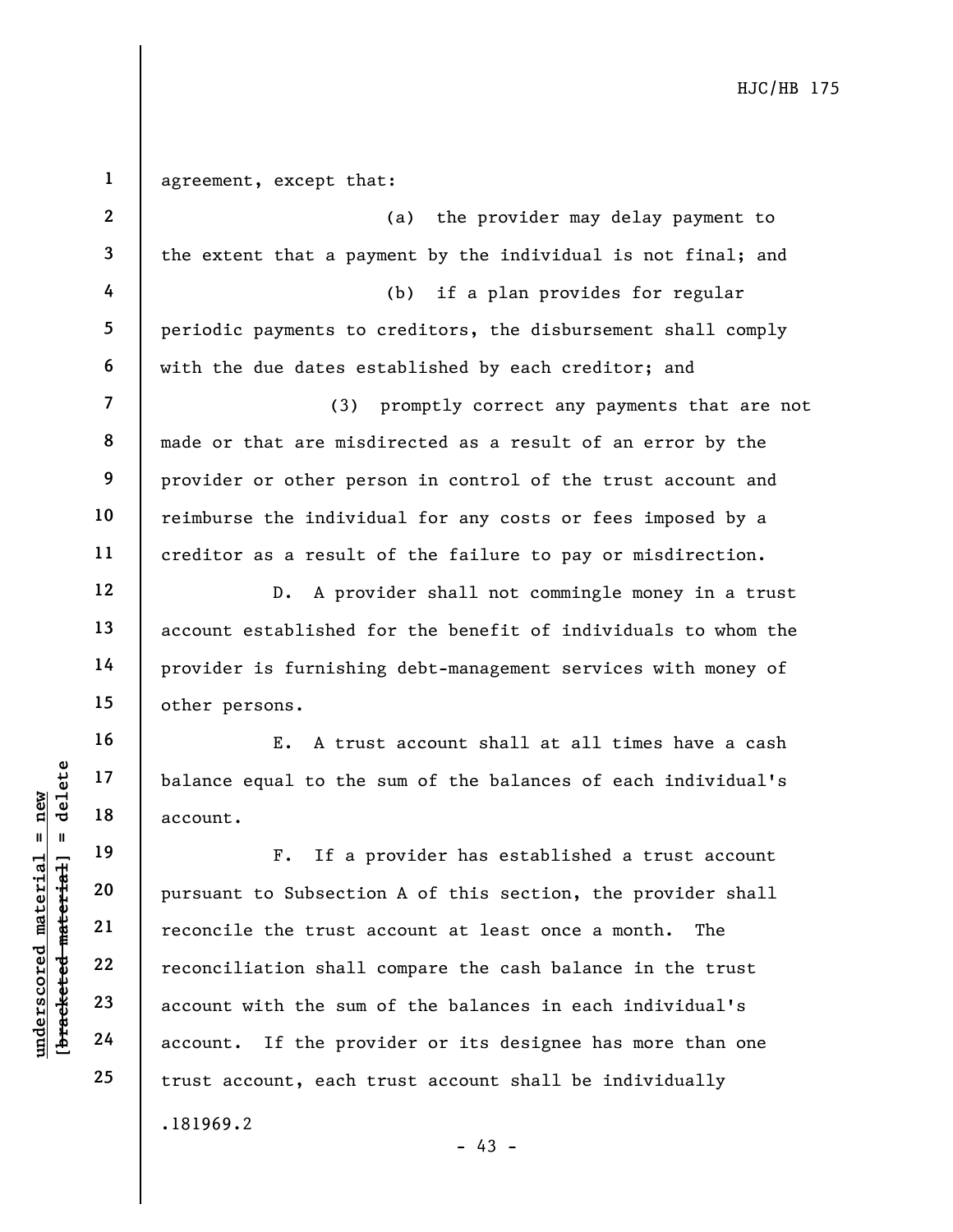agreement, except that:

(a) the provider may delay payment to the extent that a payment by the individual is not final; and

(b) if a plan provides for regular periodic payments to creditors, the disbursement shall comply with the due dates established by each creditor; and

(3) promptly correct any payments that are not made or that are misdirected as a result of an error by the provider or other person in control of the trust account and reimburse the individual for any costs or fees imposed by a creditor as a result of the failure to pay or misdirection.

D. A provider shall not commingle money in a trust account established for the benefit of individuals to whom the provider is furnishing debt-management services with money of other persons.

E. A trust account shall at all times have a cash balance equal to the sum of the balances of each individual's account.

F. If a provider has established a trust account pursuant to Subsection A of this section, the provider shall reconcile the trust account at least once a month. The reconciliation shall compare the cash balance in the trust account with the sum of the balances in each individual's account. If the provider or its designee has more than one trust account, each trust account shall be individually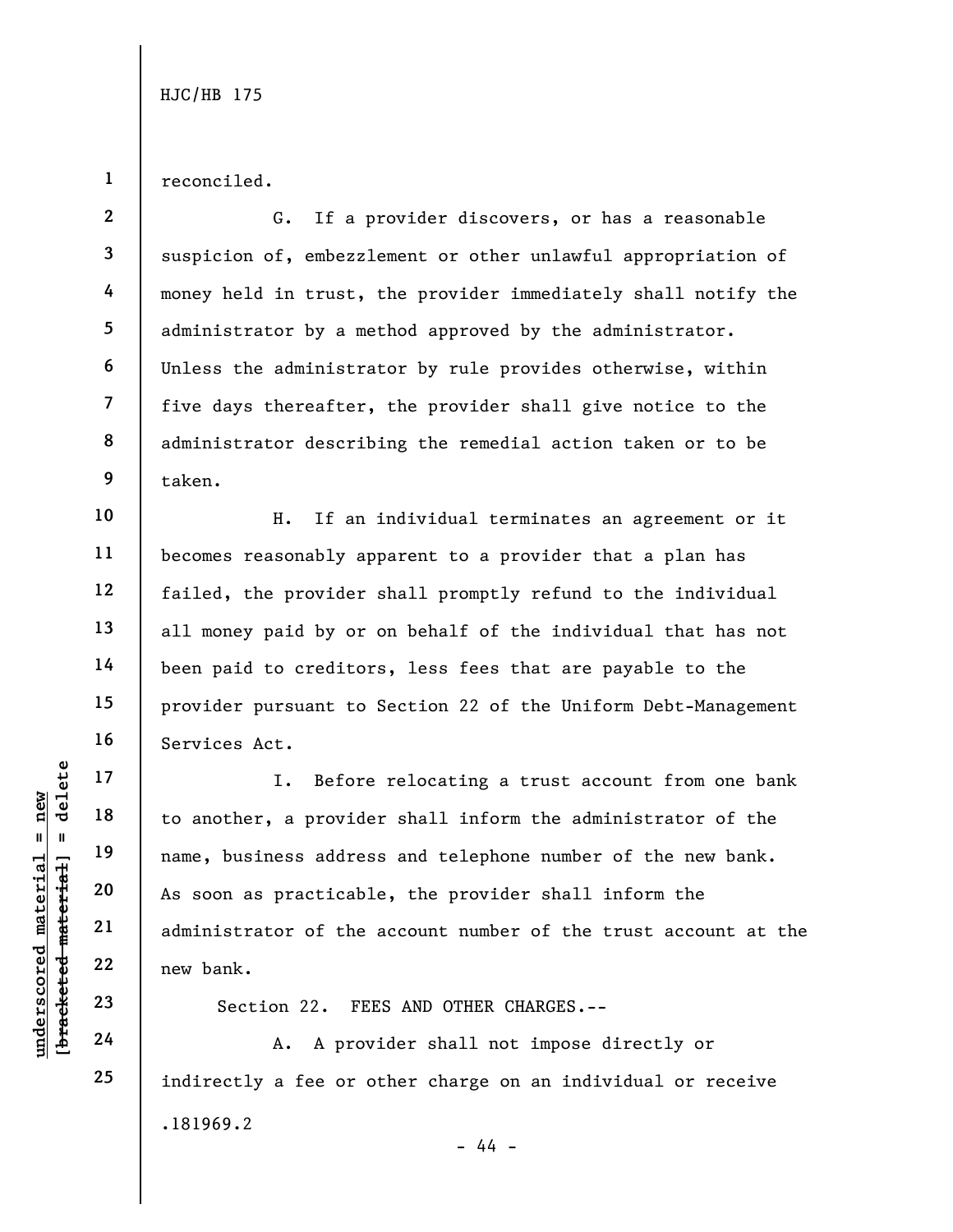reconciled.

G. If a provider discovers, or has a reasonable suspicion of, embezzlement or other unlawful appropriation of money held in trust, the provider immediately shall notify the administrator by a method approved by the administrator. Unless the administrator by rule provides otherwise, within five days thereafter, the provider shall give notice to the administrator describing the remedial action taken or to be taken.

H. If an individual terminates an agreement or it becomes reasonably apparent to a provider that a plan has failed, the provider shall promptly refund to the individual all money paid by or on behalf of the individual that has not been paid to creditors, less fees that are payable to the provider pursuant to Section 22 of the Uniform Debt-Management Services Act.

I. Before relocating a trust account from one bank to another, a provider shall inform the administrator of the name, business address and telephone number of the new bank. As soon as practicable, the provider shall inform the administrator of the account number of the trust account at the new bank.

Section 22. FEES AND OTHER CHARGES.--

A. A provider shall not impose directly or indirectly a fee or other charge on an individual or receive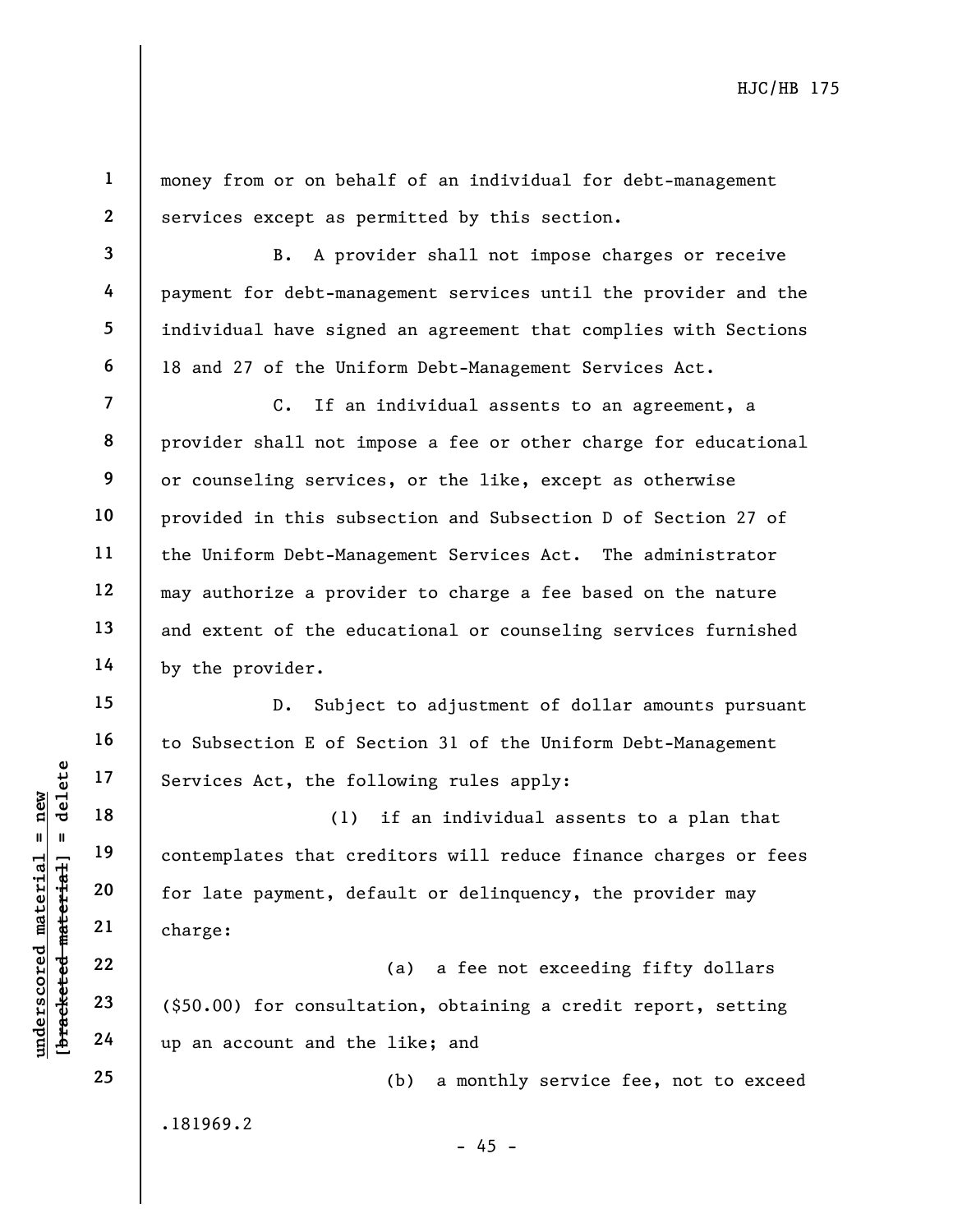money from or on behalf of an individual for debt-management services except as permitted by this section.

B. A provider shall not impose charges or receive payment for debt-management services until the provider and the individual have signed an agreement that complies with Sections 18 and 27 of the Uniform Debt-Management Services Act.

C. If an individual assents to an agreement, a provider shall not impose a fee or other charge for educational or counseling services, or the like, except as otherwise provided in this subsection and Subsection D of Section 27 of the Uniform Debt-Management Services Act. The administrator may authorize a provider to charge a fee based on the nature and extent of the educational or counseling services furnished by the provider.

D. Subject to adjustment of dollar amounts pursuant to Subsection E of Section 31 of the Uniform Debt-Management Services Act, the following rules apply:

(1) if an individual assents to a plan that contemplates that creditors will reduce finance charges or fees for late payment, default or delinquency, the provider may charge:

(a) a fee not exceeding fifty dollars ($50.00) for consultation, obtaining a credit report, setting up an account and the like; and

(b) a monthly service fee, not to exceed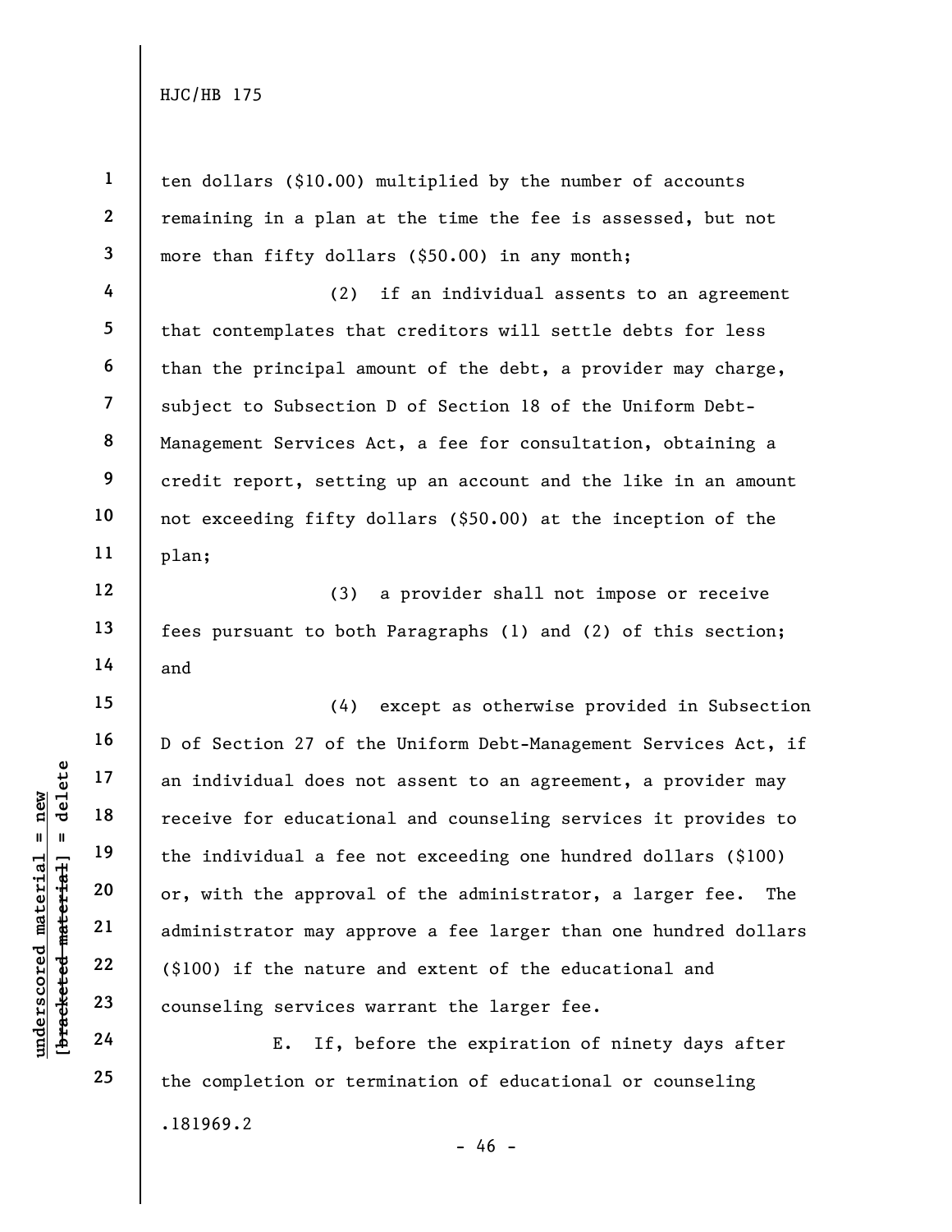ten dollars ($10.00) multiplied by the number of accounts remaining in a plan at the time the fee is assessed, but not more than fifty dollars ($50.00) in any month;

(2) if an individual assents to an agreement that contemplates that creditors will settle debts for less than the principal amount of the debt, a provider may charge, subject to Subsection D of Section 18 of the Uniform Debt-Management Services Act, a fee for consultation, obtaining a credit report, setting up an account and the like in an amount not exceeding fifty dollars ($50.00) at the inception of the plan;

(3) a provider shall not impose or receive fees pursuant to both Paragraphs (1) and (2) of this section; and

(4) except as otherwise provided in Subsection D of Section 27 of the Uniform Debt-Management Services Act, if an individual does not assent to an agreement, a provider may receive for educational and counseling services it provides to the individual a fee not exceeding one hundred dollars ($100) or, with the approval of the administrator, a larger fee. The administrator may approve a fee larger than one hundred dollars ($100) if the nature and extent of the educational and counseling services warrant the larger fee.

E. If, before the expiration of ninety days after the completion or termination of educational or counseling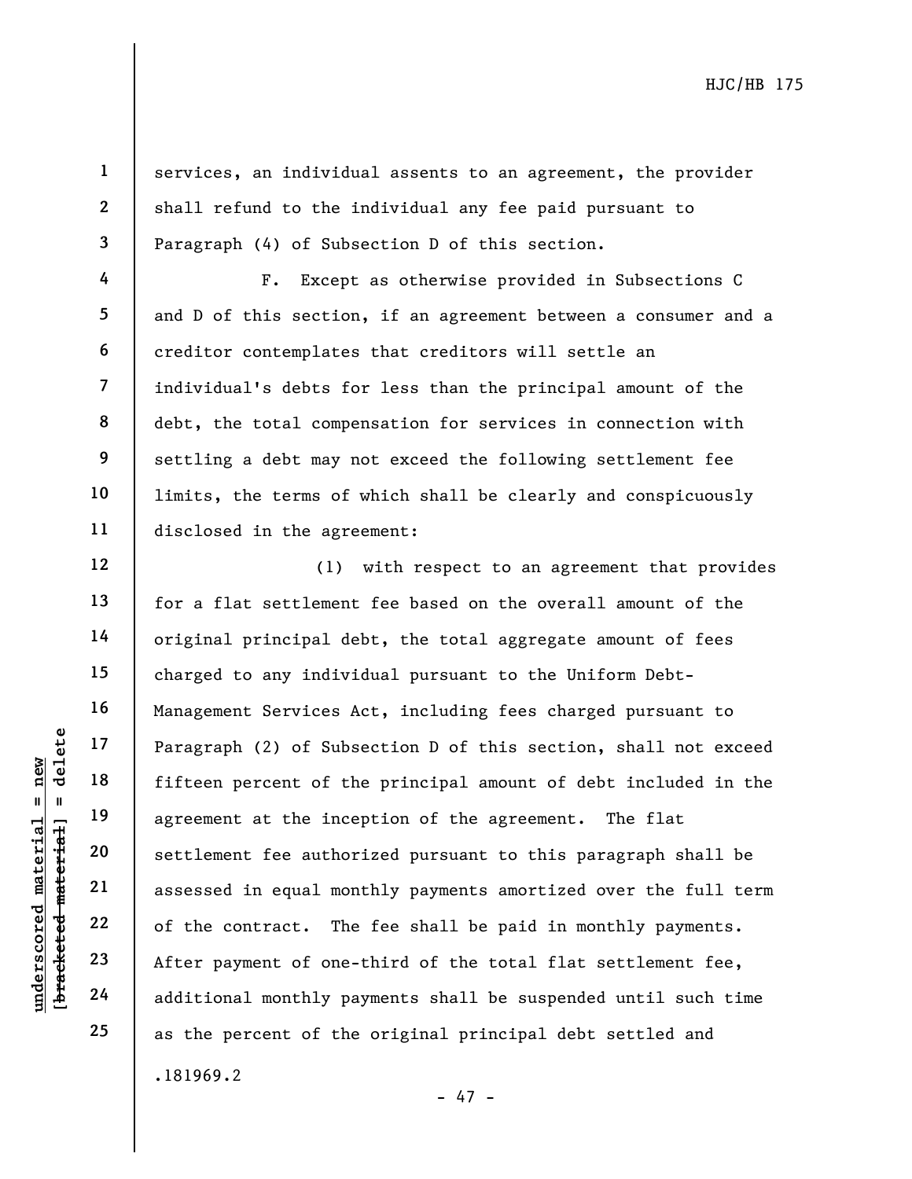services, an individual assents to an agreement, the provider shall refund to the individual any fee paid pursuant to Paragraph (4) of Subsection D of this section.

F. Except as otherwise provided in Subsections C and D of this section, if an agreement between a consumer and a creditor contemplates that creditors will settle an individual's debts for less than the principal amount of the debt, the total compensation for services in connection with settling a debt may not exceed the following settlement fee limits, the terms of which shall be clearly and conspicuously disclosed in the agreement:

(1) with respect to an agreement that provides for a flat settlement fee based on the overall amount of the original principal debt, the total aggregate amount of fees charged to any individual pursuant to the Uniform Debt-Management Services Act, including fees charged pursuant to Paragraph (2) of Subsection D of this section, shall not exceed fifteen percent of the principal amount of debt included in the agreement at the inception of the agreement. The flat settlement fee authorized pursuant to this paragraph shall be assessed in equal monthly payments amortized over the full term of the contract. The fee shall be paid in monthly payments. After payment of one-third of the total flat settlement fee, additional monthly payments shall be suspended until such time as the percent of the original principal debt settled and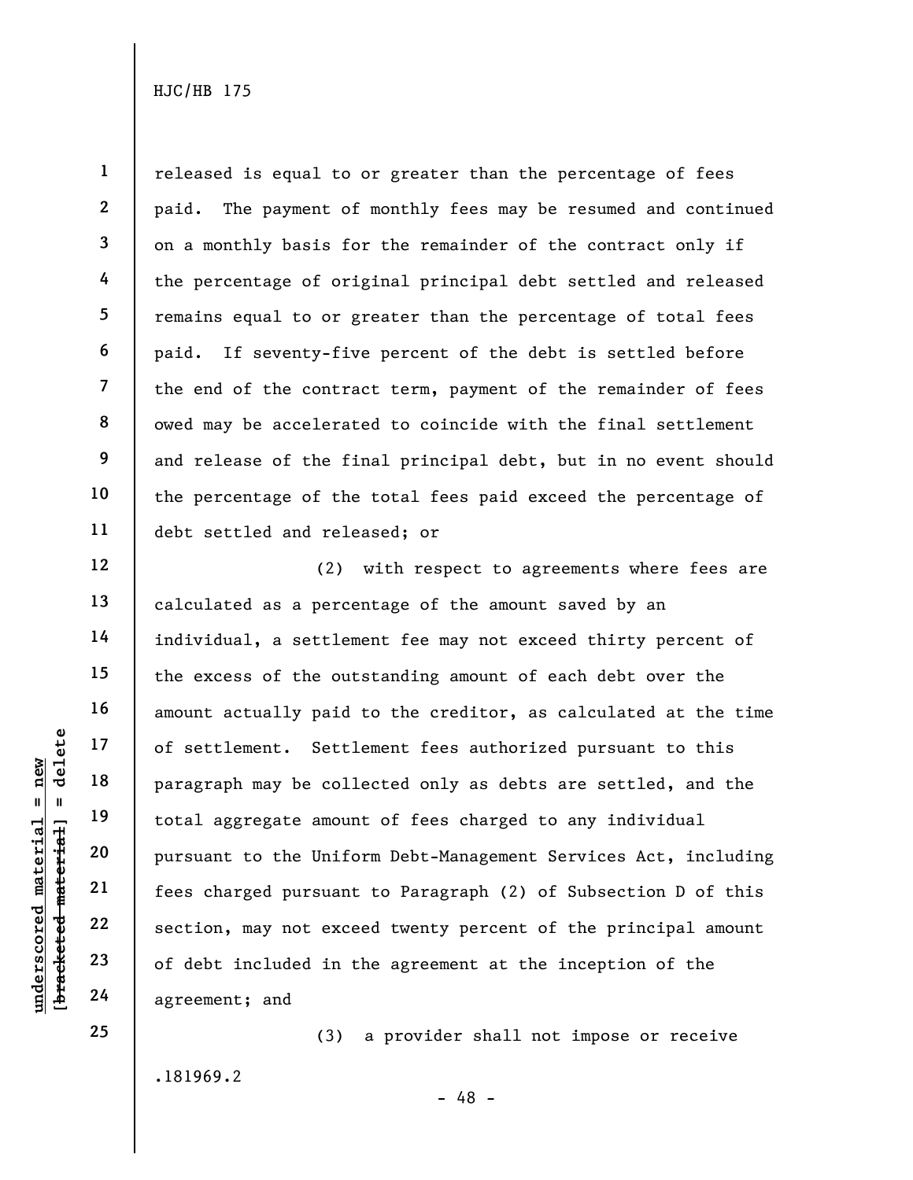released is equal to or greater than the percentage of fees paid. The payment of monthly fees may be resumed and continued on a monthly basis for the remainder of the contract only if the percentage of original principal debt settled and released remains equal to or greater than the percentage of total fees paid. If seventy-five percent of the debt is settled before the end of the contract term, payment of the remainder of fees owed may be accelerated to coincide with the final settlement and release of the final principal debt, but in no event should the percentage of the total fees paid exceed the percentage of debt settled and released; or

(2) with respect to agreements where fees are calculated as a percentage of the amount saved by an individual, a settlement fee may not exceed thirty percent of the excess of the outstanding amount of each debt over the amount actually paid to the creditor, as calculated at the time of settlement. Settlement fees authorized pursuant to this paragraph may be collected only as debts are settled, and the total aggregate amount of fees charged to any individual pursuant to the Uniform Debt-Management Services Act, including fees charged pursuant to Paragraph (2) of Subsection D of this section, may not exceed twenty percent of the principal amount of debt included in the agreement at the inception of the agreement; and

(3) a provider shall not impose or receive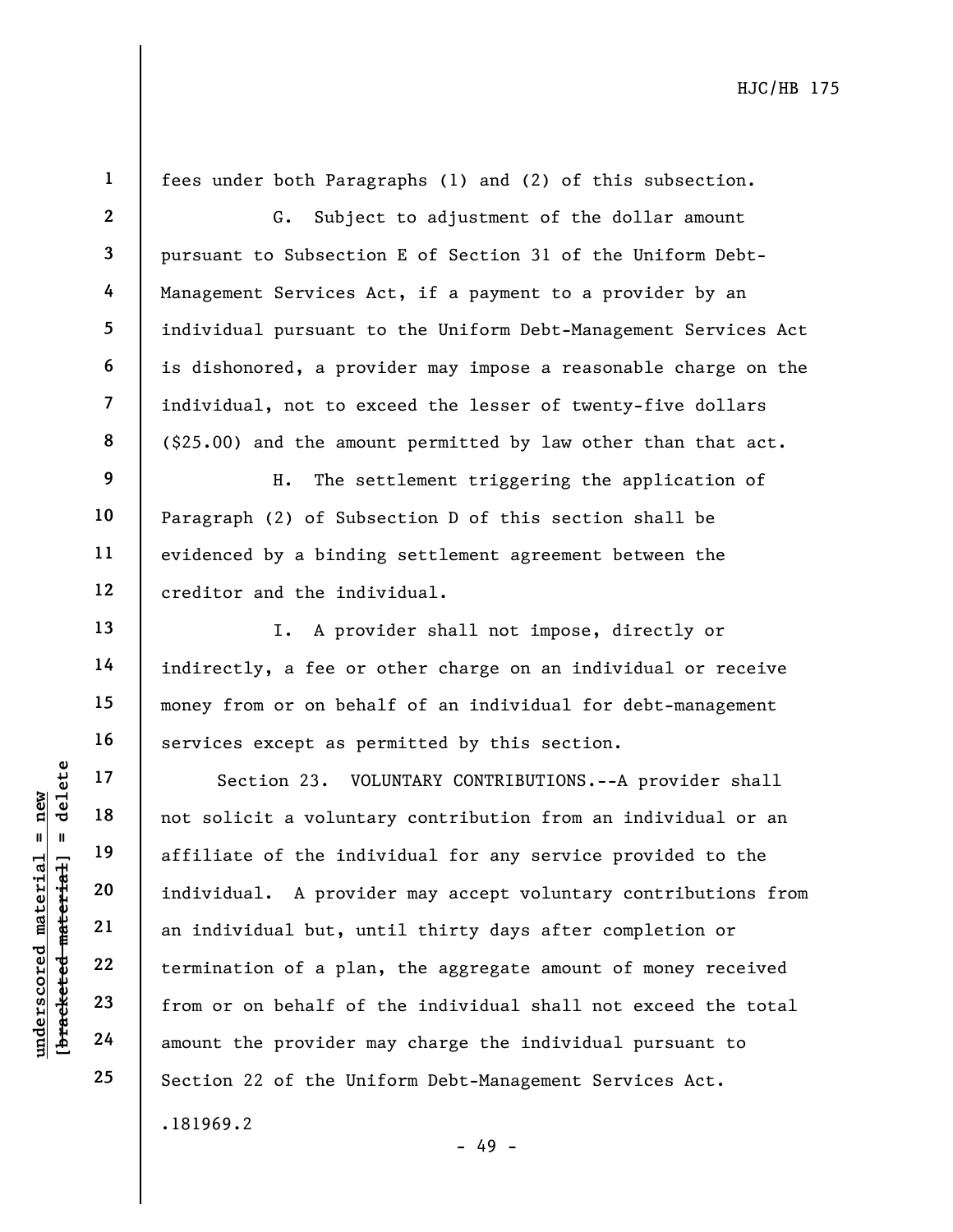fees under both Paragraphs (1) and (2) of this subsection.

G. Subject to adjustment of the dollar amount pursuant to Subsection E of Section 31 of the Uniform Debt-Management Services Act, if a payment to a provider by an individual pursuant to the Uniform Debt-Management Services Act is dishonored, a provider may impose a reasonable charge on the individual, not to exceed the lesser of twenty-five dollars ($25.00) and the amount permitted by law other than that act.

H. The settlement triggering the application of Paragraph (2) of Subsection D of this section shall be evidenced by a binding settlement agreement between the creditor and the individual.

I. A provider shall not impose, directly or indirectly, a fee or other charge on an individual or receive money from or on behalf of an individual for debt-management services except as permitted by this section.

Section 23. VOLUNTARY CONTRIBUTIONS.--A provider shall not solicit a voluntary contribution from an individual or an affiliate of the individual for any service provided to the individual. A provider may accept voluntary contributions from an individual but, until thirty days after completion or termination of a plan, the aggregate amount of money received from or on behalf of the individual shall not exceed the total amount the provider may charge the individual pursuant to Section 22 of the Uniform Debt-Management Services Act.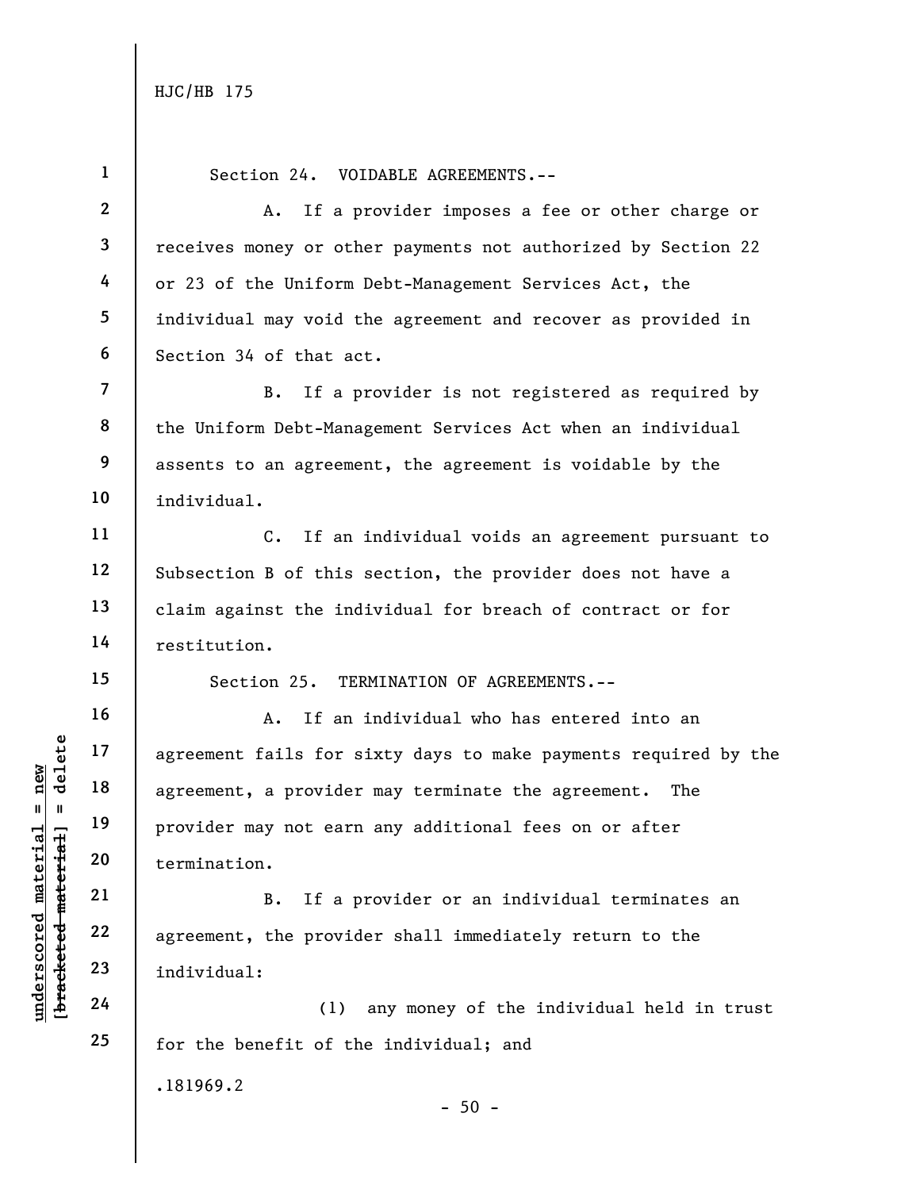Section 24. VOIDABLE AGREEMENTS.--

A. If a provider imposes a fee or other charge or receives money or other payments not authorized by Section 22 or 23 of the Uniform Debt-Management Services Act, the individual may void the agreement and recover as provided in Section 34 of that act.

B. If a provider is not registered as required by the Uniform Debt-Management Services Act when an individual assents to an agreement, the agreement is voidable by the individual.

C. If an individual voids an agreement pursuant to Subsection B of this section, the provider does not have a claim against the individual for breach of contract or for restitution.

Section 25. TERMINATION OF AGREEMENTS.--

A. If an individual who has entered into an agreement fails for sixty days to make payments required by the agreement, a provider may terminate the agreement. The provider may not earn any additional fees on or after termination.

B. If a provider or an individual terminates an agreement, the provider shall immediately return to the individual:

(1) any money of the individual held in trust for the benefit of the individual; and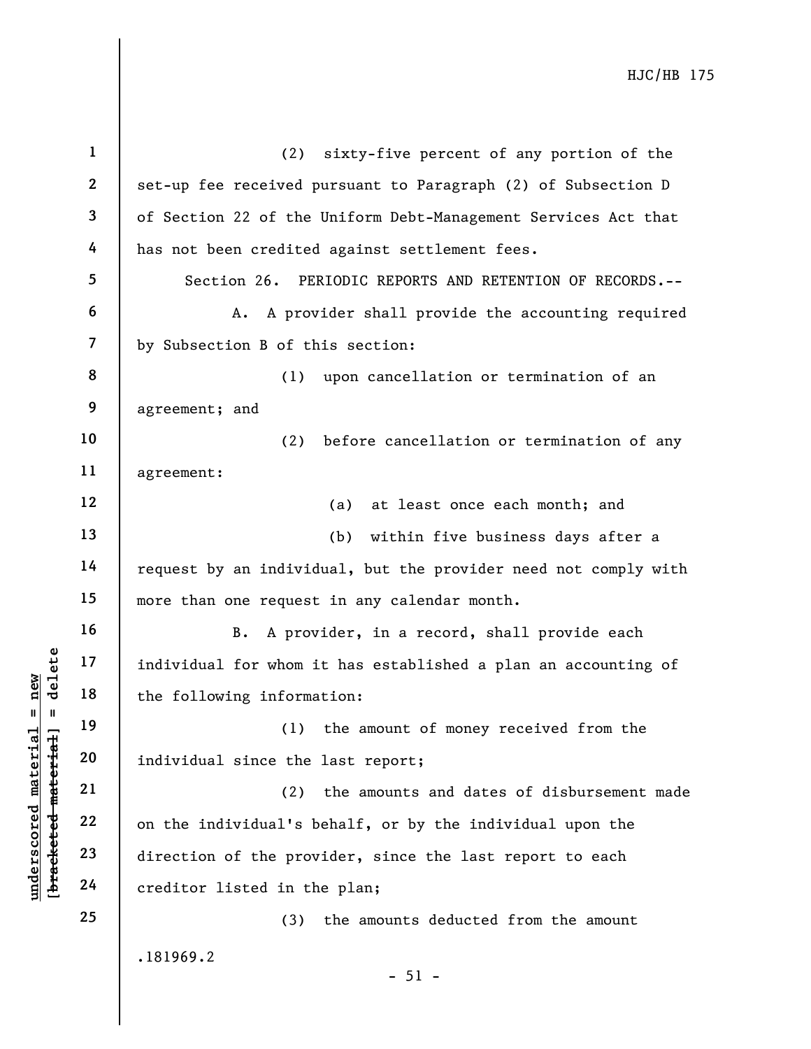(2) sixty-five percent of any portion of the set-up fee received pursuant to Paragraph (2) of Subsection D of Section 22 of the Uniform Debt-Management Services Act that has not been credited against settlement fees.

Section 26. PERIODIC REPORTS AND RETENTION OF RECORDS.--

A. A provider shall provide the accounting required by Subsection B of this section:

(1) upon cancellation or termination of an agreement; and

(2) before cancellation or termination of any agreement:

(a) at least once each month; and

(b) within five business days after a request by an individual, but the provider need not comply with more than one request in any calendar month.

B. A provider, in a record, shall provide each individual for whom it has established a plan an accounting of the following information:

(1) the amount of money received from the individual since the last report;

(2) the amounts and dates of disbursement made on the individual's behalf, or by the individual upon the direction of the provider, since the last report to each creditor listed in the plan;

(3) the amounts deducted from the amount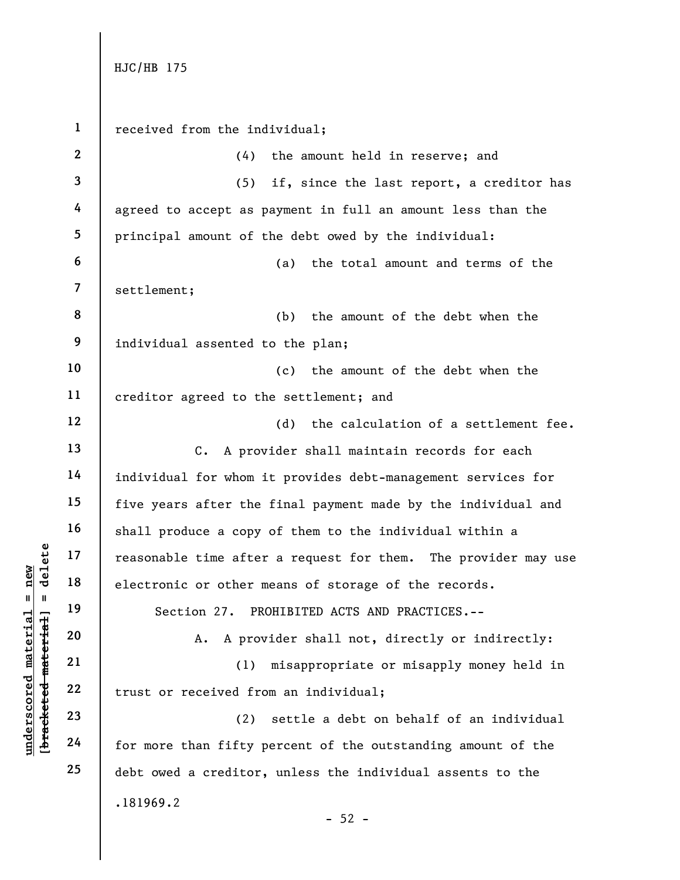received from the individual;

(4) the amount held in reserve; and

(5) if, since the last report, a creditor has agreed to accept as payment in full an amount less than the principal amount of the debt owed by the individual:

(a) the total amount and terms of the settlement;

(b) the amount of the debt when the individual assented to the plan;

(c) the amount of the debt when the creditor agreed to the settlement; and

(d) the calculation of a settlement fee.

C. A provider shall maintain records for each individual for whom it provides debt-management services for five years after the final payment made by the individual and shall produce a copy of them to the individual within a reasonable time after a request for them. The provider may use electronic or other means of storage of the records.

Section 27. PROHIBITED ACTS AND PRACTICES.--

A. A provider shall not, directly or indirectly:

(1) misappropriate or misapply money held in trust or received from an individual;

(2) settle a debt on behalf of an individual for more than fifty percent of the outstanding amount of the debt owed a creditor, unless the individual assents to the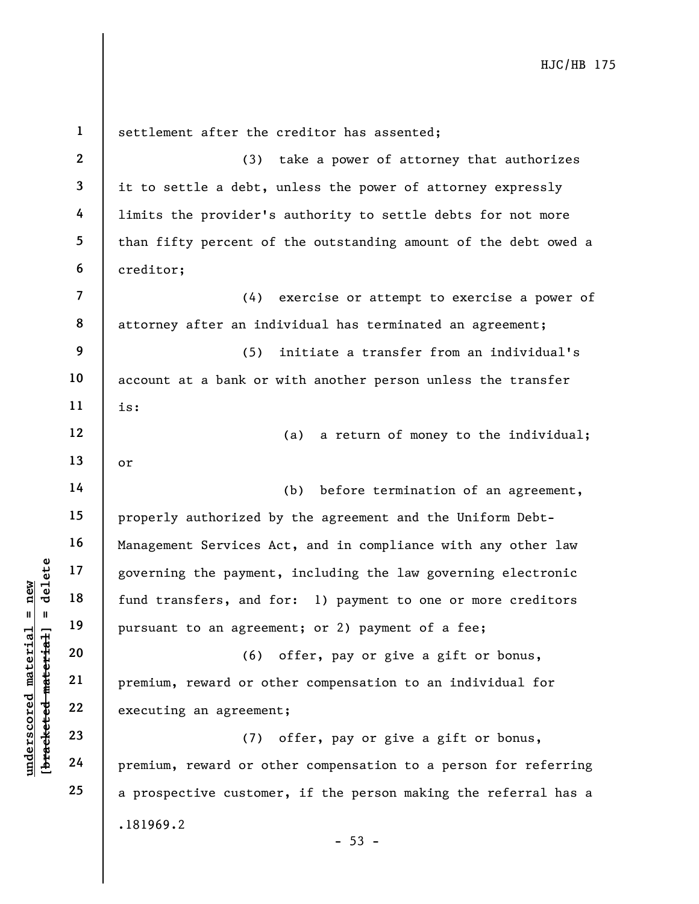settlement after the creditor has assented;

(3) take a power of attorney that authorizes it to settle a debt, unless the power of attorney expressly limits the provider's authority to settle debts for not more than fifty percent of the outstanding amount of the debt owed a creditor;

(4) exercise or attempt to exercise a power of attorney after an individual has terminated an agreement;

(5) initiate a transfer from an individual's account at a bank or with another person unless the transfer is:

(a) a return of money to the individual; or

(b) before termination of an agreement, properly authorized by the agreement and the Uniform Debt-Management Services Act, and in compliance with any other law governing the payment, including the law governing electronic fund transfers, and for: 1) payment to one or more creditors pursuant to an agreement; or 2) payment of a fee;

(6) offer, pay or give a gift or bonus, premium, reward or other compensation to an individual for executing an agreement;

(7) offer, pay or give a gift or bonus, premium, reward or other compensation to a person for referring a prospective customer, if the person making the referral has a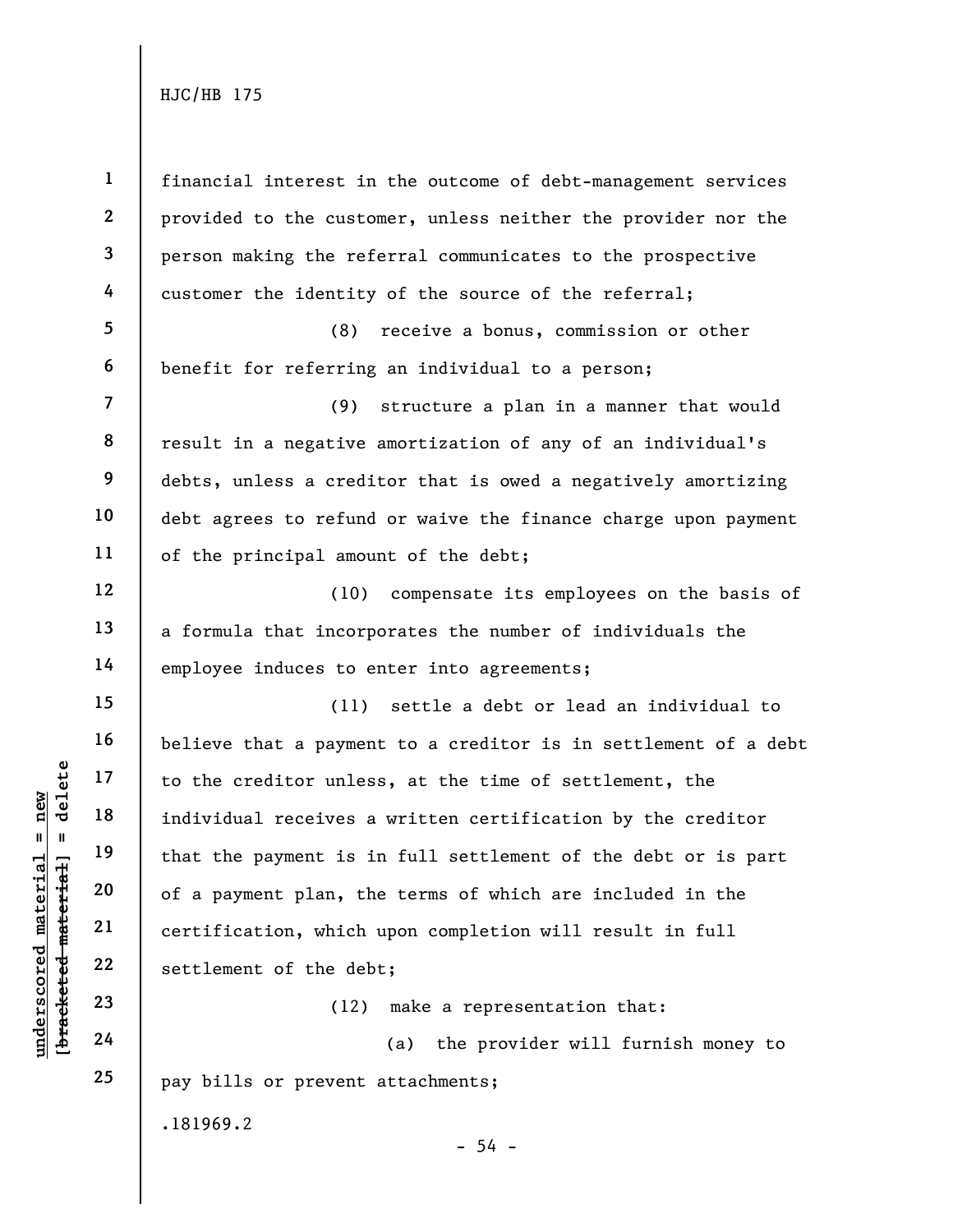financial interest in the outcome of debt-management services provided to the customer, unless neither the provider nor the person making the referral communicates to the prospective customer the identity of the source of the referral;

(8) receive a bonus, commission or other benefit for referring an individual to a person;

(9) structure a plan in a manner that would result in a negative amortization of any of an individual's debts, unless a creditor that is owed a negatively amortizing debt agrees to refund or waive the finance charge upon payment of the principal amount of the debt;

(10) compensate its employees on the basis of a formula that incorporates the number of individuals the employee induces to enter into agreements;

(11) settle a debt or lead an individual to believe that a payment to a creditor is in settlement of a debt to the creditor unless, at the time of settlement, the individual receives a written certification by the creditor that the payment is in full settlement of the debt or is part of a payment plan, the terms of which are included in the certification, which upon completion will result in full settlement of the debt;

(12) make a representation that:

(a) the provider will furnish money to pay bills or prevent attachments;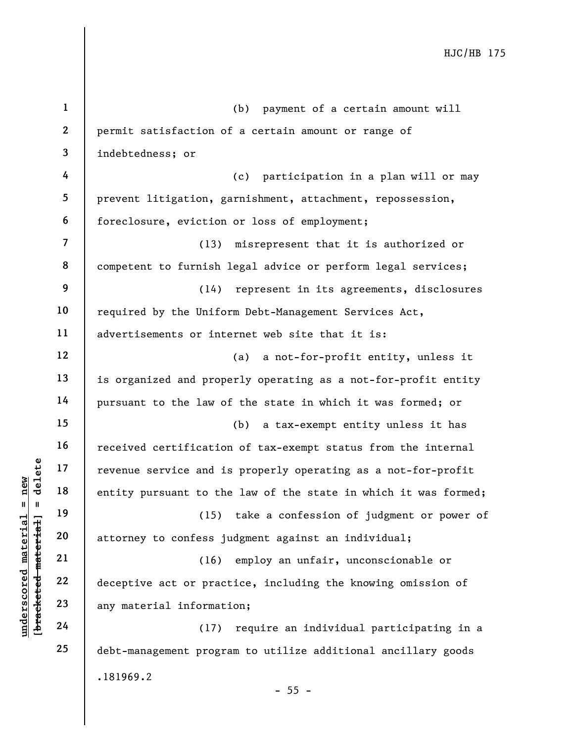(b) payment of a certain amount will permit satisfaction of a certain amount or range of indebtedness; or

(c) participation in a plan will or may prevent litigation, garnishment, attachment, repossession, foreclosure, eviction or loss of employment;

(13) misrepresent that it is authorized or competent to furnish legal advice or perform legal services;

(14) represent in its agreements, disclosures required by the Uniform Debt-Management Services Act, advertisements or internet web site that it is:

(a) a not-for-profit entity, unless it is organized and properly operating as a not-for-profit entity pursuant to the law of the state in which it was formed; or

(b) a tax-exempt entity unless it has received certification of tax-exempt status from the internal revenue service and is properly operating as a not-for-profit entity pursuant to the law of the state in which it was formed;

(15) take a confession of judgment or power of attorney to confess judgment against an individual;

(16) employ an unfair, unconscionable or deceptive act or practice, including the knowing omission of any material information;

(17) require an individual participating in a debt-management program to utilize additional ancillary goods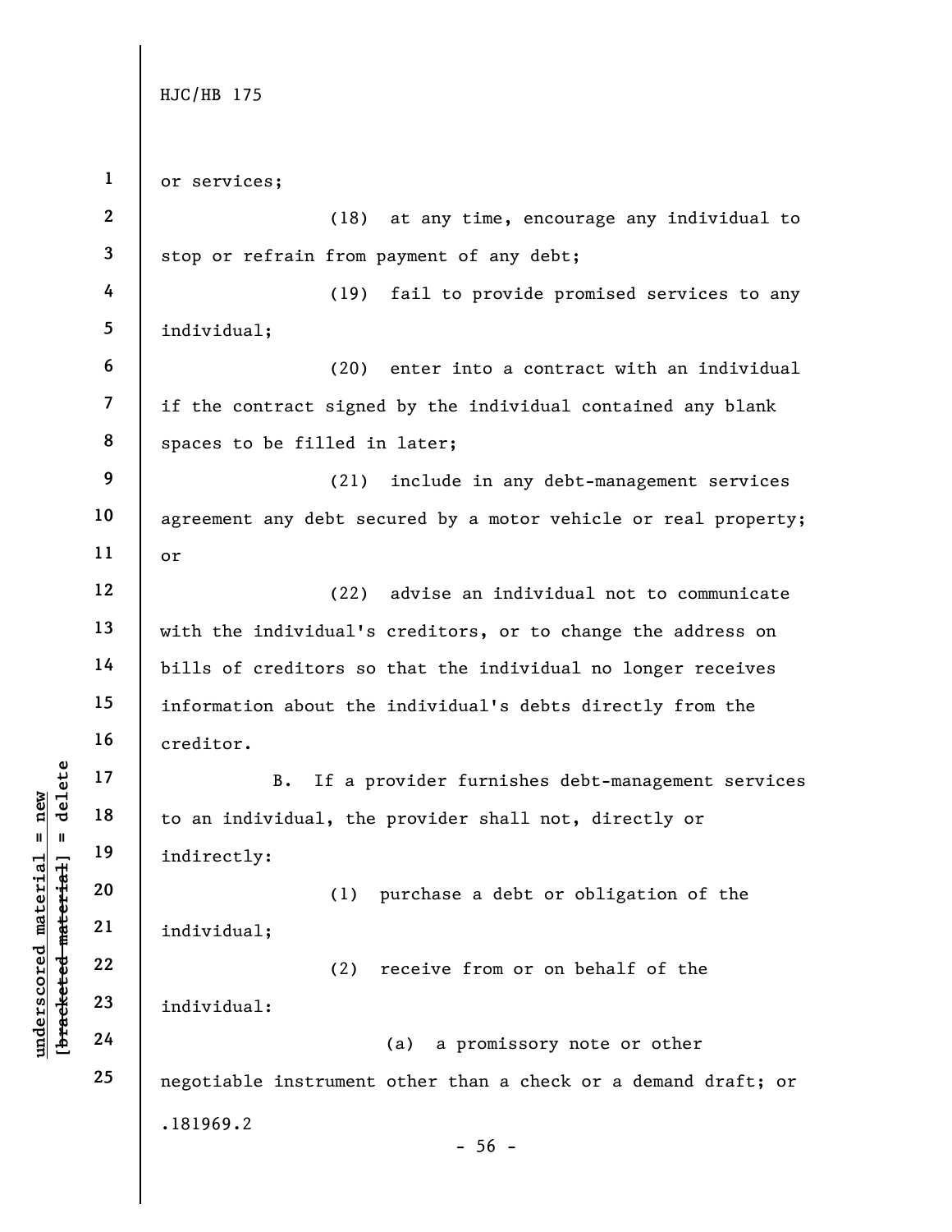or services;

(18) at any time, encourage any individual to stop or refrain from payment of any debt;

(19) fail to provide promised services to any individual;

(20) enter into a contract with an individual if the contract signed by the individual contained any blank spaces to be filled in later;

(21) include in any debt-management services agreement any debt secured by a motor vehicle or real property; or

(22) advise an individual not to communicate with the individual's creditors, or to change the address on bills of creditors so that the individual no longer receives information about the individual's debts directly from the creditor.

B. If a provider furnishes debt-management services to an individual, the provider shall not, directly or indirectly:

(1) purchase a debt or obligation of the individual;

(2) receive from or on behalf of the individual:

(a) a promissory note or other negotiable instrument other than a check or a demand draft; or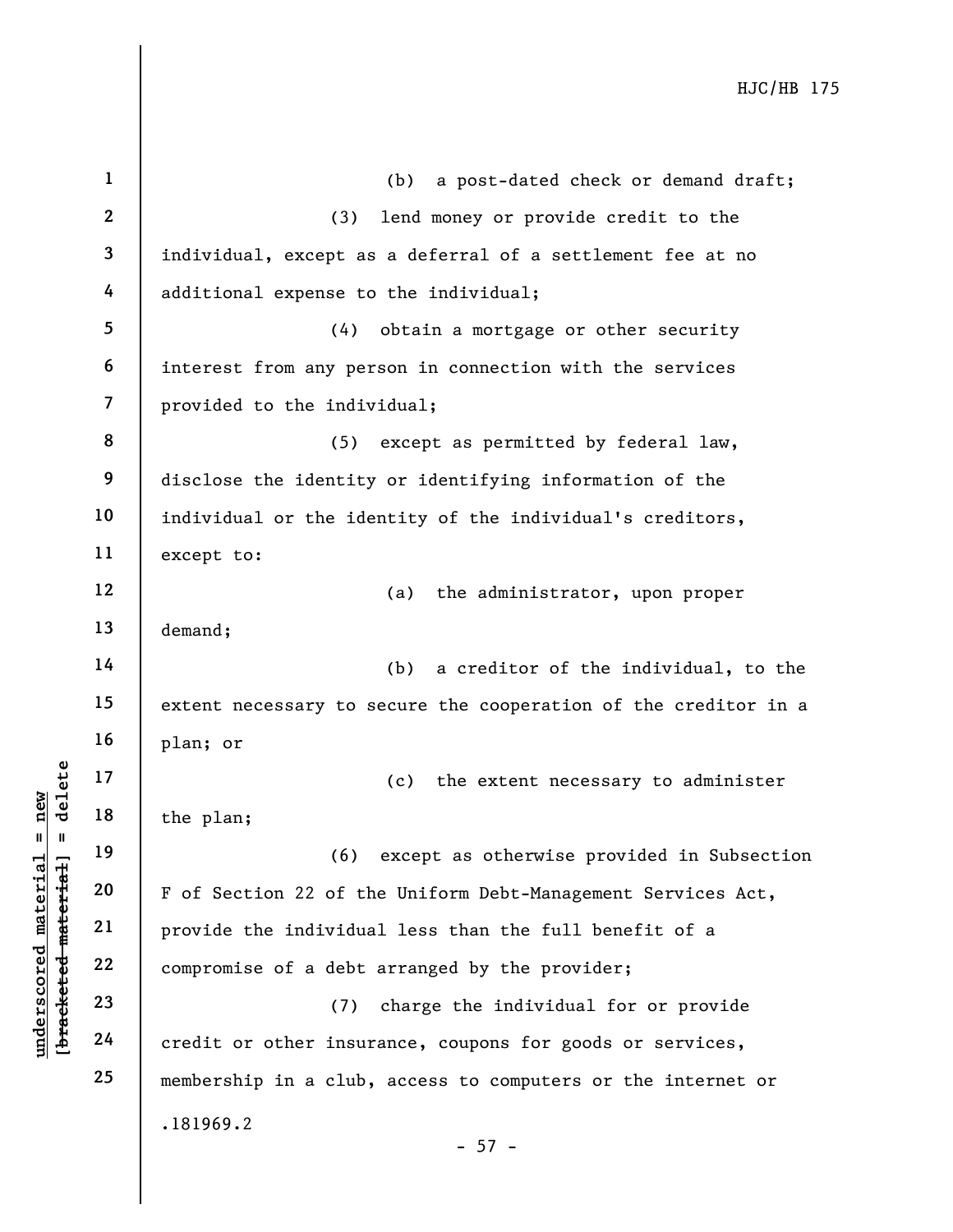(b) a post-dated check or demand draft;

(3) lend money or provide credit to the individual, except as a deferral of a settlement fee at no additional expense to the individual;

(4) obtain a mortgage or other security interest from any person in connection with the services provided to the individual;

(5) except as permitted by federal law, disclose the identity or identifying information of the individual or the identity of the individual's creditors, except to:

(a) the administrator, upon proper demand;

(b) a creditor of the individual, to the extent necessary to secure the cooperation of the creditor in a plan; or

(c) the extent necessary to administer the plan;

(6) except as otherwise provided in Subsection F of Section 22 of the Uniform Debt-Management Services Act, provide the individual less than the full benefit of a compromise of a debt arranged by the provider;

(7) charge the individual for or provide credit or other insurance, coupons for goods or services, membership in a club, access to computers or the internet or

.181969.2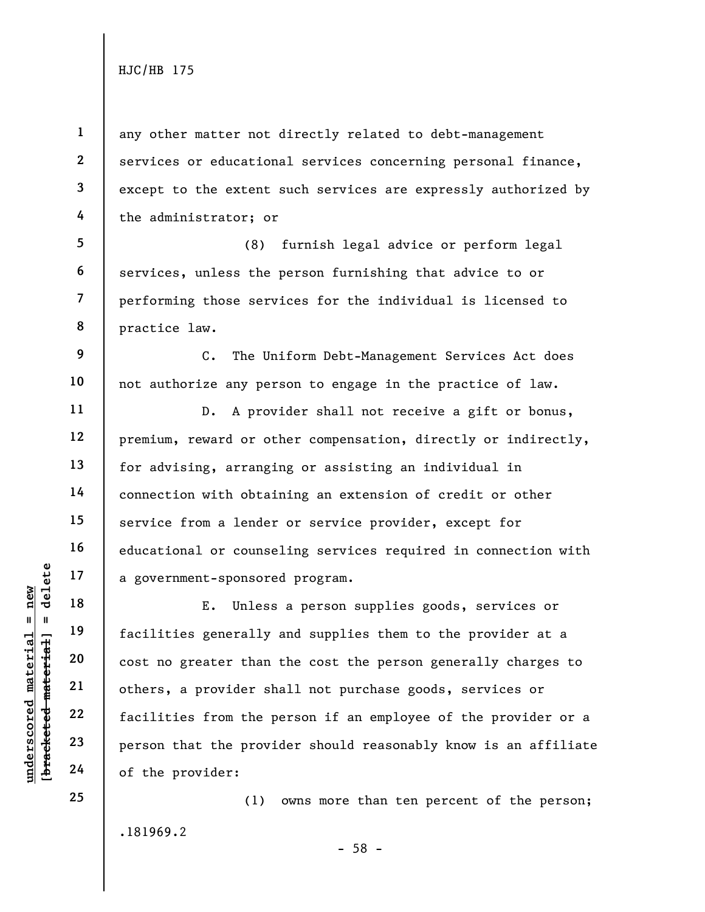any other matter not directly related to debt-management services or educational services concerning personal finance, except to the extent such services are expressly authorized by the administrator; or

(8) furnish legal advice or perform legal services, unless the person furnishing that advice to or performing those services for the individual is licensed to practice law.

C. The Uniform Debt-Management Services Act does not authorize any person to engage in the practice of law.

D. A provider shall not receive a gift or bonus, premium, reward or other compensation, directly or indirectly, for advising, arranging or assisting an individual in connection with obtaining an extension of credit or other service from a lender or service provider, except for educational or counseling services required in connection with a government-sponsored program.

E. Unless a person supplies goods, services or facilities generally and supplies them to the provider at a cost no greater than the cost the person generally charges to others, a provider shall not purchase goods, services or facilities from the person if an employee of the provider or a person that the provider should reasonably know is an affiliate of the provider:

(1) owns more than ten percent of the person;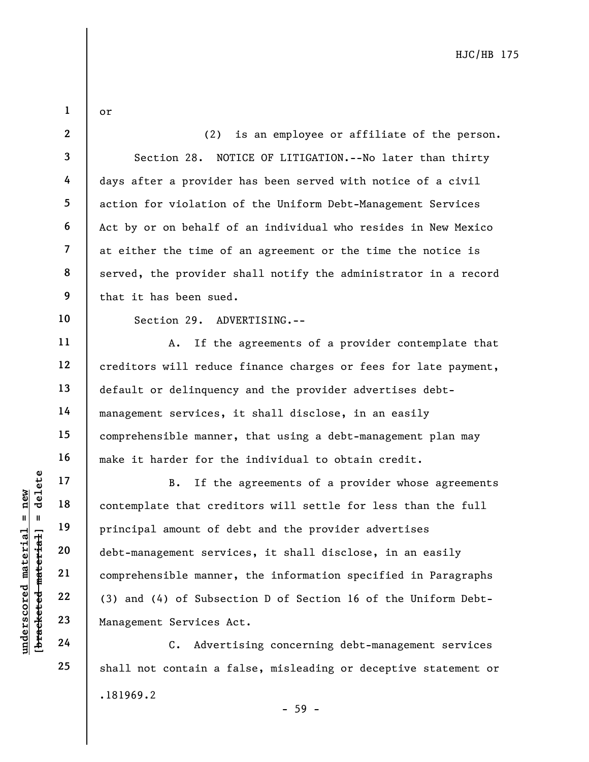or

(2) is an employee or affiliate of the person.

Section 28. NOTICE OF LITIGATION.--No later than thirty days after a provider has been served with notice of a civil action for violation of the Uniform Debt-Management Services Act by or on behalf of an individual who resides in New Mexico at either the time of an agreement or the time the notice is served, the provider shall notify the administrator in a record that it has been sued.

Section 29. ADVERTISING.--

A. If the agreements of a provider contemplate that creditors will reduce finance charges or fees for late payment, default or delinquency and the provider advertises debt-management services, it shall disclose, in an easily comprehensible manner, that using a debt-management plan may make it harder for the individual to obtain credit.

B. If the agreements of a provider whose agreements contemplate that creditors will settle for less than the full principal amount of debt and the provider advertises debt-management services, it shall disclose, in an easily comprehensible manner, the information specified in Paragraphs (3) and (4) of Subsection D of Section 16 of the Uniform Debt-Management Services Act.

C. Advertising concerning debt-management services shall not contain a false, misleading or deceptive statement or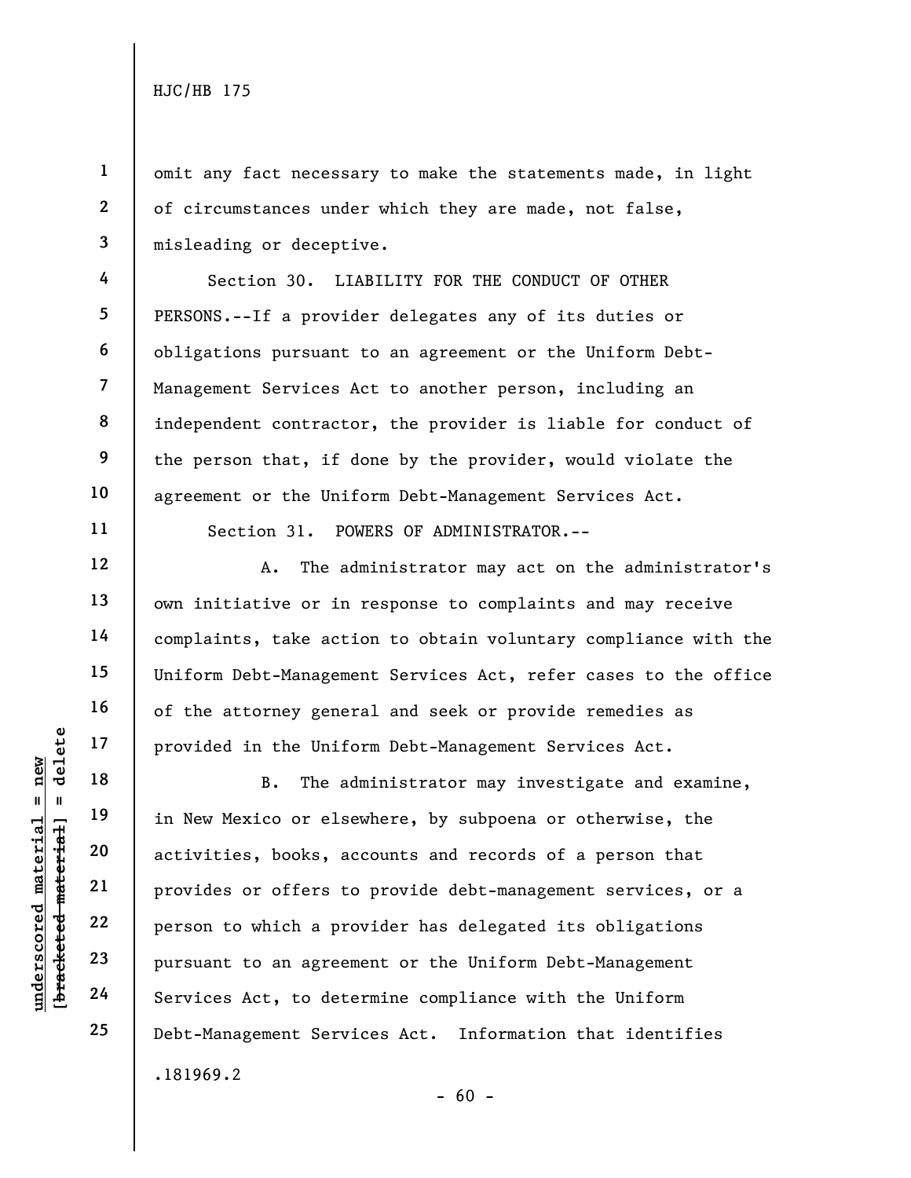omit any fact necessary to make the statements made, in light of circumstances under which they are made, not false, misleading or deceptive.

Section 30. LIABILITY FOR THE CONDUCT OF OTHER PERSONS.--If a provider delegates any of its duties or obligations pursuant to an agreement or the Uniform Debt-Management Services Act to another person, including an independent contractor, the provider is liable for conduct of the person that, if done by the provider, would violate the agreement or the Uniform Debt-Management Services Act.

Section 31. POWERS OF ADMINISTRATOR.--

A. The administrator may act on the administrator's own initiative or in response to complaints and may receive complaints, take action to obtain voluntary compliance with the Uniform Debt-Management Services Act, refer cases to the office of the attorney general and seek or provide remedies as provided in the Uniform Debt-Management Services Act.

B. The administrator may investigate and examine, in New Mexico or elsewhere, by subpoena or otherwise, the activities, books, accounts and records of a person that provides or offers to provide debt-management services, or a person to which a provider has delegated its obligations pursuant to an agreement or the Uniform Debt-Management Services Act, to determine compliance with the Uniform Debt-Management Services Act. Information that identifies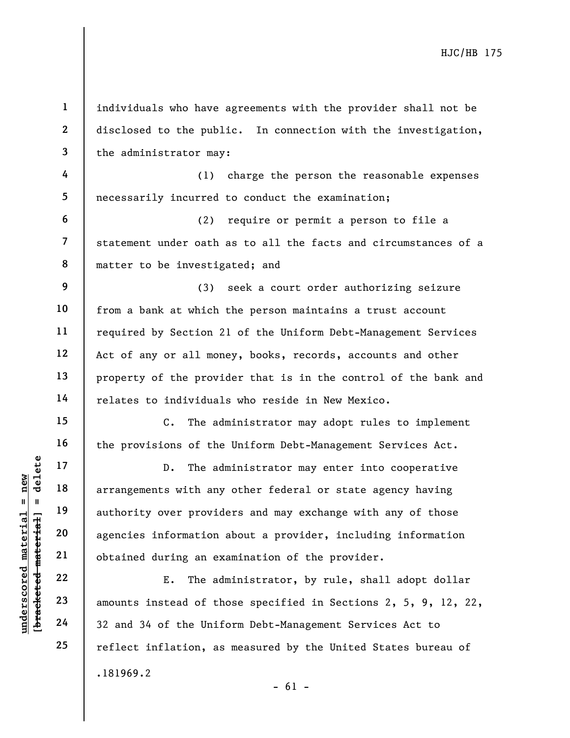individuals who have agreements with the provider shall not be disclosed to the public. In connection with the investigation, the administrator may:

(1) charge the person the reasonable expenses necessarily incurred to conduct the examination;

(2) require or permit a person to file a statement under oath as to all the facts and circumstances of a matter to be investigated; and

(3) seek a court order authorizing seizure from a bank at which the person maintains a trust account required by Section 21 of the Uniform Debt-Management Services Act of any or all money, books, records, accounts and other property of the provider that is in the control of the bank and relates to individuals who reside in New Mexico.

C. The administrator may adopt rules to implement the provisions of the Uniform Debt-Management Services Act.

D. The administrator may enter into cooperative arrangements with any other federal or state agency having authority over providers and may exchange with any of those agencies information about a provider, including information obtained during an examination of the provider.

E. The administrator, by rule, shall adopt dollar amounts instead of those specified in Sections 2, 5, 9, 12, 22, 32 and 34 of the Uniform Debt-Management Services Act to reflect inflation, as measured by the United States bureau of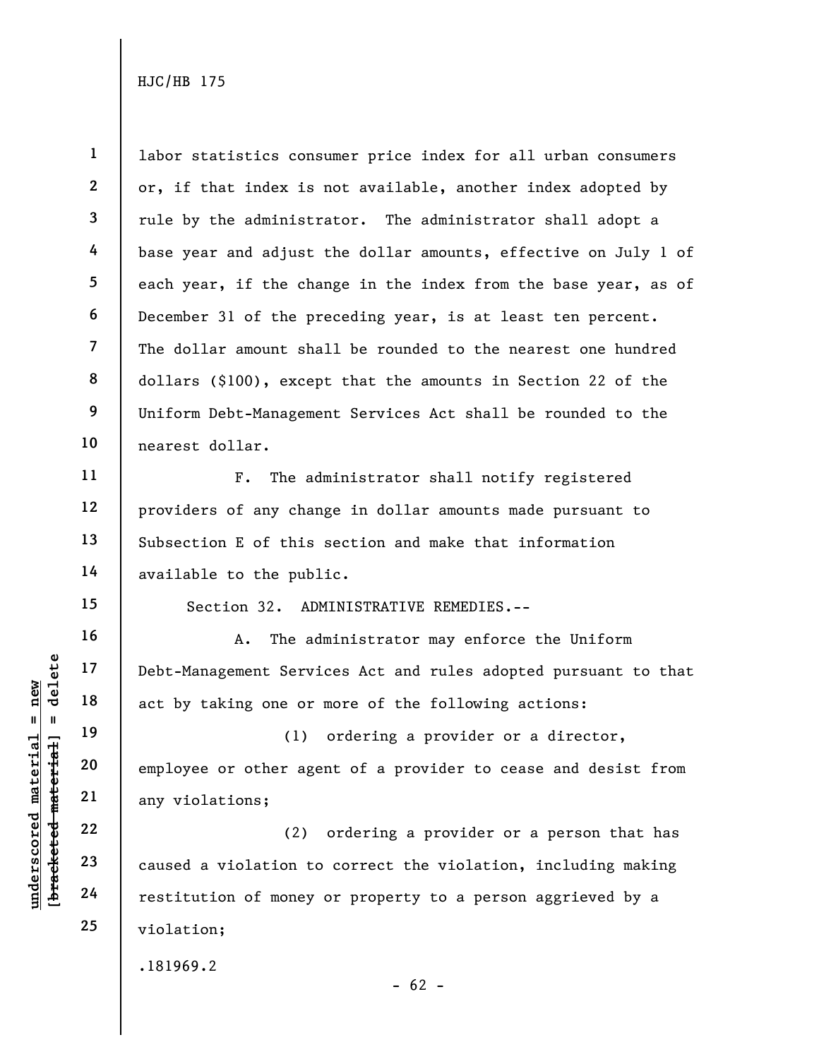labor statistics consumer price index for all urban consumers or, if that index is not available, another index adopted by rule by the administrator. The administrator shall adopt a base year and adjust the dollar amounts, effective on July 1 of each year, if the change in the index from the base year, as of December 31 of the preceding year, is at least ten percent. The dollar amount shall be rounded to the nearest one hundred dollars ($100), except that the amounts in Section 22 of the Uniform Debt-Management Services Act shall be rounded to the nearest dollar.

F. The administrator shall notify registered providers of any change in dollar amounts made pursuant to Subsection E of this section and make that information available to the public.

Section 32. ADMINISTRATIVE REMEDIES.--

A. The administrator may enforce the Uniform Debt-Management Services Act and rules adopted pursuant to that act by taking one or more of the following actions:

(1) ordering a provider or a director, employee or other agent of a provider to cease and desist from any violations;

(2) ordering a provider or a person that has caused a violation to correct the violation, including making restitution of money or property to a person aggrieved by a violation;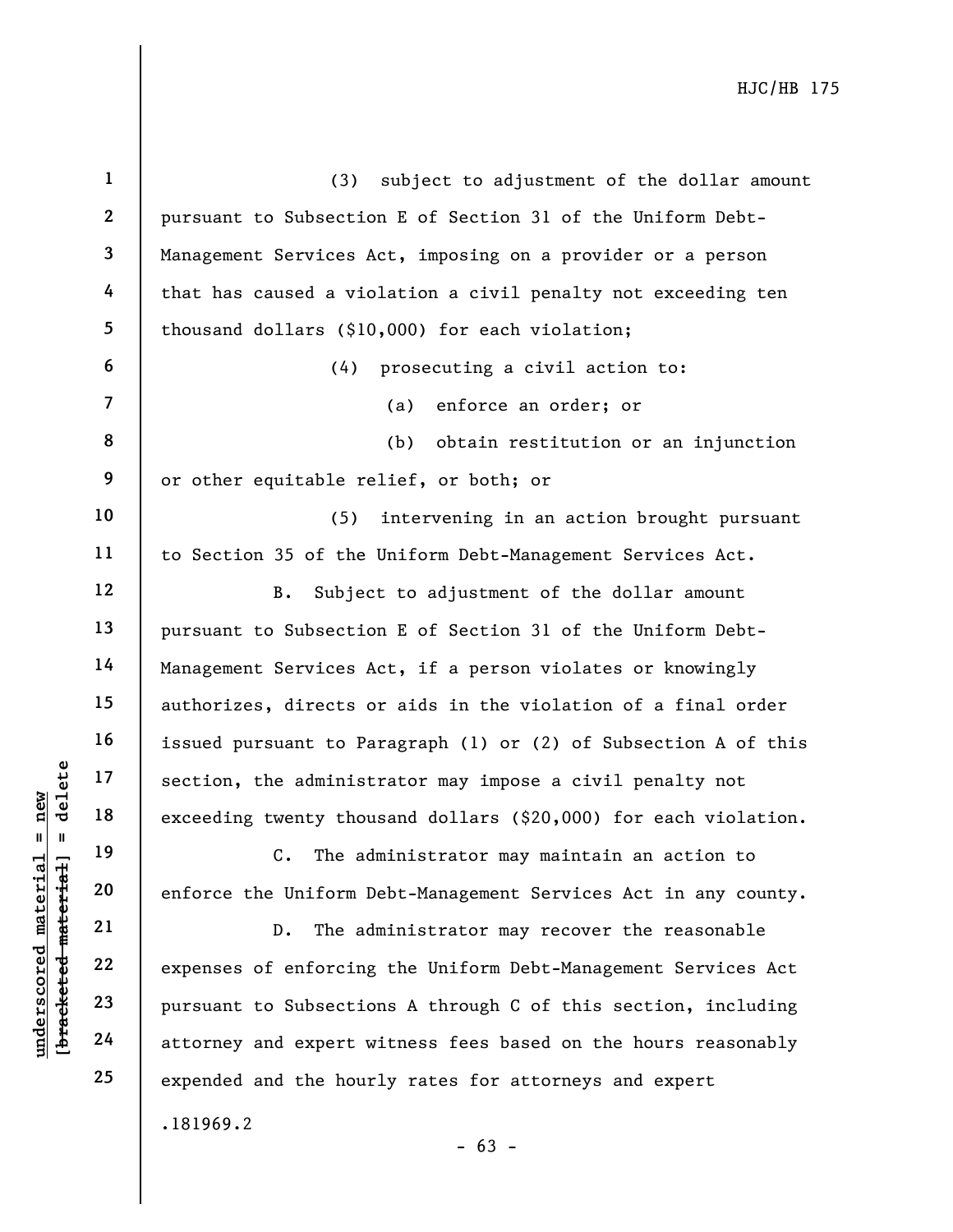(3) subject to adjustment of the dollar amount pursuant to Subsection E of Section 31 of the Uniform Debt-Management Services Act, imposing on a provider or a person that has caused a violation a civil penalty not exceeding ten thousand dollars ($10,000) for each violation;

(4) prosecuting a civil action to:

(a) enforce an order; or

(b) obtain restitution or an injunction or other equitable relief, or both; or

(5) intervening in an action brought pursuant to Section 35 of the Uniform Debt-Management Services Act.

B. Subject to adjustment of the dollar amount pursuant to Subsection E of Section 31 of the Uniform Debt-Management Services Act, if a person violates or knowingly authorizes, directs or aids in the violation of a final order issued pursuant to Paragraph (1) or (2) of Subsection A of this section, the administrator may impose a civil penalty not exceeding twenty thousand dollars ($20,000) for each violation.

C. The administrator may maintain an action to enforce the Uniform Debt-Management Services Act in any county.

D. The administrator may recover the reasonable expenses of enforcing the Uniform Debt-Management Services Act pursuant to Subsections A through C of this section, including attorney and expert witness fees based on the hours reasonably expended and the hourly rates for attorneys and expert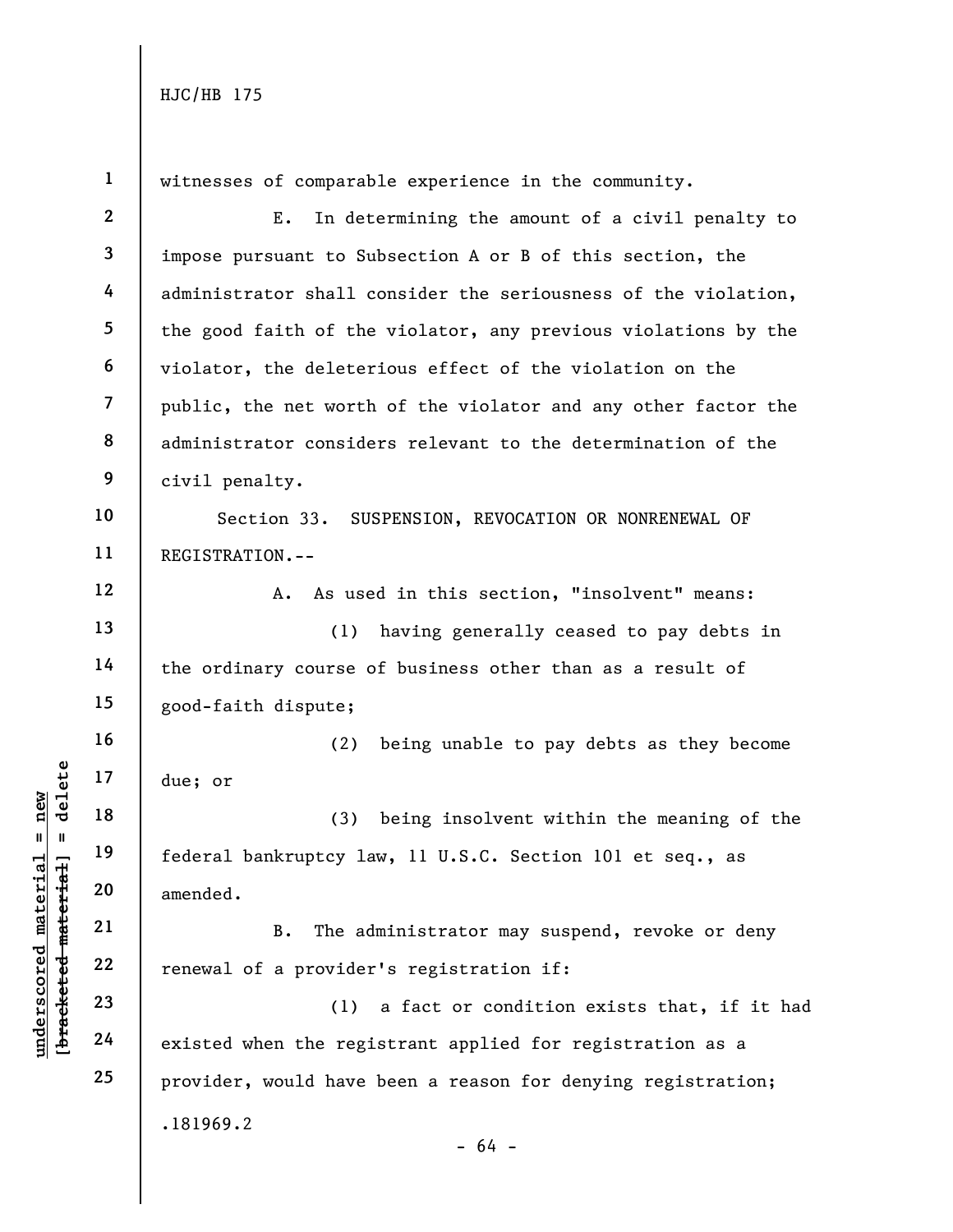witnesses of comparable experience in the community.

E. In determining the amount of a civil penalty to impose pursuant to Subsection A or B of this section, the administrator shall consider the seriousness of the violation, the good faith of the violator, any previous violations by the violator, the deleterious effect of the violation on the public, the net worth of the violator and any other factor the administrator considers relevant to the determination of the civil penalty.

Section 33. SUSPENSION, REVOCATION OR NONRENEWAL OF REGISTRATION.--

A. As used in this section, "insolvent" means:

(1) having generally ceased to pay debts in the ordinary course of business other than as a result of good-faith dispute;

(2) being unable to pay debts as they become due; or

(3) being insolvent within the meaning of the federal bankruptcy law, 11 U.S.C. Section 101 et seq., as amended.

B. The administrator may suspend, revoke or deny renewal of a provider's registration if:

(1) a fact or condition exists that, if it had existed when the registrant applied for registration as a provider, would have been a reason for denying registration;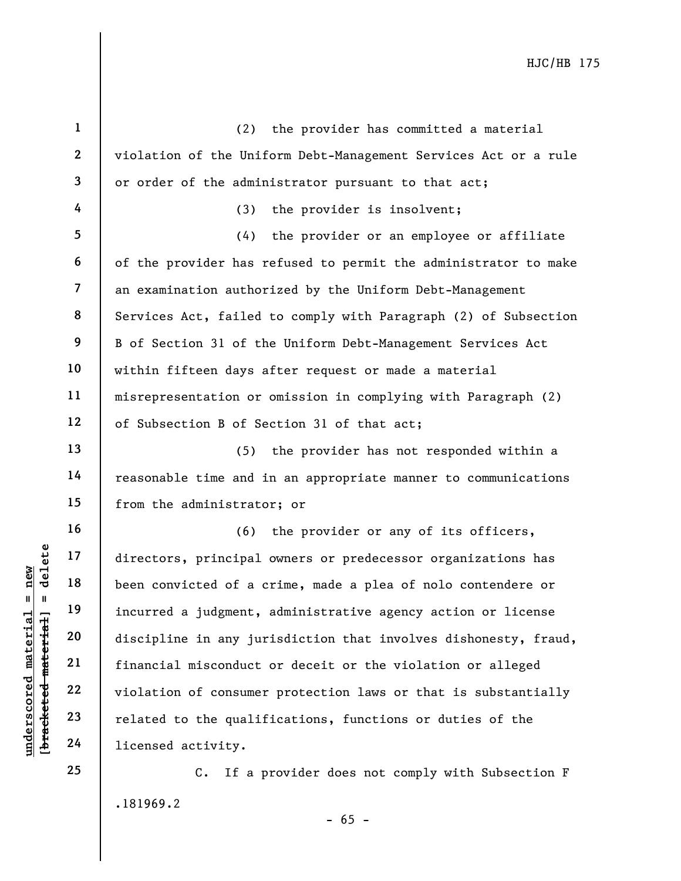(2) the provider has committed a material violation of the Uniform Debt-Management Services Act or a rule or order of the administrator pursuant to that act;

(3) the provider is insolvent;

(4) the provider or an employee or affiliate of the provider has refused to permit the administrator to make an examination authorized by the Uniform Debt-Management Services Act, failed to comply with Paragraph (2) of Subsection B of Section 31 of the Uniform Debt-Management Services Act within fifteen days after request or made a material misrepresentation or omission in complying with Paragraph (2) of Subsection B of Section 31 of that act;

(5) the provider has not responded within a reasonable time and in an appropriate manner to communications from the administrator; or

(6) the provider or any of its officers, directors, principal owners or predecessor organizations has been convicted of a crime, made a plea of nolo contendere or incurred a judgment, administrative agency action or license discipline in any jurisdiction that involves dishonesty, fraud, financial misconduct or deceit or the violation or alleged violation of consumer protection laws or that is substantially related to the qualifications, functions or duties of the licensed activity.

C. If a provider does not comply with Subsection F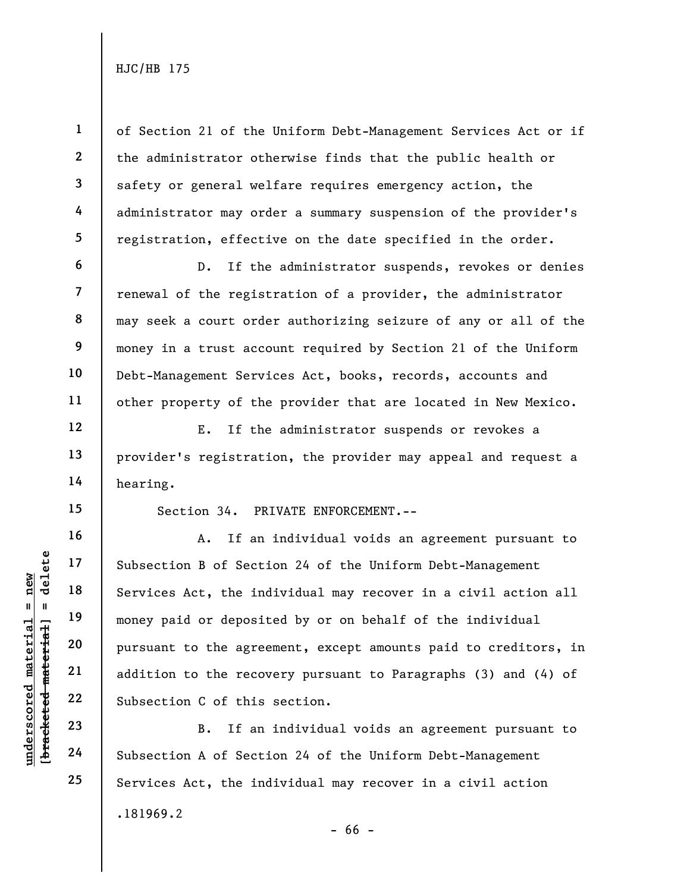of Section 21 of the Uniform Debt-Management Services Act or if the administrator otherwise finds that the public health or safety or general welfare requires emergency action, the administrator may order a summary suspension of the provider's registration, effective on the date specified in the order.

D. If the administrator suspends, revokes or denies renewal of the registration of a provider, the administrator may seek a court order authorizing seizure of any or all of the money in a trust account required by Section 21 of the Uniform Debt-Management Services Act, books, records, accounts and other property of the provider that are located in New Mexico.

E. If the administrator suspends or revokes a provider's registration, the provider may appeal and request a hearing.

Section 34. PRIVATE ENFORCEMENT.--

A. If an individual voids an agreement pursuant to Subsection B of Section 24 of the Uniform Debt-Management Services Act, the individual may recover in a civil action all money paid or deposited by or on behalf of the individual pursuant to the agreement, except amounts paid to creditors, in addition to the recovery pursuant to Paragraphs (3) and (4) of Subsection C of this section.

B. If an individual voids an agreement pursuant to Subsection A of Section 24 of the Uniform Debt-Management Services Act, the individual may recover in a civil action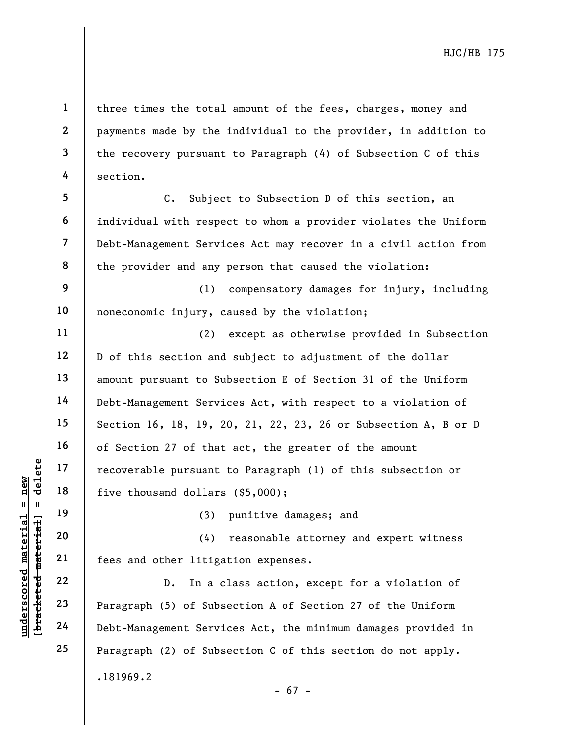three times the total amount of the fees, charges, money and payments made by the individual to the provider, in addition to the recovery pursuant to Paragraph (4) of Subsection C of this section.

C. Subject to Subsection D of this section, an individual with respect to whom a provider violates the Uniform Debt-Management Services Act may recover in a civil action from the provider and any person that caused the violation:

(1) compensatory damages for injury, including noneconomic injury, caused by the violation;

(2) except as otherwise provided in Subsection D of this section and subject to adjustment of the dollar amount pursuant to Subsection E of Section 31 of the Uniform Debt-Management Services Act, with respect to a violation of Section 16, 18, 19, 20, 21, 22, 23, 26 or Subsection A, B or D of Section 27 of that act, the greater of the amount recoverable pursuant to Paragraph (1) of this subsection or five thousand dollars ($5,000);

(3) punitive damages; and

(4) reasonable attorney and expert witness fees and other litigation expenses.

D. In a class action, except for a violation of Paragraph (5) of Subsection A of Section 27 of the Uniform Debt-Management Services Act, the minimum damages provided in Paragraph (2) of Subsection C of this section do not apply.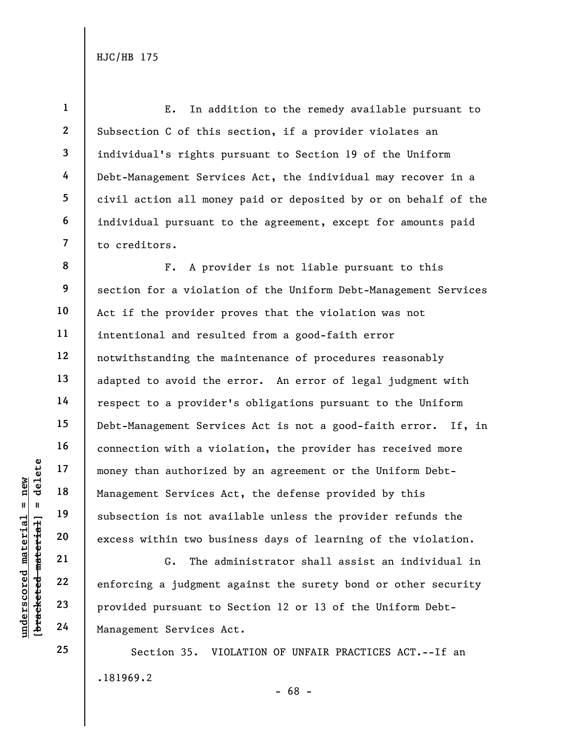E. In addition to the remedy available pursuant to Subsection C of this section, if a provider violates an individual's rights pursuant to Section 19 of the Uniform Debt-Management Services Act, the individual may recover in a civil action all money paid or deposited by or on behalf of the individual pursuant to the agreement, except for amounts paid to creditors.

F. A provider is not liable pursuant to this section for a violation of the Uniform Debt-Management Services Act if the provider proves that the violation was not intentional and resulted from a good-faith error notwithstanding the maintenance of procedures reasonably adapted to avoid the error. An error of legal judgment with respect to a provider's obligations pursuant to the Uniform Debt-Management Services Act is not a good-faith error. If, in connection with a violation, the provider has received more money than authorized by an agreement or the Uniform Debt-Management Services Act, the defense provided by this subsection is not available unless the provider refunds the excess within two business days of learning of the violation.

G. The administrator shall assist an individual in enforcing a judgment against the surety bond or other security provided pursuant to Section 12 or 13 of the Uniform Debt-Management Services Act.

Section 35. VIOLATION OF UNFAIR PRACTICES ACT.--If an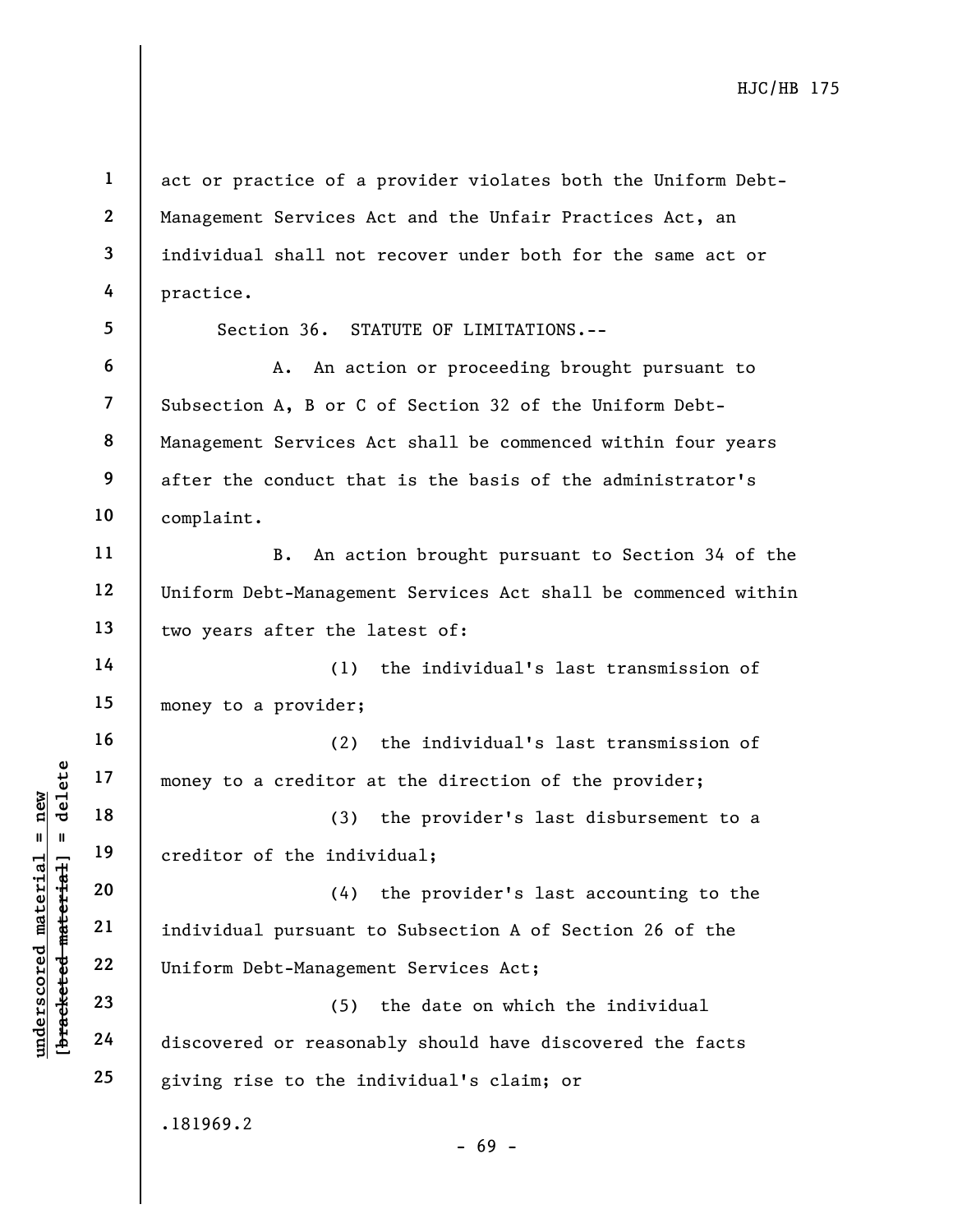act or practice of a provider violates both the Uniform Debt-Management Services Act and the Unfair Practices Act, an individual shall not recover under both for the same act or practice.

Section 36. STATUTE OF LIMITATIONS.--

A. An action or proceeding brought pursuant to Subsection A, B or C of Section 32 of the Uniform Debt-Management Services Act shall be commenced within four years after the conduct that is the basis of the administrator's complaint.

B. An action brought pursuant to Section 34 of the Uniform Debt-Management Services Act shall be commenced within two years after the latest of:

(1) the individual's last transmission of money to a provider;

(2) the individual's last transmission of money to a creditor at the direction of the provider;

(3) the provider's last disbursement to a creditor of the individual;

(4) the provider's last accounting to the individual pursuant to Subsection A of Section 26 of the Uniform Debt-Management Services Act;

(5) the date on which the individual discovered or reasonably should have discovered the facts giving rise to the individual's claim; or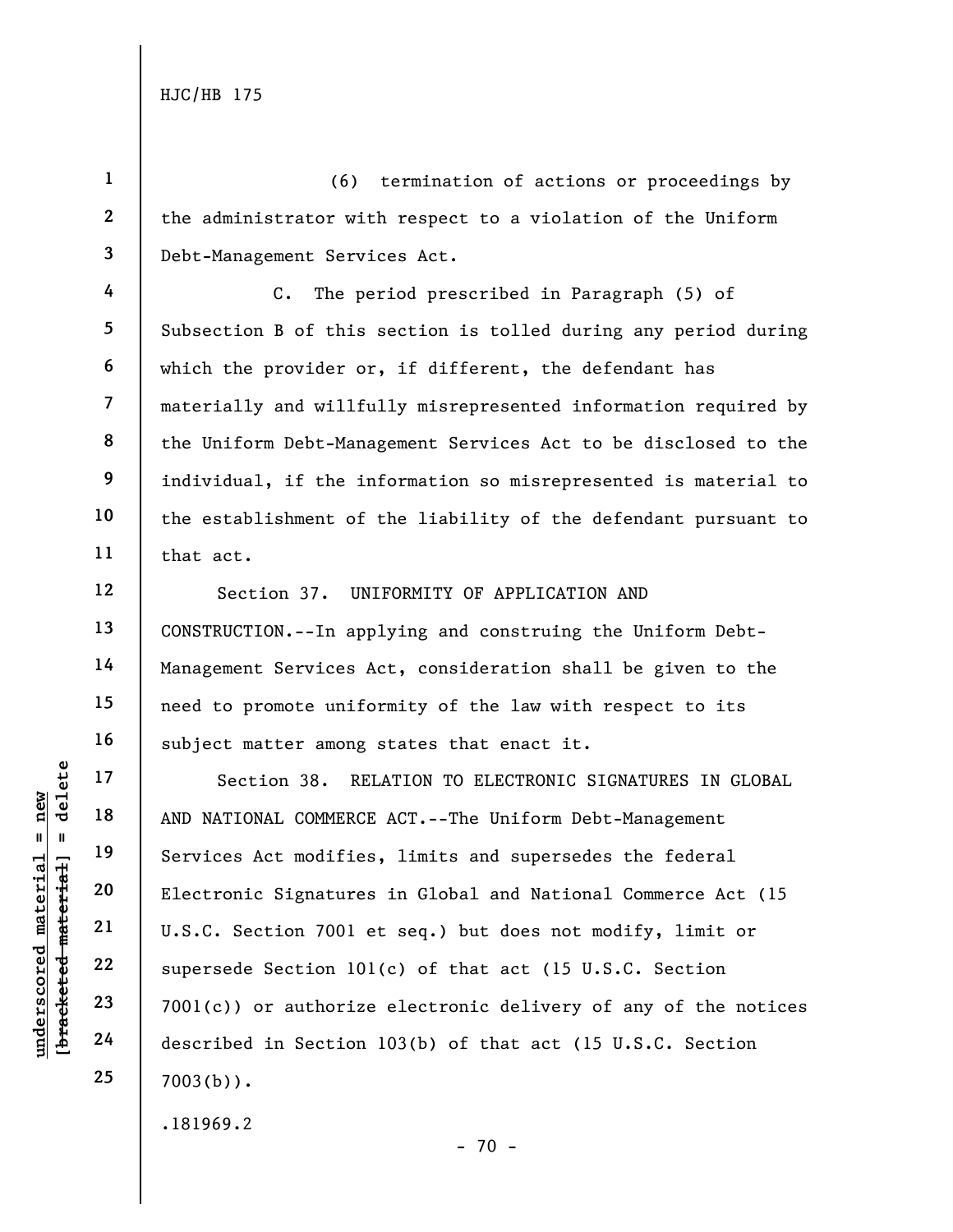(6) termination of actions or proceedings by the administrator with respect to a violation of the Uniform Debt-Management Services Act.

C. The period prescribed in Paragraph (5) of Subsection B of this section is tolled during any period during which the provider or, if different, the defendant has materially and willfully misrepresented information required by the Uniform Debt-Management Services Act to be disclosed to the individual, if the information so misrepresented is material to the establishment of the liability of the defendant pursuant to that act.

Section 37. UNIFORMITY OF APPLICATION AND CONSTRUCTION.--In applying and construing the Uniform Debt-Management Services Act, consideration shall be given to the need to promote uniformity of the law with respect to its subject matter among states that enact it.

Section 38. RELATION TO ELECTRONIC SIGNATURES IN GLOBAL AND NATIONAL COMMERCE ACT.--The Uniform Debt-Management Services Act modifies, limits and supersedes the federal Electronic Signatures in Global and National Commerce Act (15 U.S.C. Section 7001 et seq.) but does not modify, limit or supersede Section 101(c) of that act (15 U.S.C. Section 7001(c)) or authorize electronic delivery of any of the notices described in Section 103(b) of that act (15 U.S.C. Section 7003(b)).

.181969.2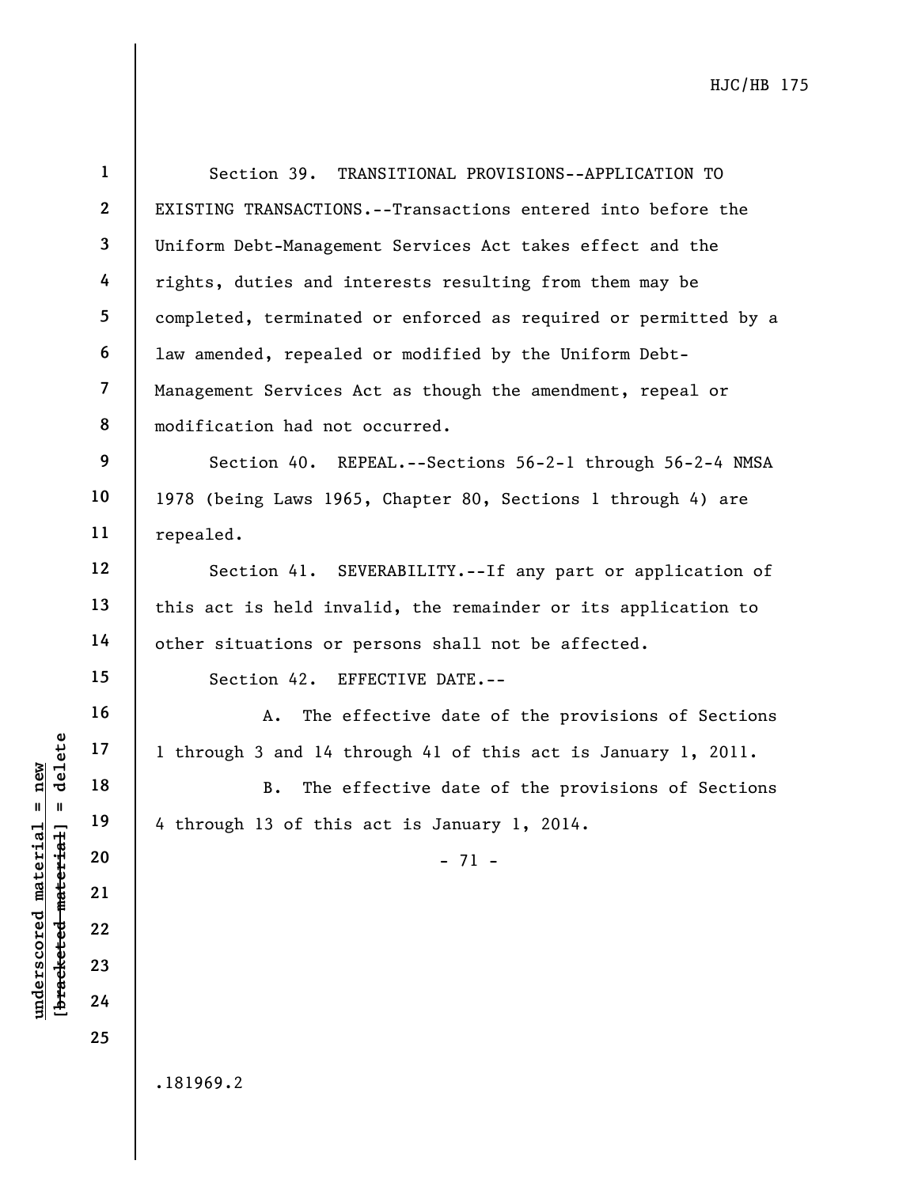Section 39. TRANSITIONAL PROVISIONS--APPLICATION TO EXISTING TRANSACTIONS.--Transactions entered into before the Uniform Debt-Management Services Act takes effect and the rights, duties and interests resulting from them may be completed, terminated or enforced as required or permitted by a law amended, repealed or modified by the Uniform Debt-Management Services Act as though the amendment, repeal or modification had not occurred.

Section 40. REPEAL.--Sections 56-2-1 through 56-2-4 NMSA 1978 (being Laws 1965, Chapter 80, Sections 1 through 4) are repealed.

Section 41. SEVERABILITY.--If any part or application of this act is held invalid, the remainder or its application to other situations or persons shall not be affected.

Section 42. EFFECTIVE DATE.--

A. The effective date of the provisions of Sections 1 through 3 and 14 through 41 of this act is January 1, 2011.

B. The effective date of the provisions of Sections 4 through 13 of this act is January 1, 2014.